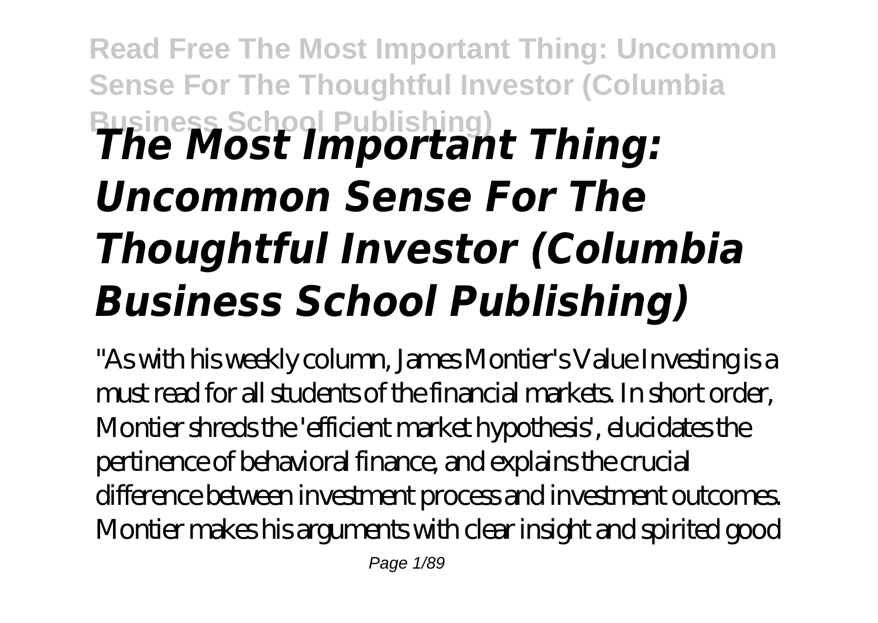# Read Free The Most Important Thing: Uncommon Sense For The Thoughtful Investor (Columbia Business School Publishing)

# *The Most Important Thing: Uncommon Sense For The Thoughtful Investor (Columbia Business School Publishing)*

"As with his weekly column, James Montier's Value Investing is a must read for all students of the financial markets. In short order, Montier shreds the 'efficient market hypothesis', elucidates the pertinence of behavioral finance, and explains the crucial difference between investment process and investment outcomes. Montier makes his arguments with clear insight and spirited good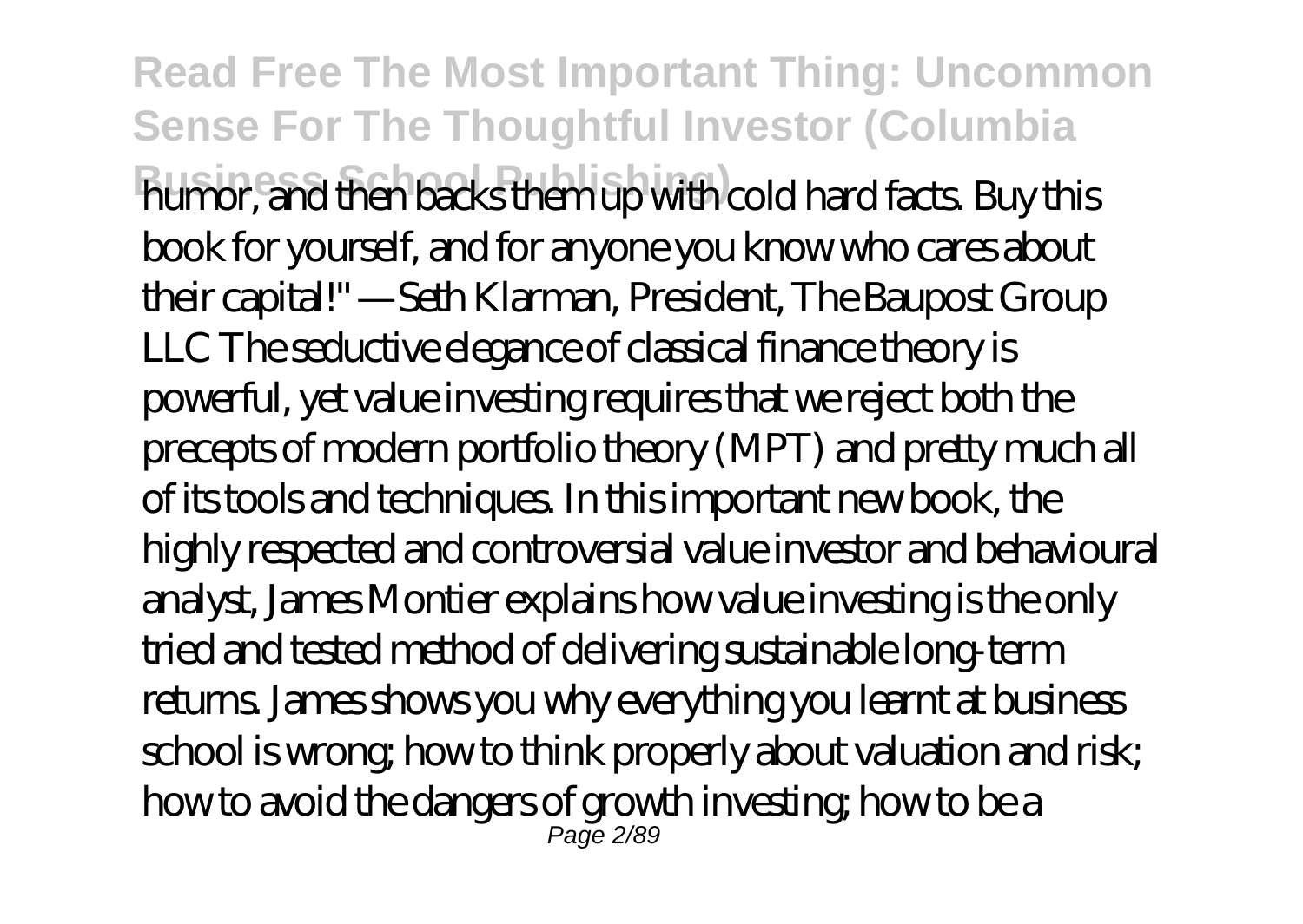humor, and then backs them up with cold hard facts. Buy this book for yourself, and for anyone you know who cares about their capital!" —Seth Klarman, President, The Baupost Group LLC The seductive elegance of classical finance theory is powerful, yet value investing requires that we reject both the precepts of modern portfolio theory (MPT) and pretty much all of its tools and techniques. In this important new book, the highly respected and controversial value investor and behavioural analyst, James Montier explains how value investing is the only tried and tested method of delivering sustainable long-term returns. James shows you why everything you learnt at business school is wrong; how to think properly about valuation and risk; how to avoid the dangers of growth investing; how to be a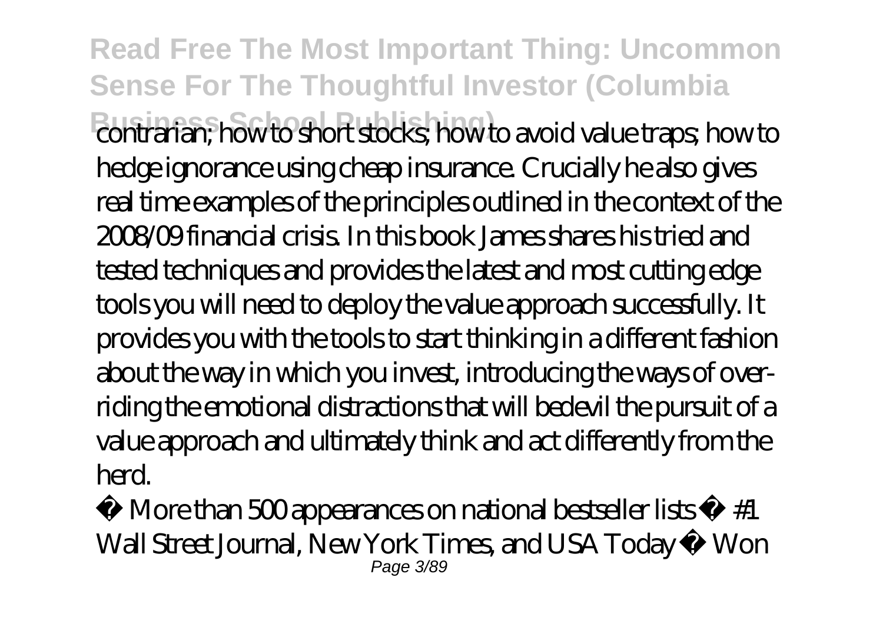contrarian; how to short stocks; how to avoid value traps; how to hedge ignorance using cheap insurance. Crucially he also gives real time examples of the principles outlined in the context of the 2008/09 financial crisis. In this book James shares his tried and tested techniques and provides the latest and most cutting edge tools you will need to deploy the value approach successfully. It provides you with the tools to start thinking in a different fashion about the way in which you invest, introducing the ways of over-riding the emotional distractions that will bedevil the pursuit of a value approach and ultimately think and act differently from the herd.

• More than 500 appearances on national bestseller lists • #1 Wall Street Journal, New York Times, and USA Today • Won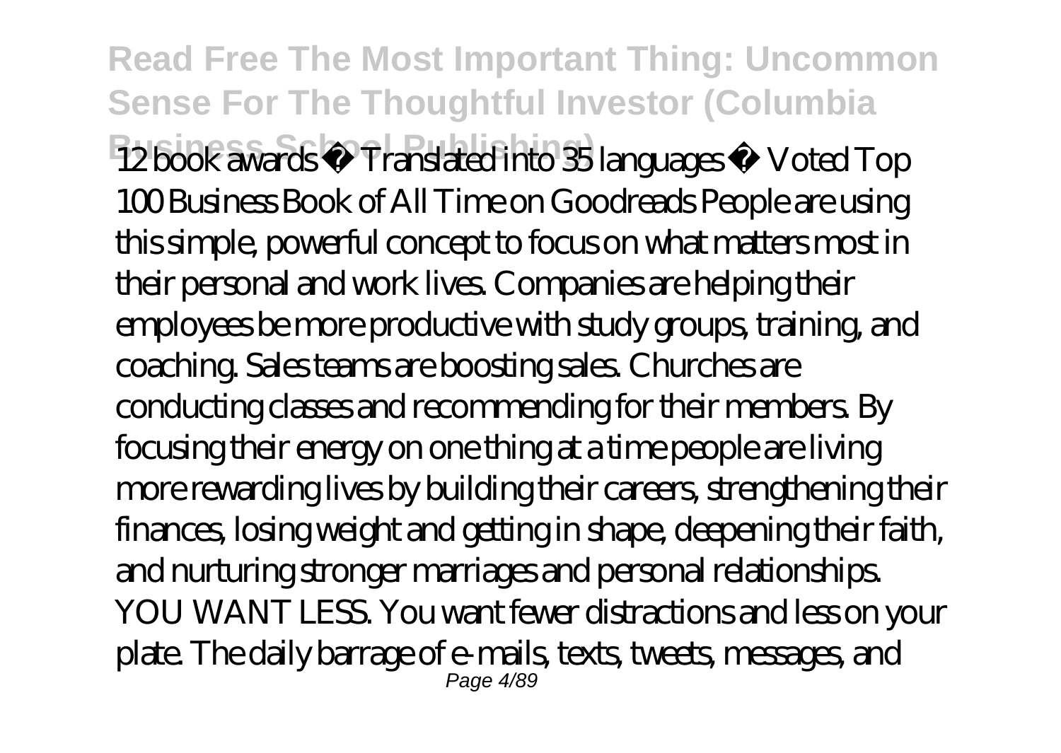12 book awards • Translated into 35 languages • Voted Top 100 Business Book of All Time on Goodreads People are using this simple, powerful concept to focus on what matters most in their personal and work lives. Companies are helping their employees be more productive with study groups, training, and coaching. Sales teams are boosting sales. Churches are conducting classes and recommending for their members. By focusing their energy on one thing at a time people are living more rewarding lives by building their careers, strengthening their finances, losing weight and getting in shape, deepening their faith, and nurturing stronger marriages and personal relationships. YOU WANT LESS. You want fewer distractions and less on your plate. The daily barrage of e-mails, texts, tweets, messages, and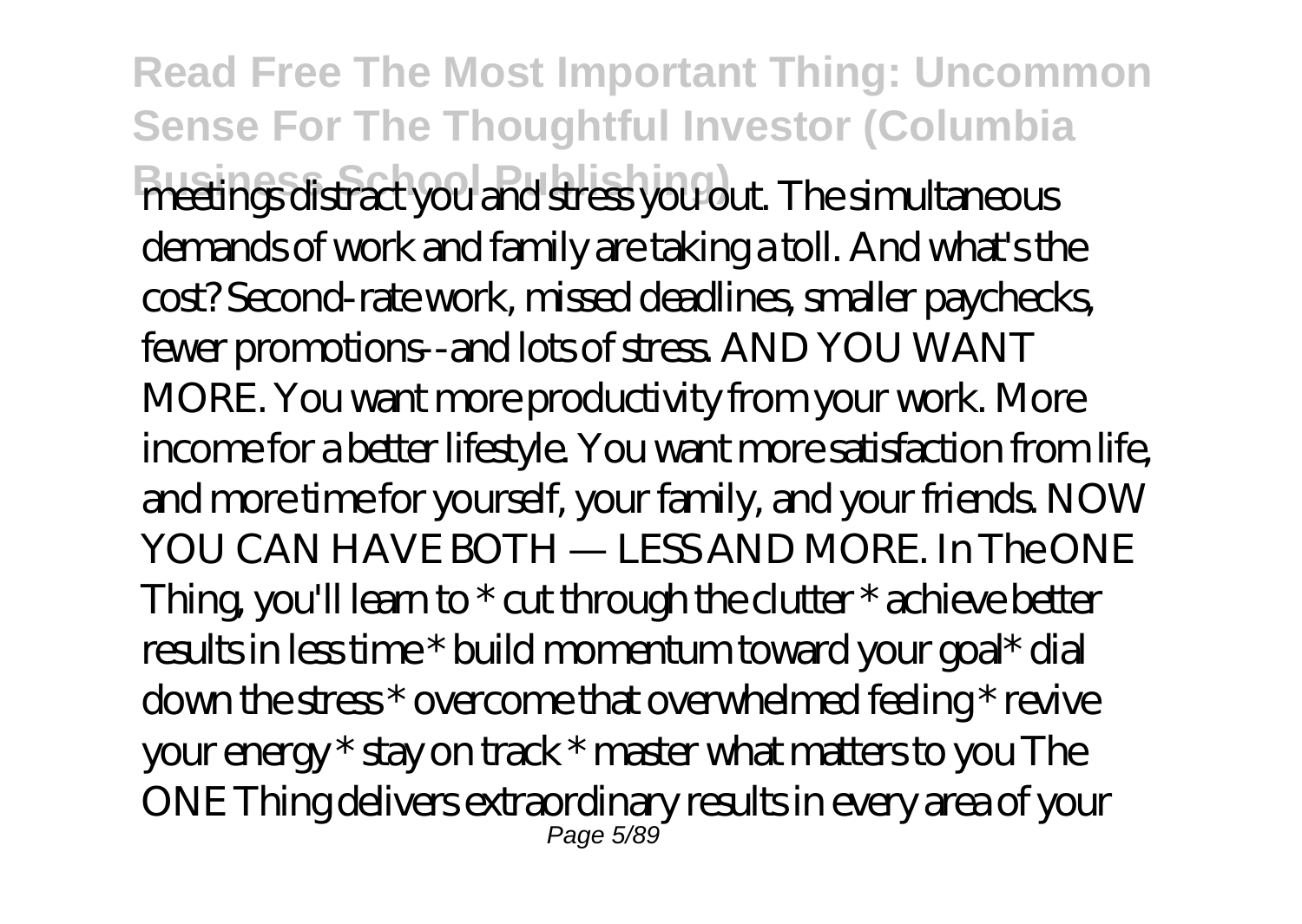meetings distract you and stress you out. The simultaneous demands of work and family are taking a toll. And what's the cost? Second-rate work, missed deadlines, smaller paychecks, fewer promotions--and lots of stress. AND YOU WANT MORE. You want more productivity from your work. More income for a better lifestyle. You want more satisfaction from life, and more time for yourself, your family, and your friends. NOW YOU CAN HAVE BOTH — LESS AND MORE. In The ONE Thing, you'll learn to * cut through the clutter * achieve better results in less time * build momentum toward your goal* dial down the stress * overcome that overwhelmed feeling * revive your energy * stay on track * master what matters to you The ONE Thing delivers extraordinary results in every area of your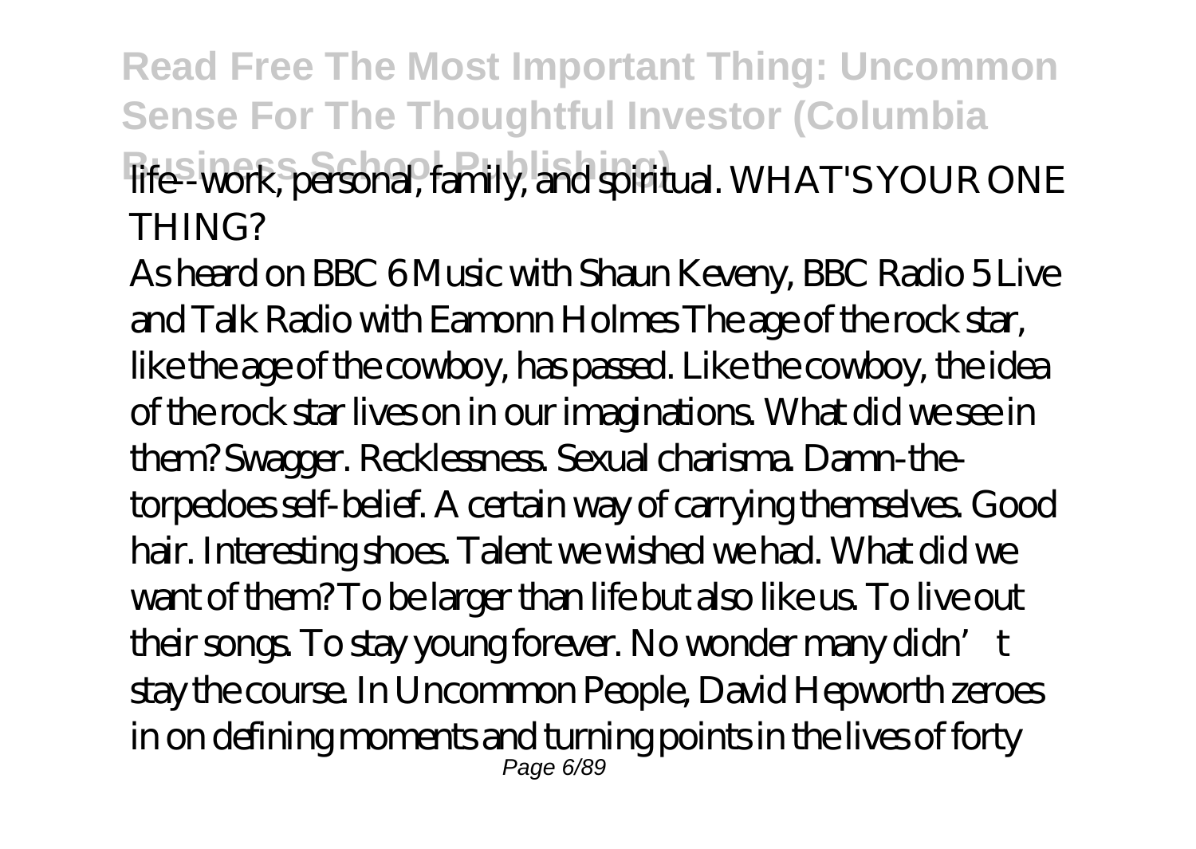life--work, personal, family, and spiritual. WHAT'S YOUR ONE THING?

As heard on BBC 6 Music with Shaun Keveny, BBC Radio 5 Live and Talk Radio with Eamonn Holmes The age of the rock star, like the age of the cowboy, has passed. Like the cowboy, the idea of the rock star lives on in our imaginations. What did we see in them? Swagger. Recklessness. Sexual charisma. Damn-the-torpedoes self-belief. A certain way of carrying themselves. Good hair. Interesting shoes. Talent we wished we had. What did we want of them? To be larger than life but also like us. To live out their songs. To stay young forever. No wonder many didn't stay the course. In Uncommon People, David Hepworth zeroes in on defining moments and turning points in the lives of forty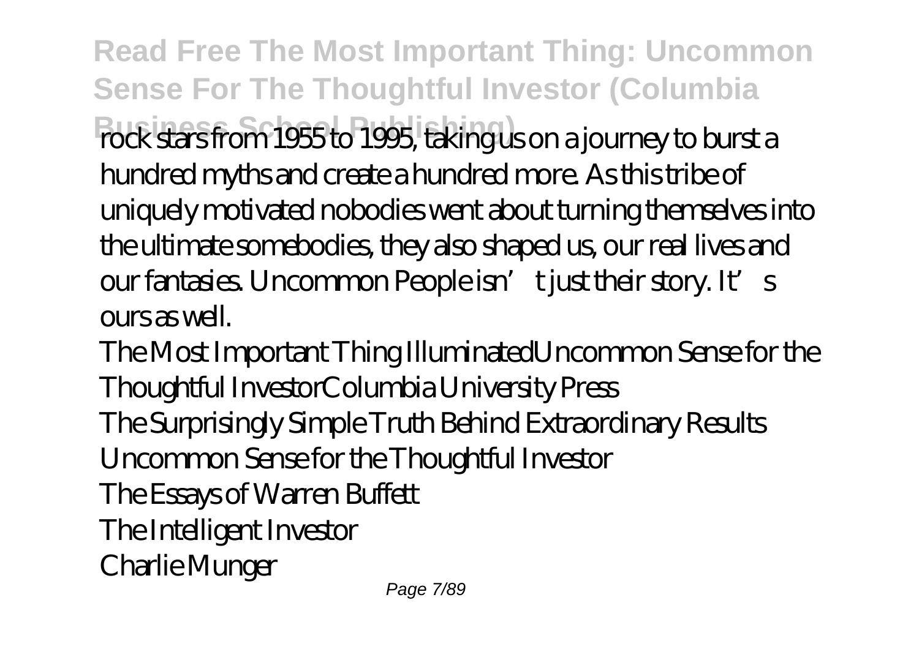rock stars from 1955 to 1995, taking us on a journey to burst a hundred myths and create a hundred more. As this tribe of uniquely motivated nobodies went about turning themselves into the ultimate somebodies, they also shaped us, our real lives and our fantasies. Uncommon People isn't just their story. It's ours as well.

The Most Important Thing IlluminatedUncommon Sense for the Thoughtful InvestorColumbia University Press

The Surprisingly Simple Truth Behind Extraordinary Results

Uncommon Sense for the Thoughtful Investor

The Essays of Warren Buffett

The Intelligent Investor

Charlie Munger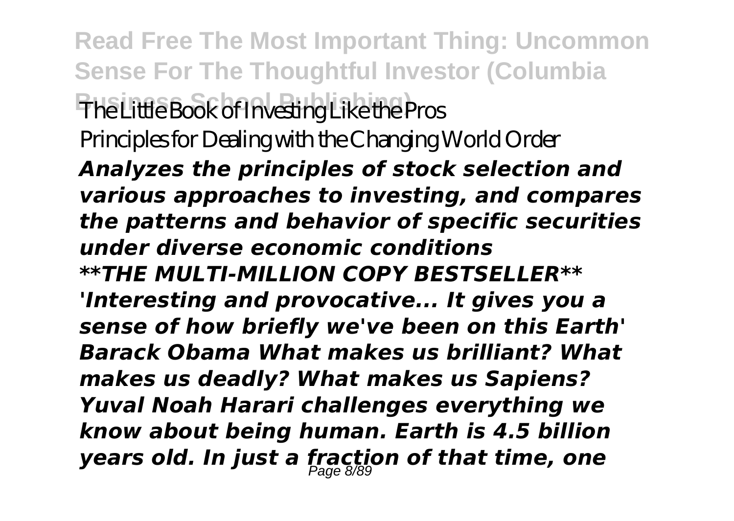The Little Book of Investing Like the Pros

Principles for Dealing with the Changing World Order

***Analyzes the principles of stock selection and various approaches to investing, and compares the patterns and behavior of specific securities under diverse economic conditions***

***\*\*THE MULTI-MILLION COPY BESTSELLER\*\****

***'Interesting and provocative... It gives you a sense of how briefly we've been on this Earth' Barack Obama What makes us brilliant? What makes us deadly? What makes us Sapiens? Yuval Noah Harari challenges everything we know about being human. Earth is 4.5 billion years old. In just a fraction of that time, one***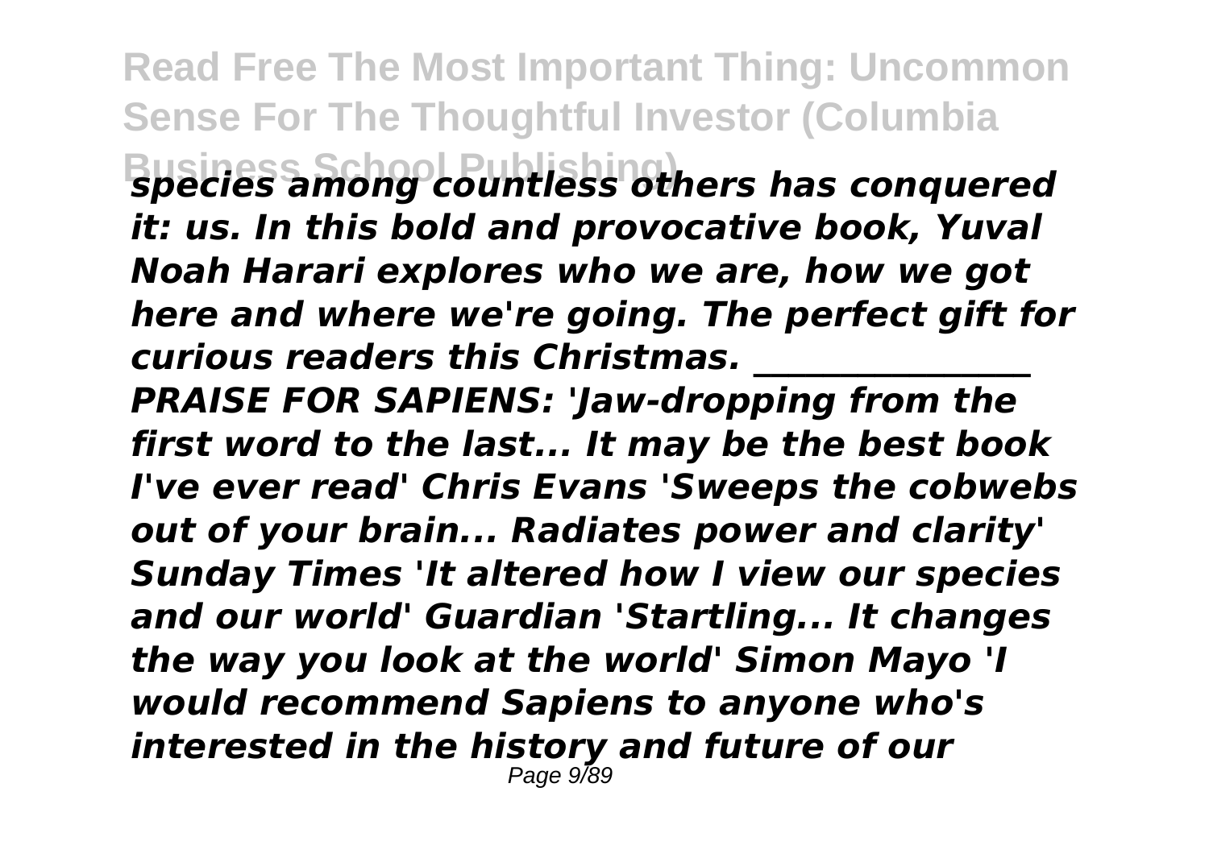*species among countless others has conquered it: us. In this bold and provocative book, Yuval Noah Harari explores who we are, how we got here and where we're going. The perfect gift for curious readers this Christmas. ________________ PRAISE FOR SAPIENS: 'Jaw-dropping from the first word to the last... It may be the best book I've ever read' Chris Evans 'Sweeps the cobwebs out of your brain... Radiates power and clarity' Sunday Times 'It altered how I view our species and our world' Guardian 'Startling... It changes the way you look at the world' Simon Mayo 'I would recommend Sapiens to anyone who's interested in the history and future of our*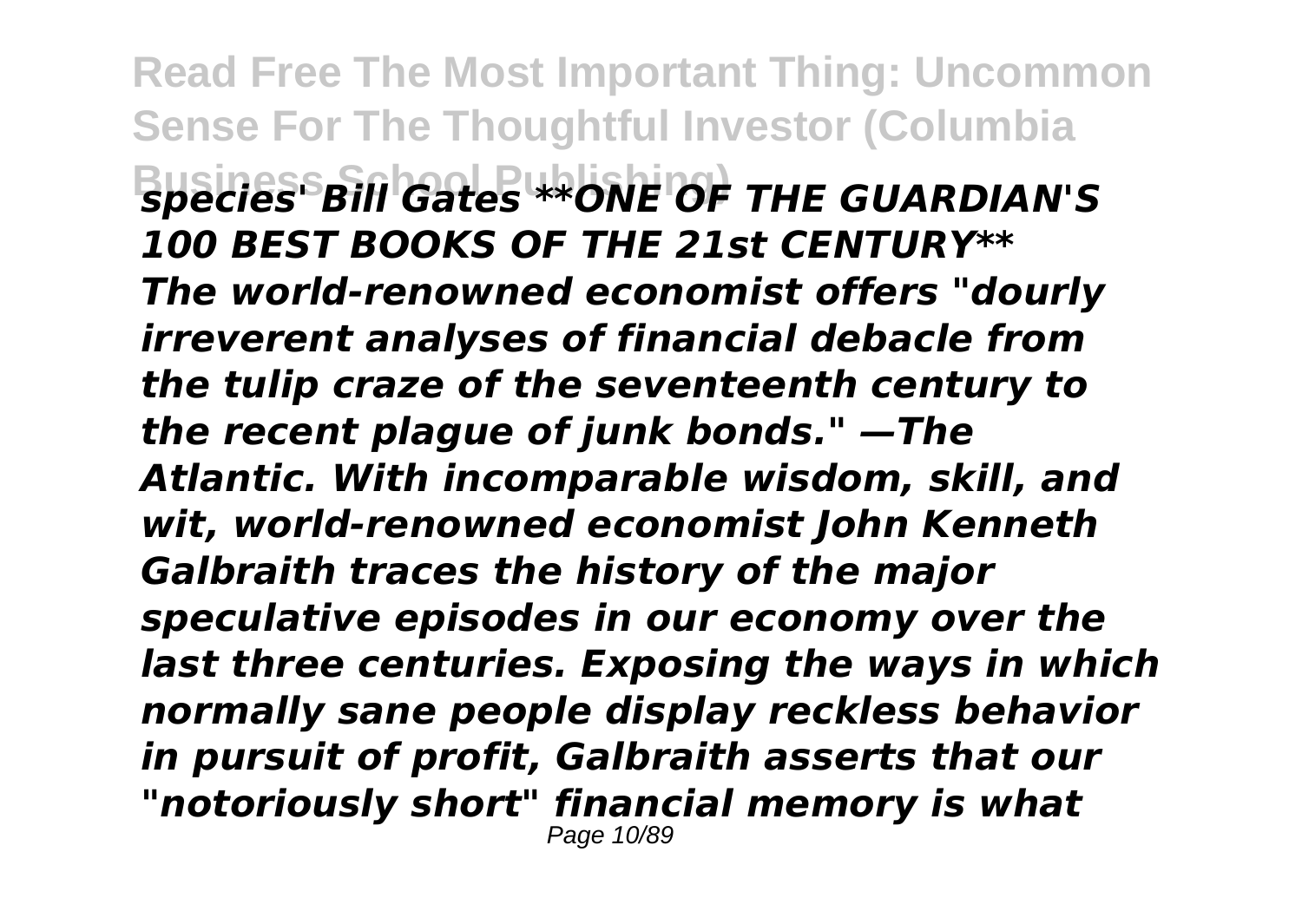*species' Bill Gates **ONE OF THE GUARDIAN'S 100 BEST BOOKS OF THE 21st CENTURY** The world-renowned economist offers "dourly irreverent analyses of financial debacle from the tulip craze of the seventeenth century to the recent plague of junk bonds." —The Atlantic. With incomparable wisdom, skill, and wit, world-renowned economist John Kenneth Galbraith traces the history of the major speculative episodes in our economy over the last three centuries. Exposing the ways in which normally sane people display reckless behavior in pursuit of profit, Galbraith asserts that our "notoriously short" financial memory is what*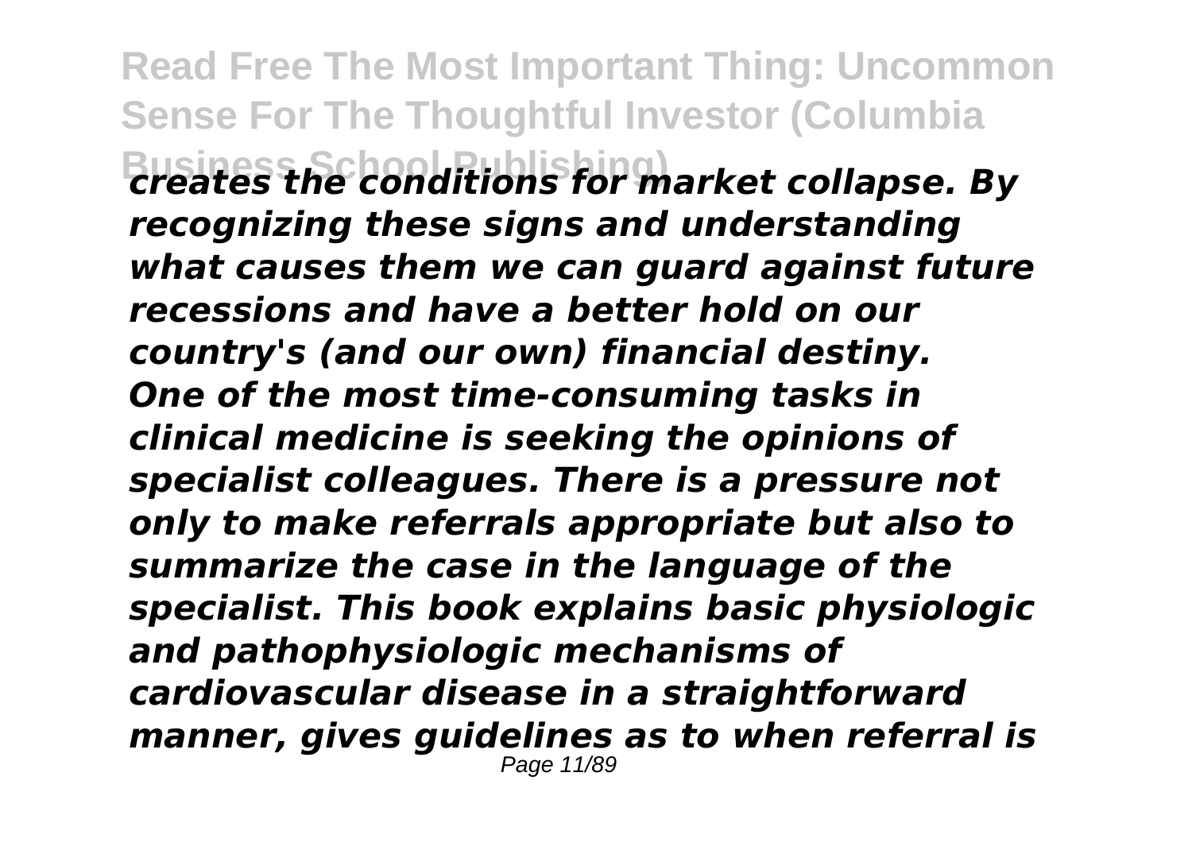*creates the conditions for market collapse. By recognizing these signs and understanding what causes them we can guard against future recessions and have a better hold on our country's (and our own) financial destiny.*

*One of the most time-consuming tasks in clinical medicine is seeking the opinions of specialist colleagues. There is a pressure not only to make referrals appropriate but also to summarize the case in the language of the specialist. This book explains basic physiologic and pathophysiologic mechanisms of cardiovascular disease in a straightforward manner, gives guidelines as to when referral is*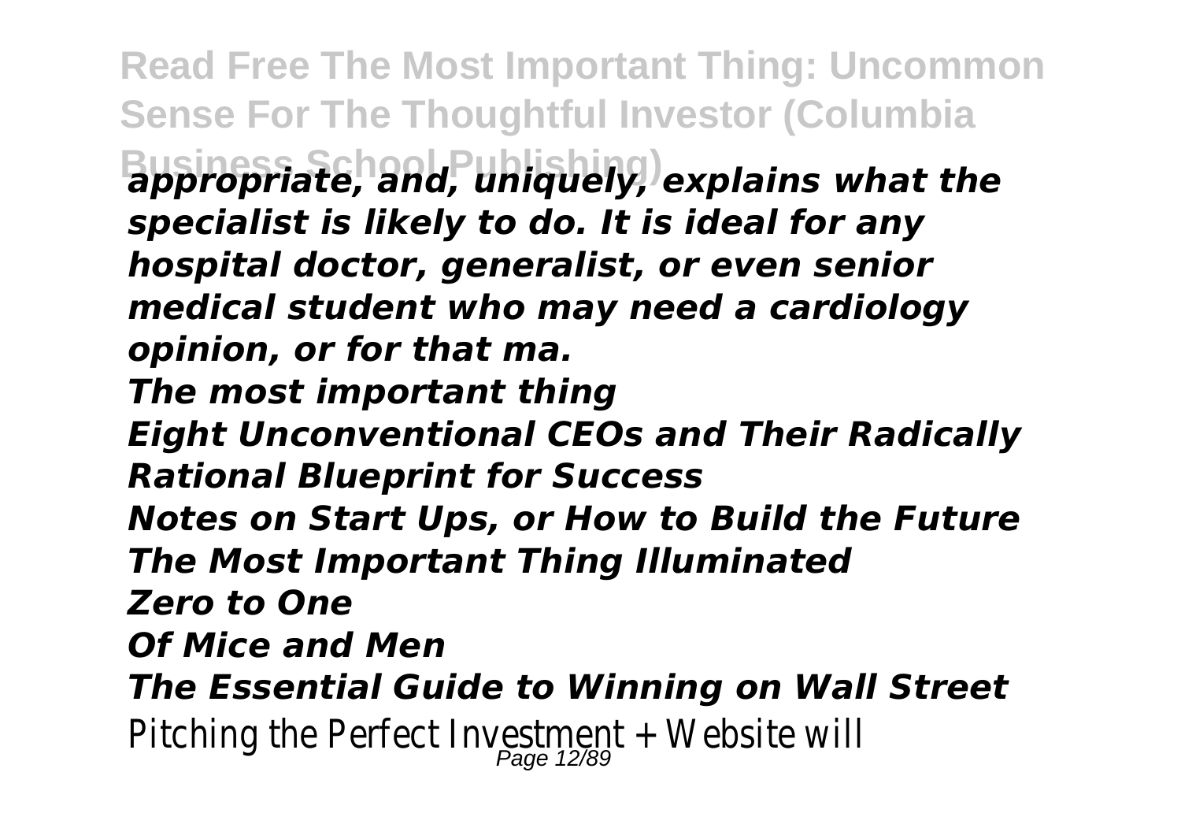*appropriate, and, uniquely, explains what the specialist is likely to do. It is ideal for any hospital doctor, generalist, or even senior medical student who may need a cardiology opinion, or for that ma.*

***The most important thing***

***Eight Unconventional CEOs and Their Radically Rational Blueprint for Success***

***Notes on Start Ups, or How to Build the Future***

***The Most Important Thing Illuminated***

***Zero to One***

***Of Mice and Men***

***The Essential Guide to Winning on Wall Street***

Pitching the Perfect Investment + Website will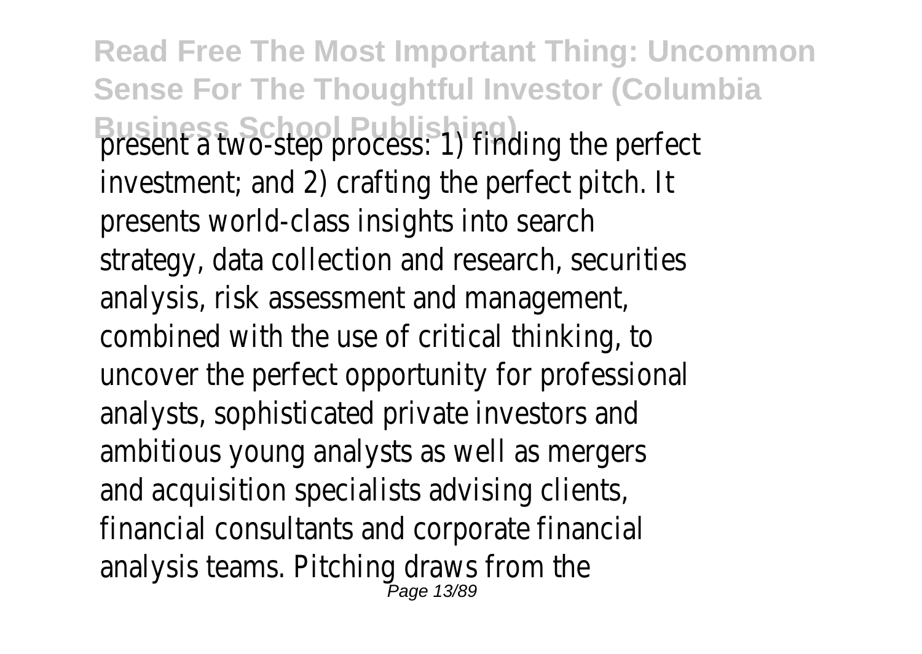present a two-step process: 1) finding the perfect investment; and 2) crafting the perfect pitch. It presents world-class insights into search strategy, data collection and research, securities analysis, risk assessment and management, combined with the use of critical thinking, to uncover the perfect opportunity for professional analysts, sophisticated private investors and ambitious young analysts as well as mergers and acquisition specialists advising clients, financial consultants and corporate financial analysis teams. Pitching draws from the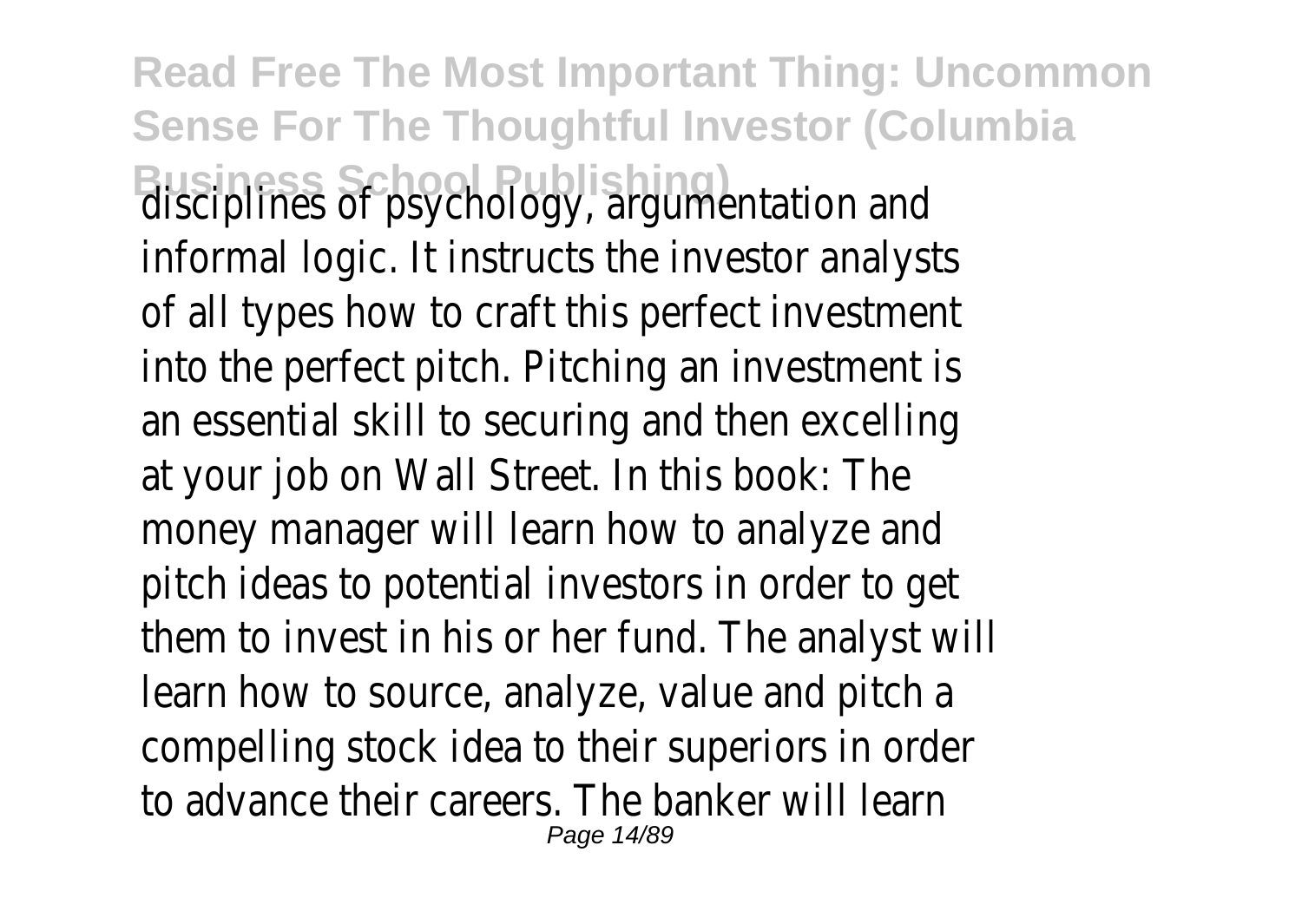disciplines of psychology, argumentation and informal logic. It instructs the investor analysts of all types how to craft this perfect investment into the perfect pitch. Pitching an investment is an essential skill to securing and then excelling at your job on Wall Street. In this book: The money manager will learn how to analyze and pitch ideas to potential investors in order to get them to invest in his or her fund. The analyst will learn how to source, analyze, value and pitch a compelling stock idea to their superiors in order to advance their careers. The banker will learn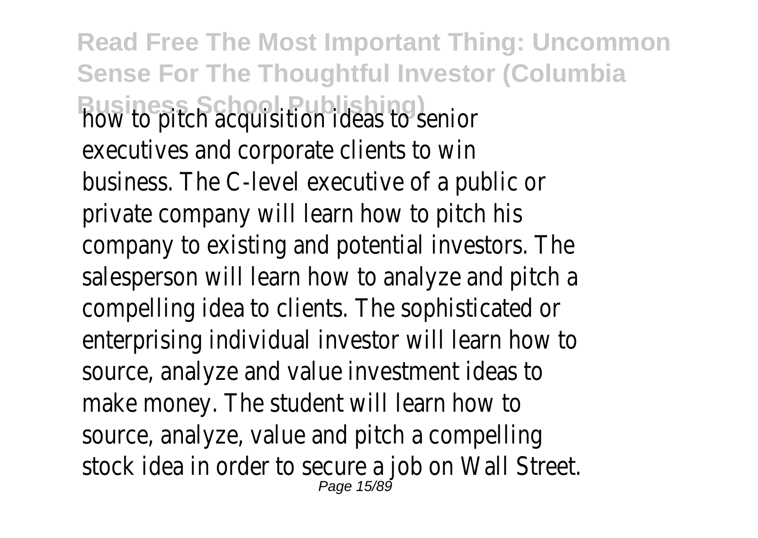how to pitch acquisition ideas to senior executives and corporate clients to win business. The C-level executive of a public or private company will learn how to pitch his company to existing and potential investors. The salesperson will learn how to analyze and pitch a compelling idea to clients. The sophisticated or enterprising individual investor will learn how to source, analyze and value investment ideas to make money. The student will learn how to source, analyze, value and pitch a compelling stock idea in order to secure a job on Wall Street.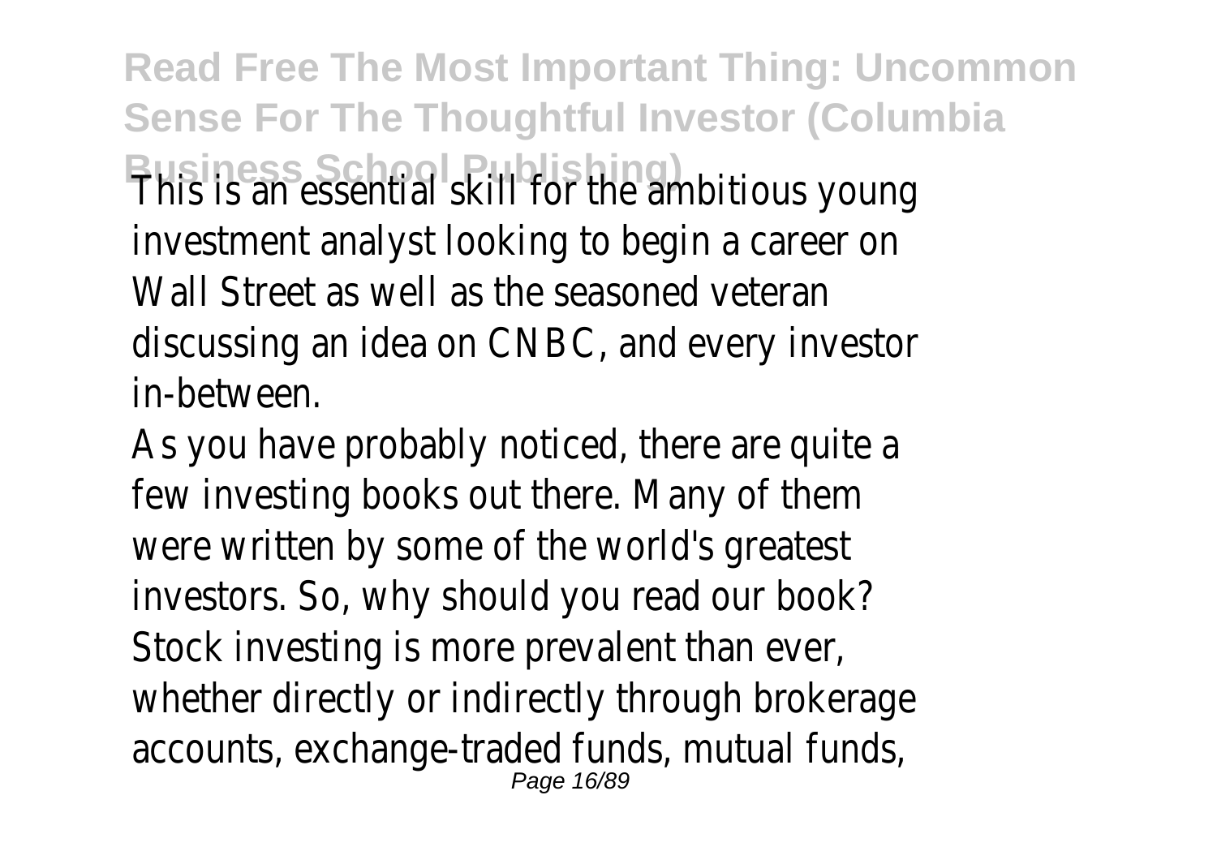This is an essential skill for the ambitious young investment analyst looking to begin a career on Wall Street as well as the seasoned veteran discussing an idea on CNBC, and every investor in-between.

As you have probably noticed, there are quite a few investing books out there. Many of them were written by some of the world's greatest investors. So, why should you read our book? Stock investing is more prevalent than ever, whether directly or indirectly through brokerage accounts, exchange-traded funds, mutual funds,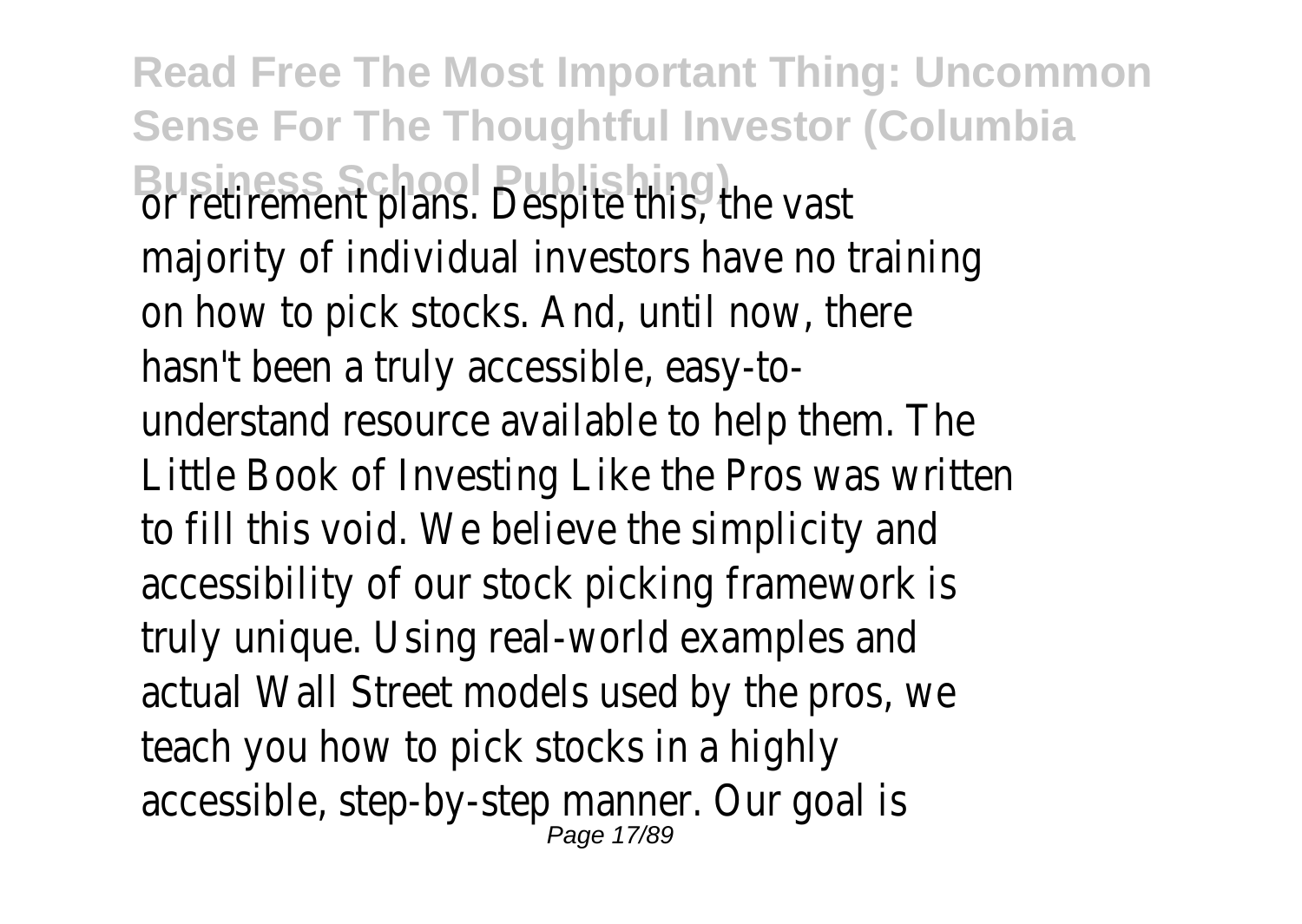or retirement plans. Despite this, the vast majority of individual investors have no training on how to pick stocks. And, until now, there hasn't been a truly accessible, easy-to-understand resource available to help them. The Little Book of Investing Like the Pros was written to fill this void. We believe the simplicity and accessibility of our stock picking framework is truly unique. Using real-world examples and actual Wall Street models used by the pros, we teach you how to pick stocks in a highly accessible, step-by-step manner. Our goal is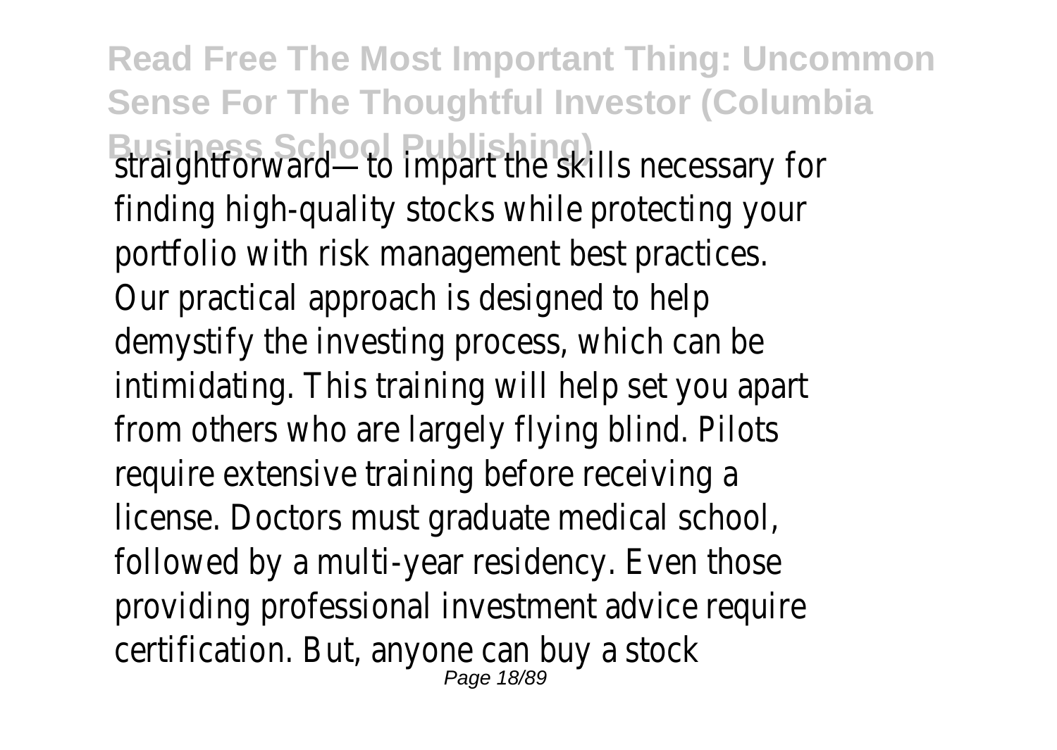straightforward—to impart the skills necessary for finding high-quality stocks while protecting your portfolio with risk management best practices. Our practical approach is designed to help demystify the investing process, which can be intimidating. This training will help set you apart from others who are largely flying blind. Pilots require extensive training before receiving a license. Doctors must graduate medical school, followed by a multi-year residency. Even those providing professional investment advice require certification. But, anyone can buy a stock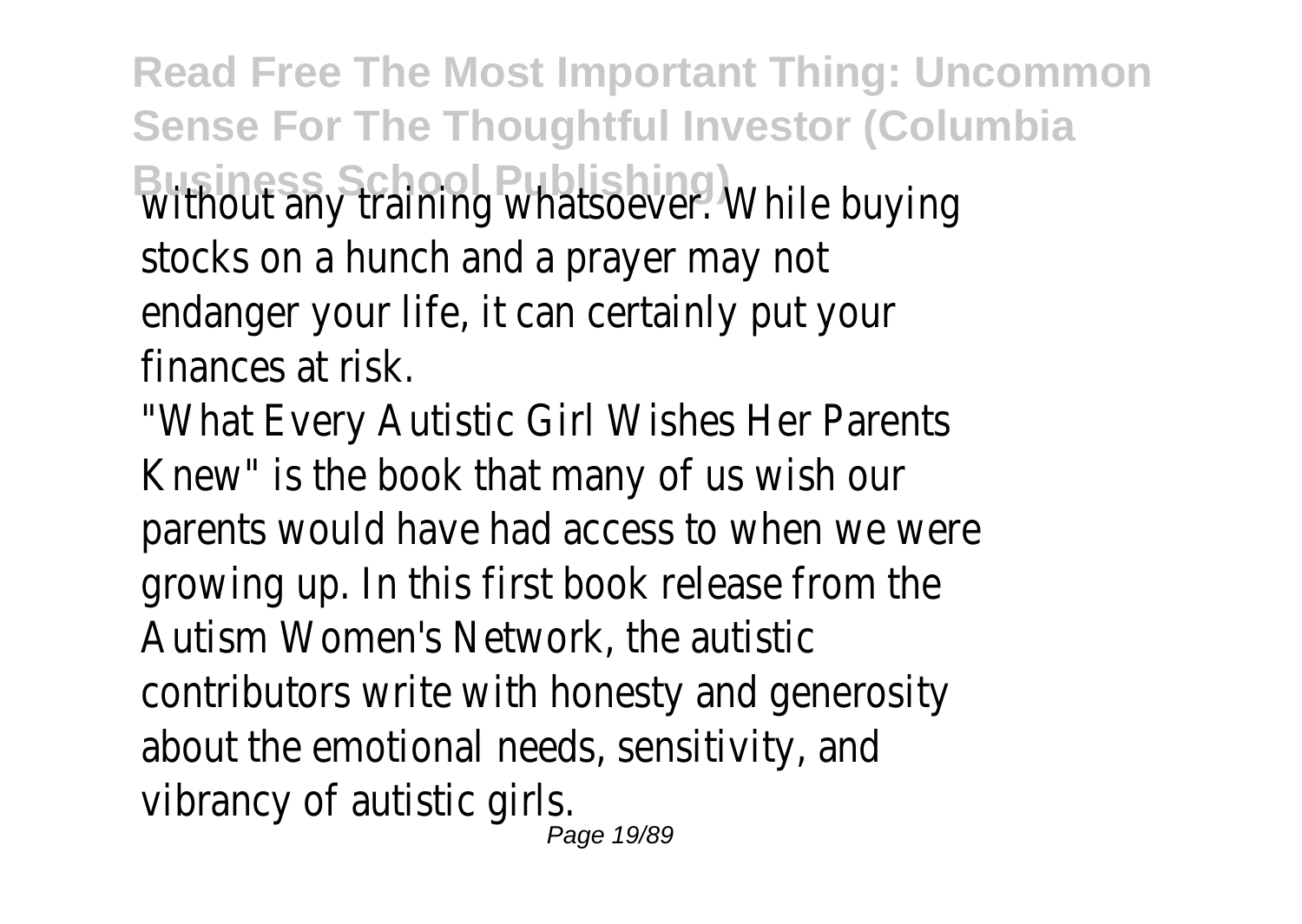without any training whatsoever. While buying stocks on a hunch and a prayer may not endanger your life, it can certainly put your finances at risk.

"What Every Autistic Girl Wishes Her Parents Knew" is the book that many of us wish our parents would have had access to when we were growing up. In this first book release from the Autism Women's Network, the autistic contributors write with honesty and generosity about the emotional needs, sensitivity, and vibrancy of autistic girls.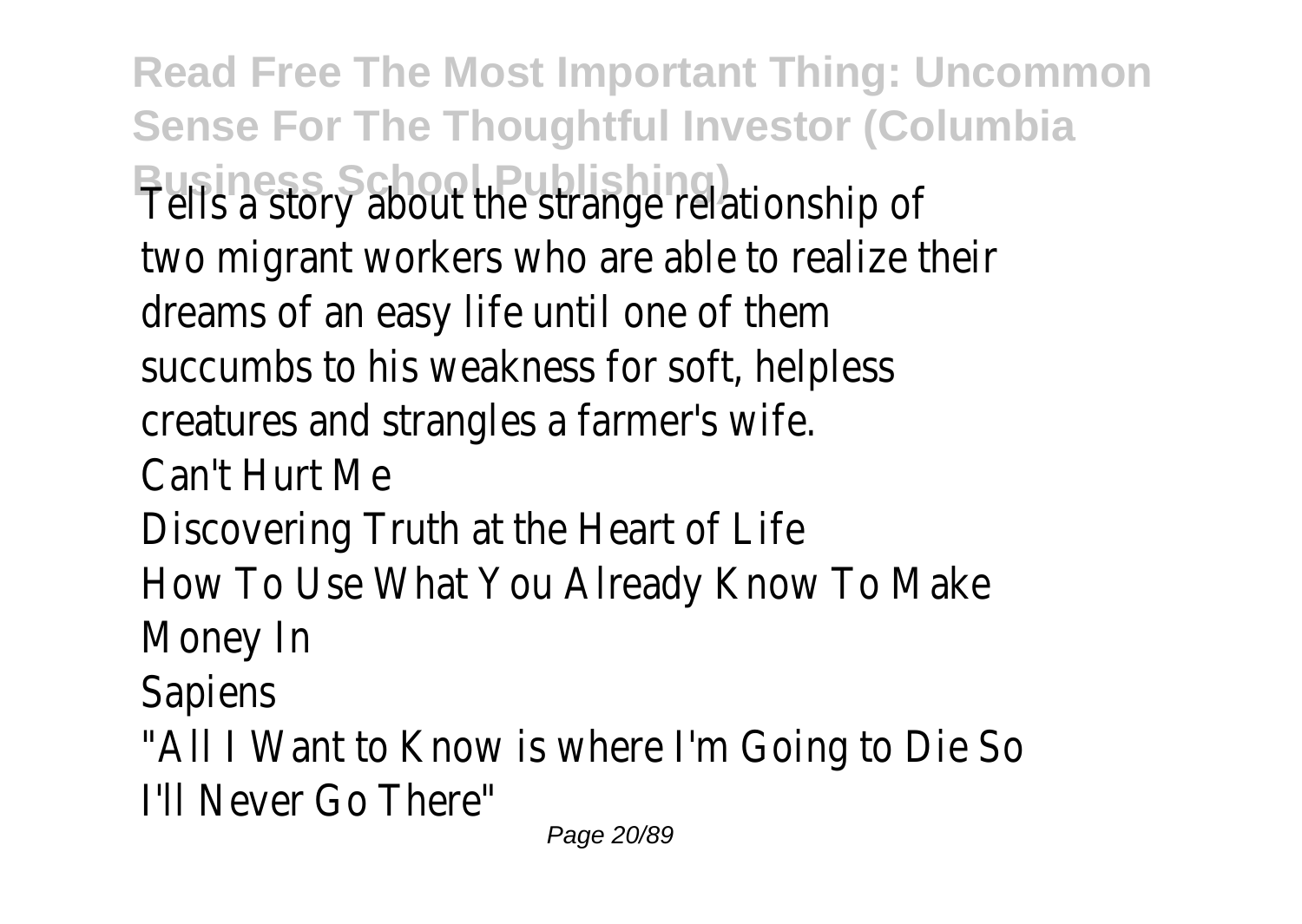Tells a story about the strange relationship of two migrant workers who are able to realize their dreams of an easy life until one of them succumbs to his weakness for soft, helpless creatures and strangles a farmer's wife.

Can't Hurt Me

Discovering Truth at the Heart of Life

How To Use What You Already Know To Make Money In

Sapiens

"All I Want to Know is where I'm Going to Die So I'll Never Go There"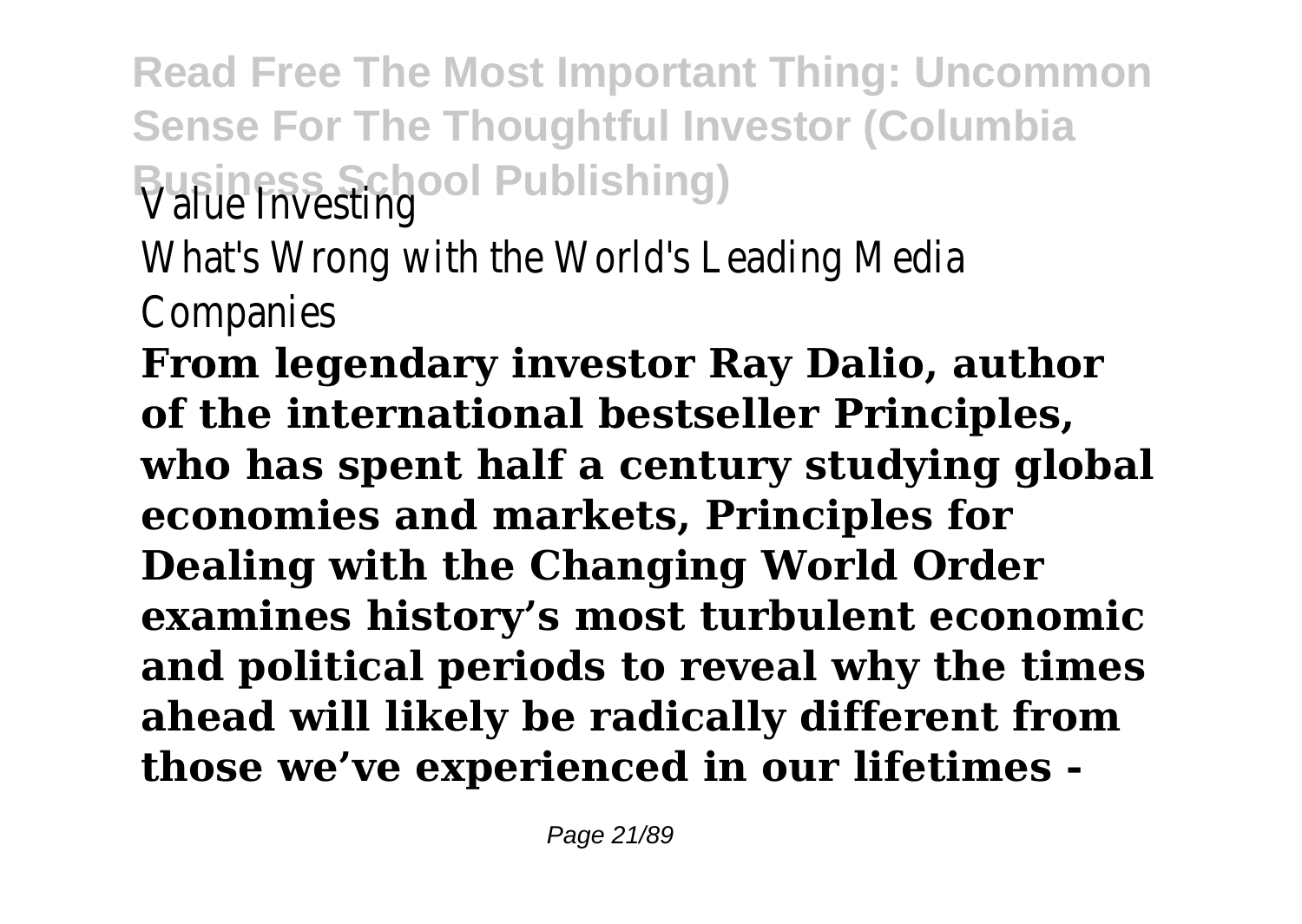**Read Free The Most Important Thing: Uncommon Sense For The Thoughtful Investor (Columbia Business School Publishing)**

Value Investing

What's Wrong with the World's Leading Media Companies

**From legendary investor Ray Dalio, author of the international bestseller Principles, who has spent half a century studying global economies and markets, Principles for Dealing with the Changing World Order examines history's most turbulent economic and political periods to reveal why the times ahead will likely be radically different from those we've experienced in our lifetimes -**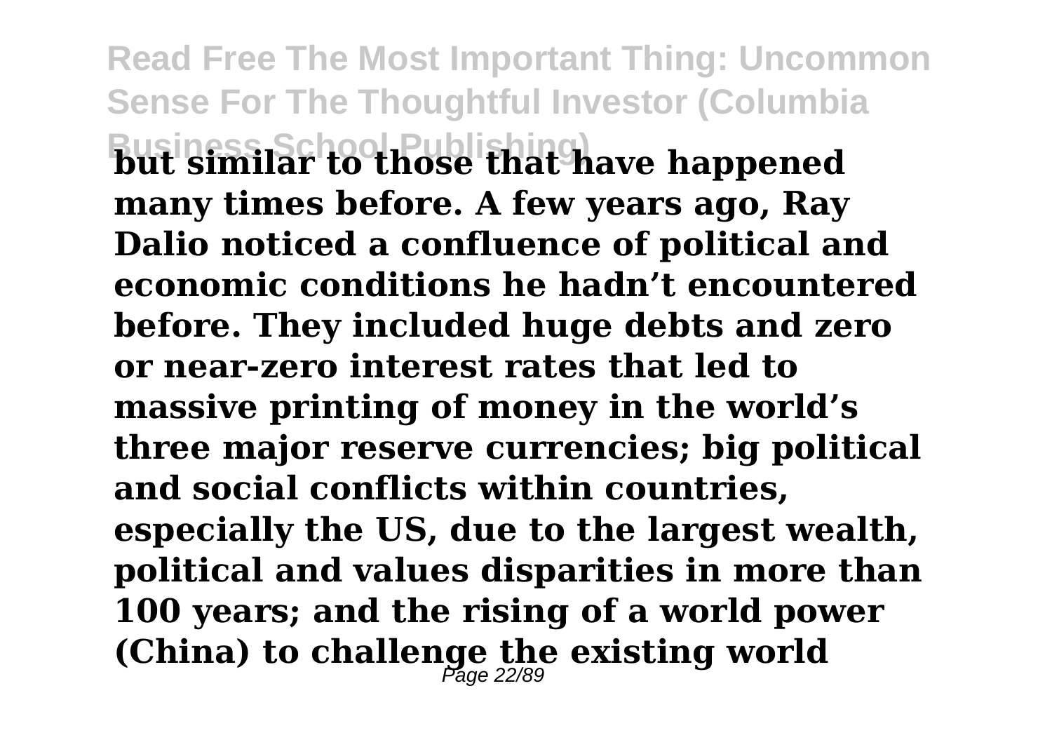**but similar to those that have happened many times before. A few years ago, Ray Dalio noticed a confluence of political and economic conditions he hadn't encountered before. They included huge debts and zero or near-zero interest rates that led to massive printing of money in the world's three major reserve currencies; big political and social conflicts within countries, especially the US, due to the largest wealth, political and values disparities in more than 100 years; and the rising of a world power (China) to challenge the existing world**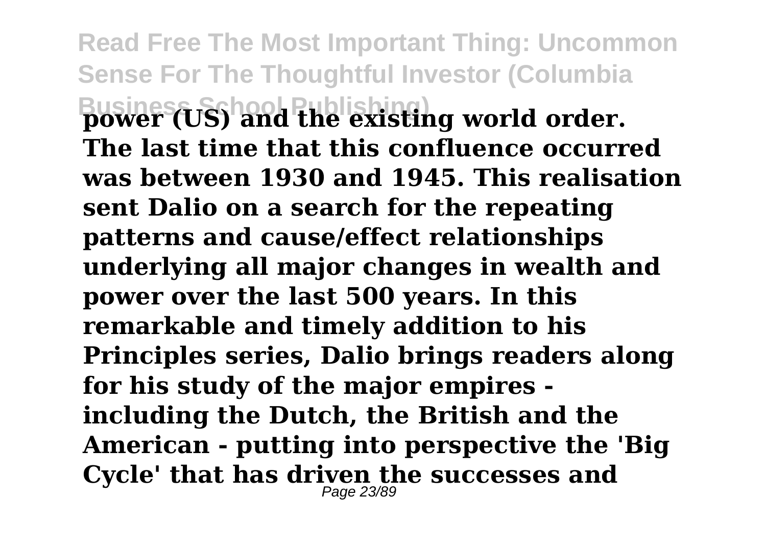**power (US) and the existing world order. The last time that this confluence occurred was between 1930 and 1945. This realisation sent Dalio on a search for the repeating patterns and cause/effect relationships underlying all major changes in wealth and power over the last 500 years. In this remarkable and timely addition to his Principles series, Dalio brings readers along for his study of the major empires - including the Dutch, the British and the American - putting into perspective the 'Big Cycle' that has driven the successes and**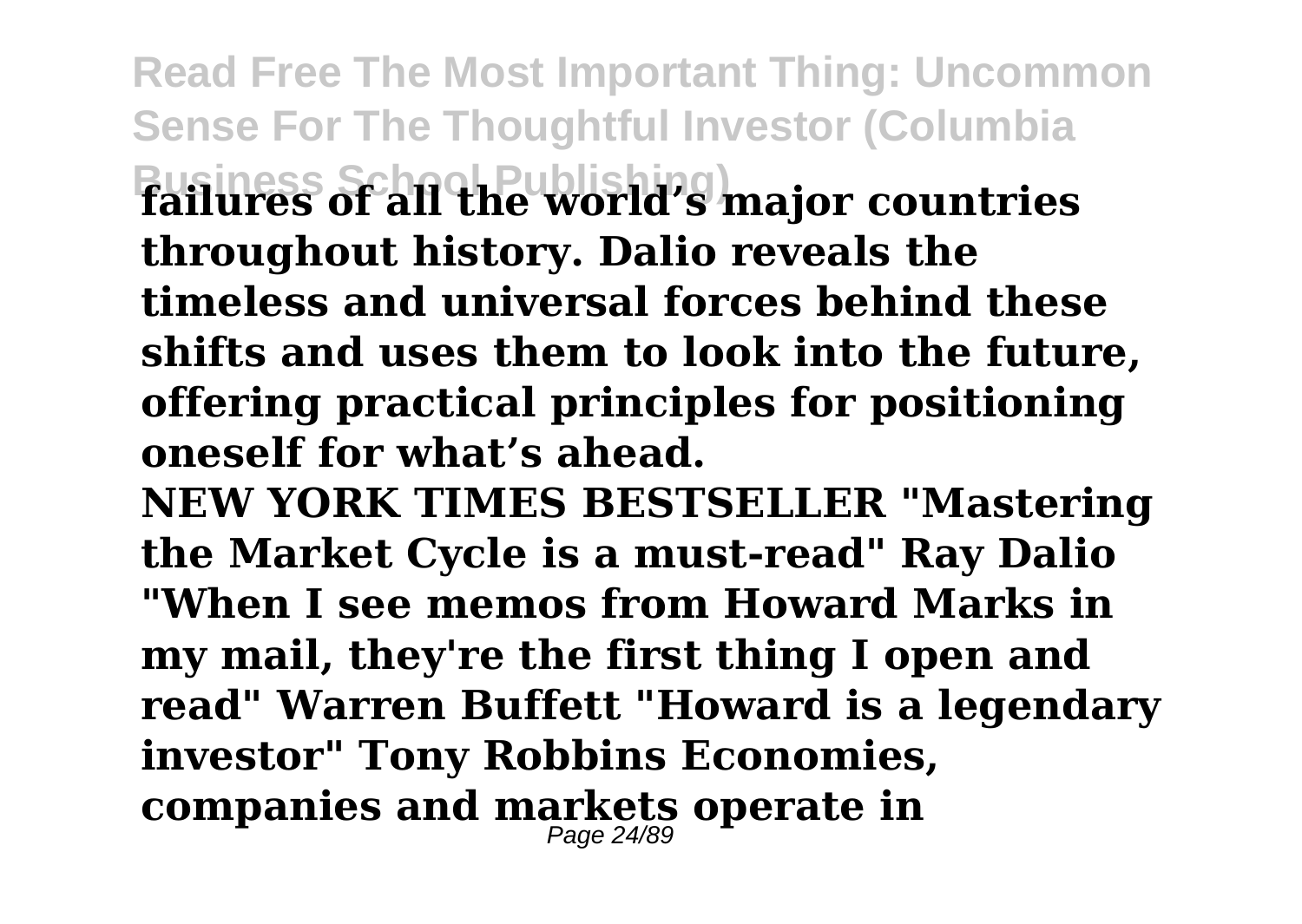**failures of all the world's major countries throughout history. Dalio reveals the timeless and universal forces behind these shifts and uses them to look into the future, offering practical principles for positioning oneself for what's ahead.**

**NEW YORK TIMES BESTSELLER "Mastering the Market Cycle is a must-read" Ray Dalio "When I see memos from Howard Marks in my mail, they're the first thing I open and read" Warren Buffett "Howard is a legendary investor" Tony Robbins Economies, companies and markets operate in**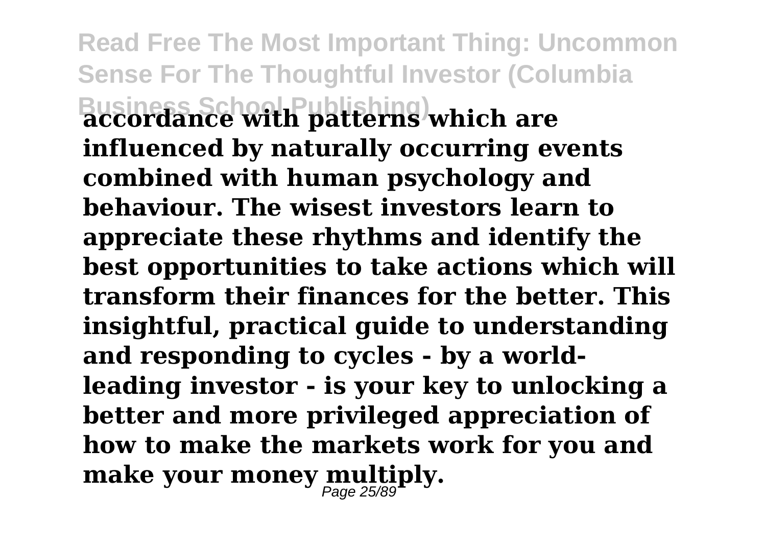**accordance with patterns which are influenced by naturally occurring events combined with human psychology and behaviour. The wisest investors learn to appreciate these rhythms and identify the best opportunities to take actions which will transform their finances for the better. This insightful, practical guide to understanding and responding to cycles - by a world-leading investor - is your key to unlocking a better and more privileged appreciation of how to make the markets work for you and make your money multiply.**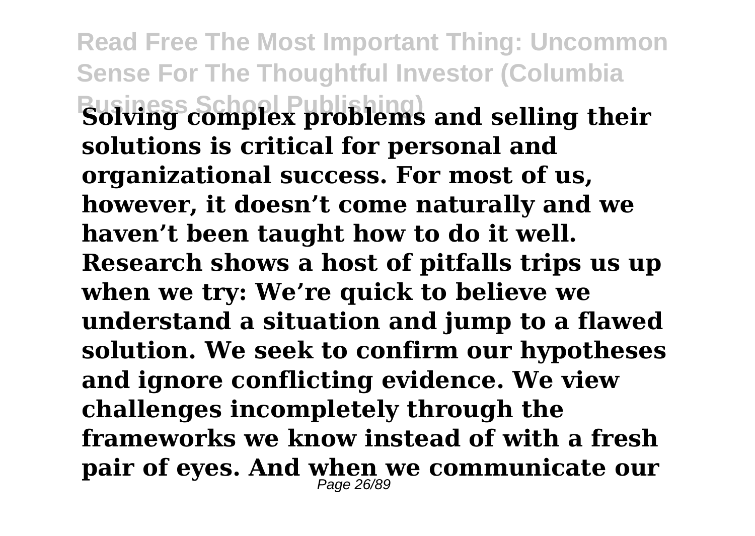**Solving complex problems and selling their solutions is critical for personal and organizational success. For most of us, however, it doesn't come naturally and we haven't been taught how to do it well. Research shows a host of pitfalls trips us up when we try: We're quick to believe we understand a situation and jump to a flawed solution. We seek to confirm our hypotheses and ignore conflicting evidence. We view challenges incompletely through the frameworks we know instead of with a fresh pair of eyes. And when we communicate our**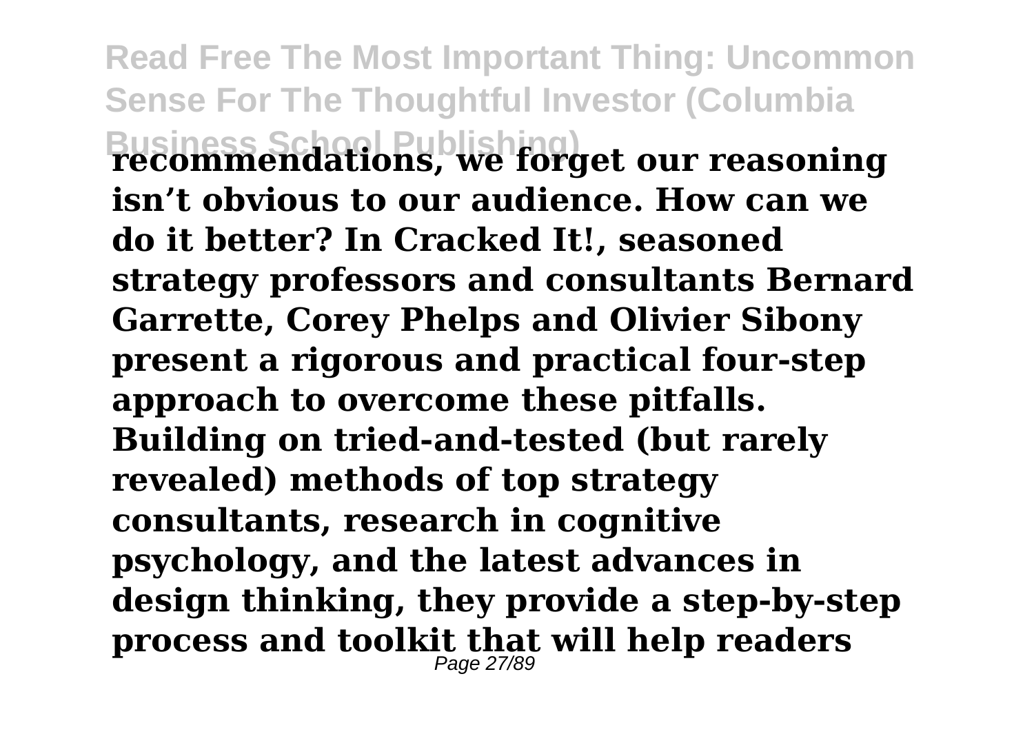**recommendations, we forget our reasoning isn't obvious to our audience. How can we do it better? In Cracked It!, seasoned strategy professors and consultants Bernard Garrette, Corey Phelps and Olivier Sibony present a rigorous and practical four-step approach to overcome these pitfalls. Building on tried-and-tested (but rarely revealed) methods of top strategy consultants, research in cognitive psychology, and the latest advances in design thinking, they provide a step-by-step process and toolkit that will help readers**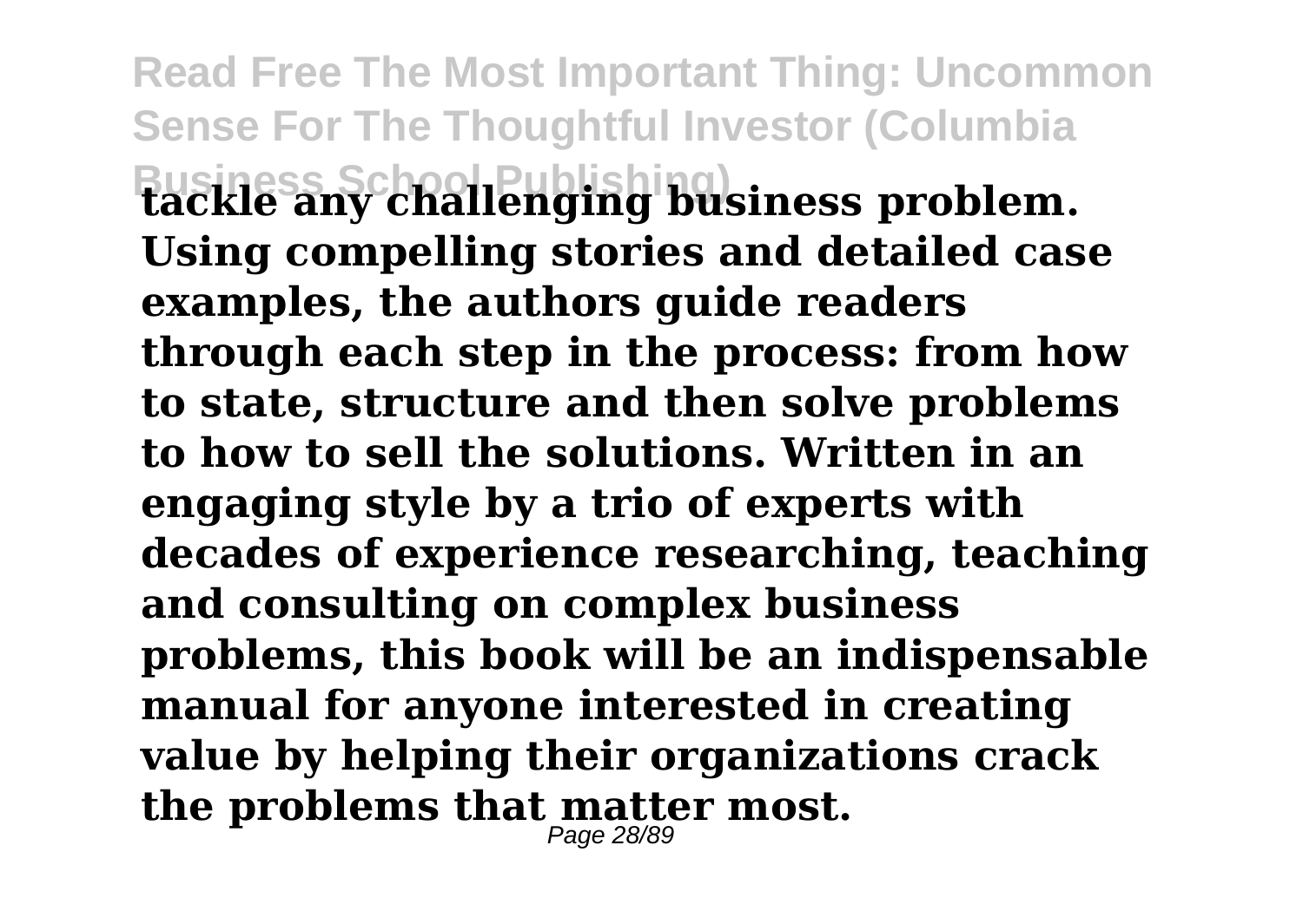**tackle any challenging business problem. Using compelling stories and detailed case examples, the authors guide readers through each step in the process: from how to state, structure and then solve problems to how to sell the solutions. Written in an engaging style by a trio of experts with decades of experience researching, teaching and consulting on complex business problems, this book will be an indispensable manual for anyone interested in creating value by helping their organizations crack the problems that matter most.**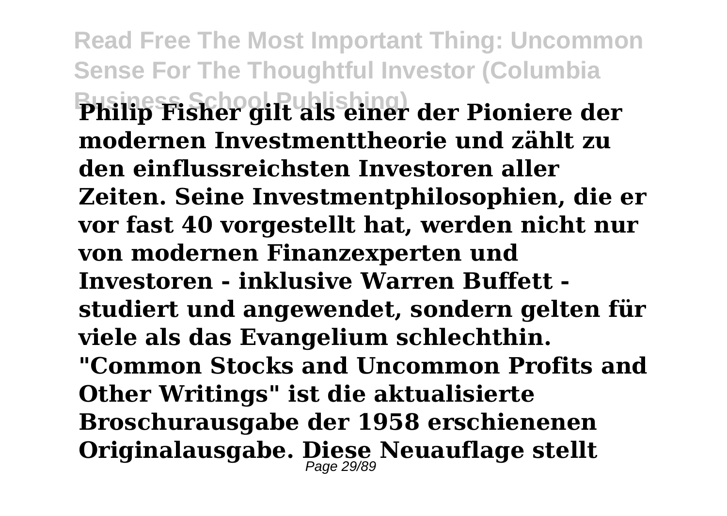**Philip Fisher gilt als einer der Pioniere der modernen Investmenttheorie und zählt zu den einflussreichsten Investoren aller Zeiten. Seine Investmentphilosophien, die er vor fast 40 vorgestellt hat, werden nicht nur von modernen Finanzexperten und Investoren - inklusive Warren Buffett - studiert und angewendet, sondern gelten für viele als das Evangelium schlechthin. "Common Stocks and Uncommon Profits and Other Writings" ist die aktualisierte Broschurausgabe der 1958 erschienenen Originalausgabe. Diese Neuauflage stellt**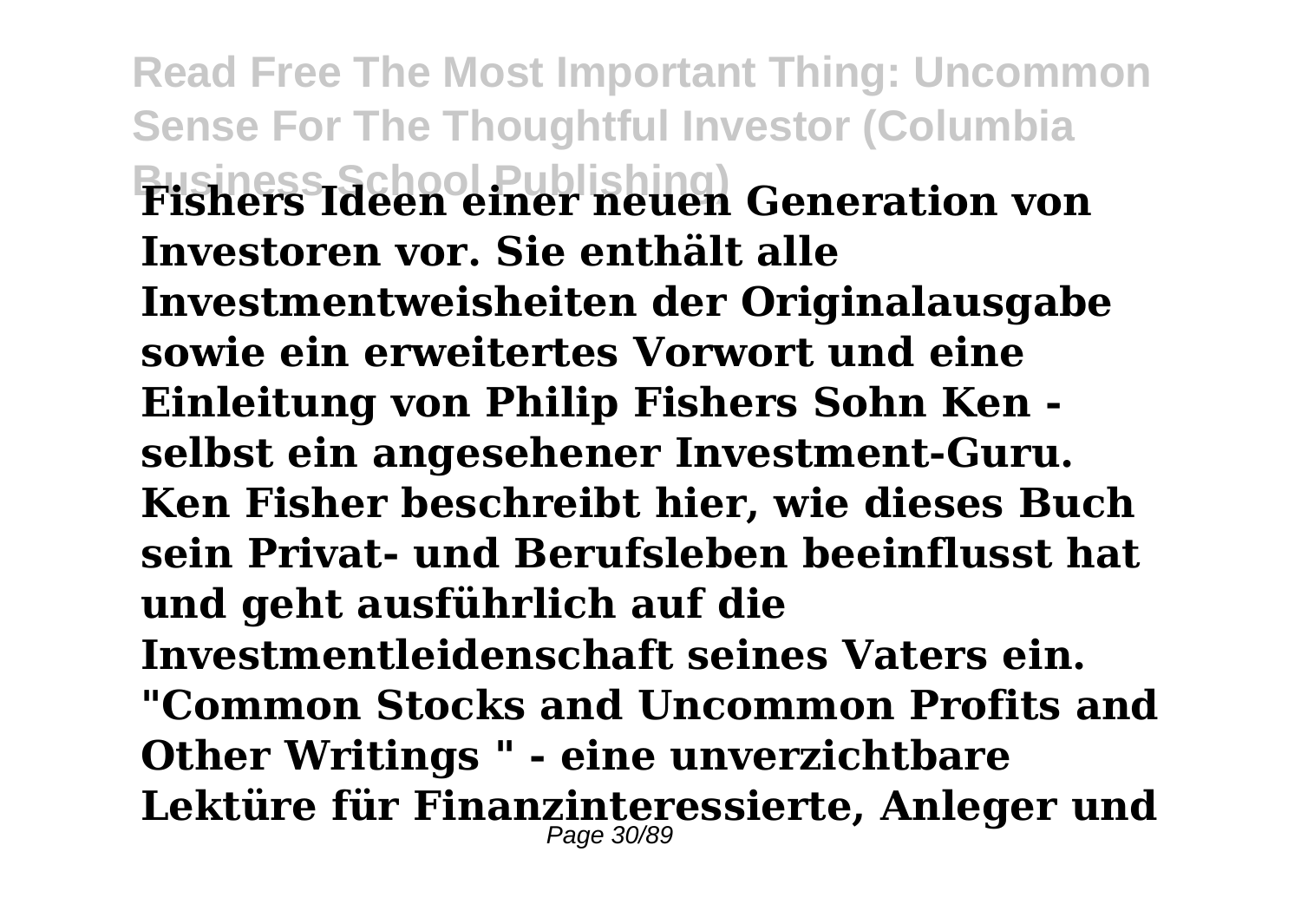**Fishers Ideen einer neuen Generation von Investoren vor. Sie enthält alle Investmentweisheiten der Originalausgabe sowie ein erweitertes Vorwort und eine Einleitung von Philip Fishers Sohn Ken - selbst ein angesehener Investment-Guru. Ken Fisher beschreibt hier, wie dieses Buch sein Privat- und Berufsleben beeinflusst hat und geht ausführlich auf die Investmentleidenschaft seines Vaters ein. "Common Stocks and Uncommon Profits and Other Writings " - eine unverzichtbare Lektüre für Finanzinteressierte, Anleger und**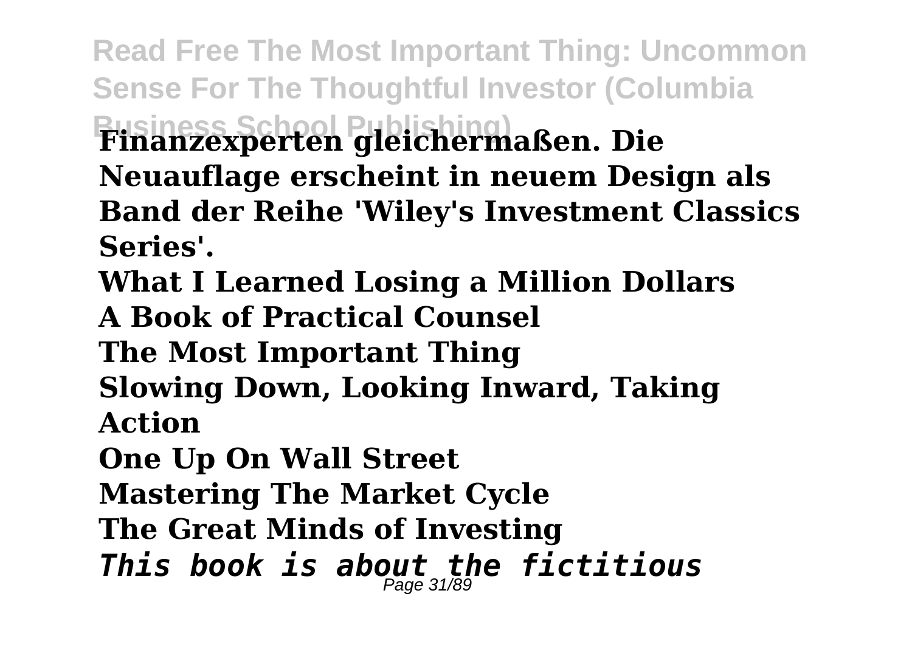**Finanzexperten gleichermaßen. Die Neuauflage erscheint in neuem Design als Band der Reihe 'Wiley's Investment Classics Series'.**

**What I Learned Losing a Million Dollars**

**A Book of Practical Counsel**

**The Most Important Thing**

**Slowing Down, Looking Inward, Taking Action**

**One Up On Wall Street**

**Mastering The Market Cycle**

**The Great Minds of Investing**

***This book is about the fictitious***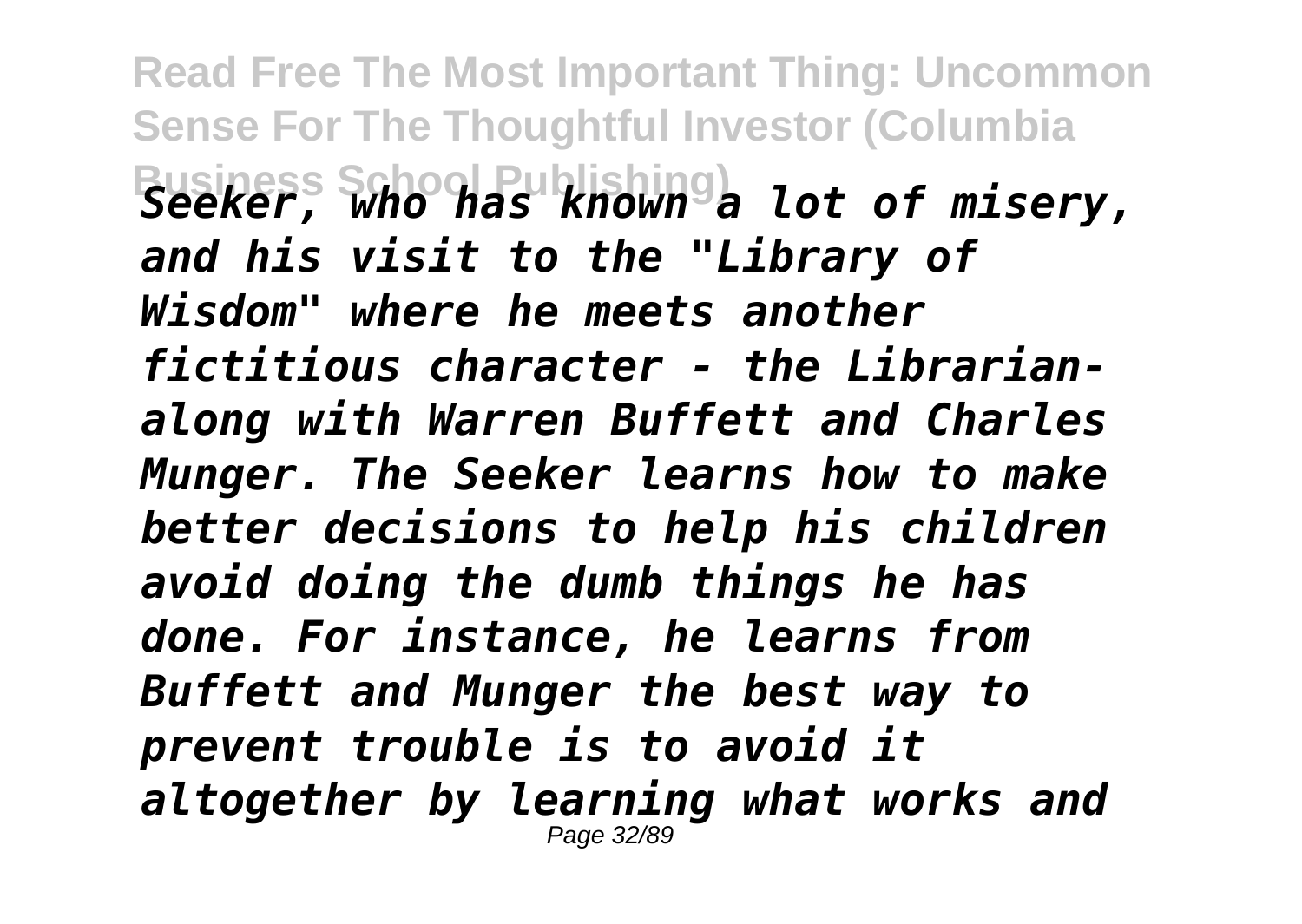*Seeker, who has known a lot of misery, and his visit to the "Library of Wisdom" where he meets another fictitious character - the Librarian-along with Warren Buffett and Charles Munger. The Seeker learns how to make better decisions to help his children avoid doing the dumb things he has done. For instance, he learns from Buffett and Munger the best way to prevent trouble is to avoid it altogether by learning what works and*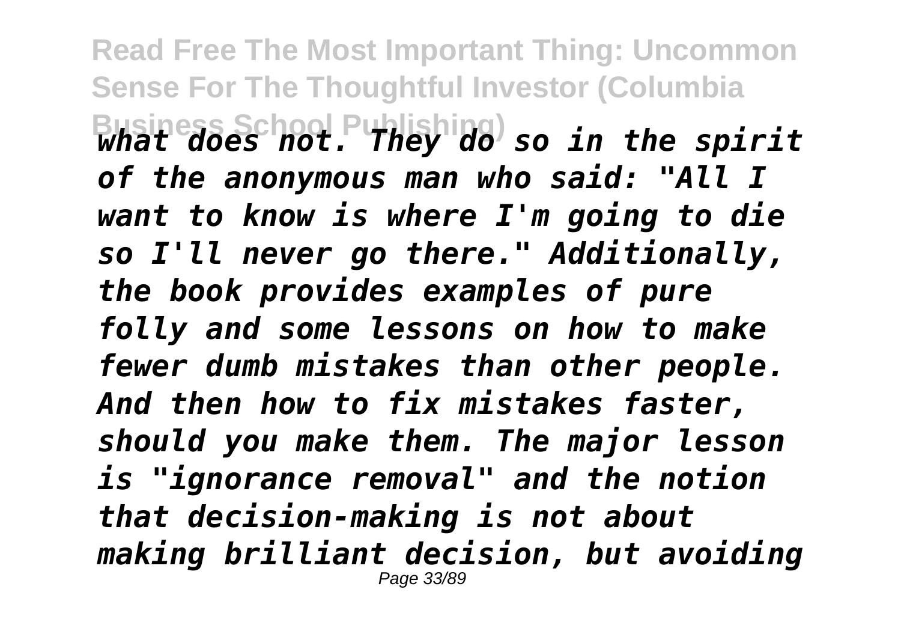*what does not. They do so in the spirit of the anonymous man who said: "All I want to know is where I'm going to die so I'll never go there." Additionally, the book provides examples of pure folly and some lessons on how to make fewer dumb mistakes than other people. And then how to fix mistakes faster, should you make them. The major lesson is "ignorance removal" and the notion that decision-making is not about making brilliant decision, but avoiding*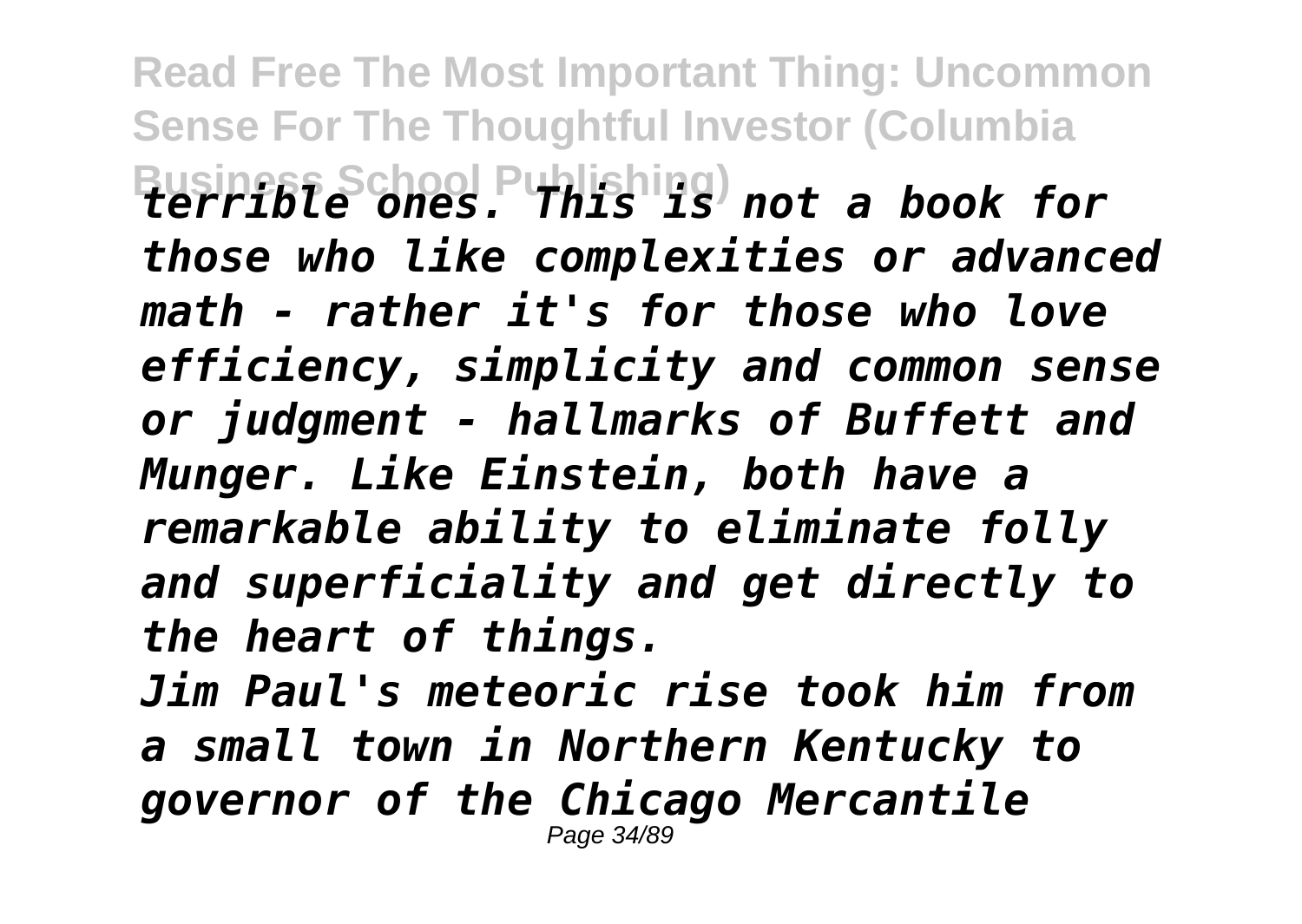*terrible ones. This is not a book for those who like complexities or advanced math - rather it's for those who love efficiency, simplicity and common sense or judgment - hallmarks of Buffett and Munger. Like Einstein, both have a remarkable ability to eliminate folly and superficiality and get directly to the heart of things.*

*Jim Paul's meteoric rise took him from a small town in Northern Kentucky to governor of the Chicago Mercantile*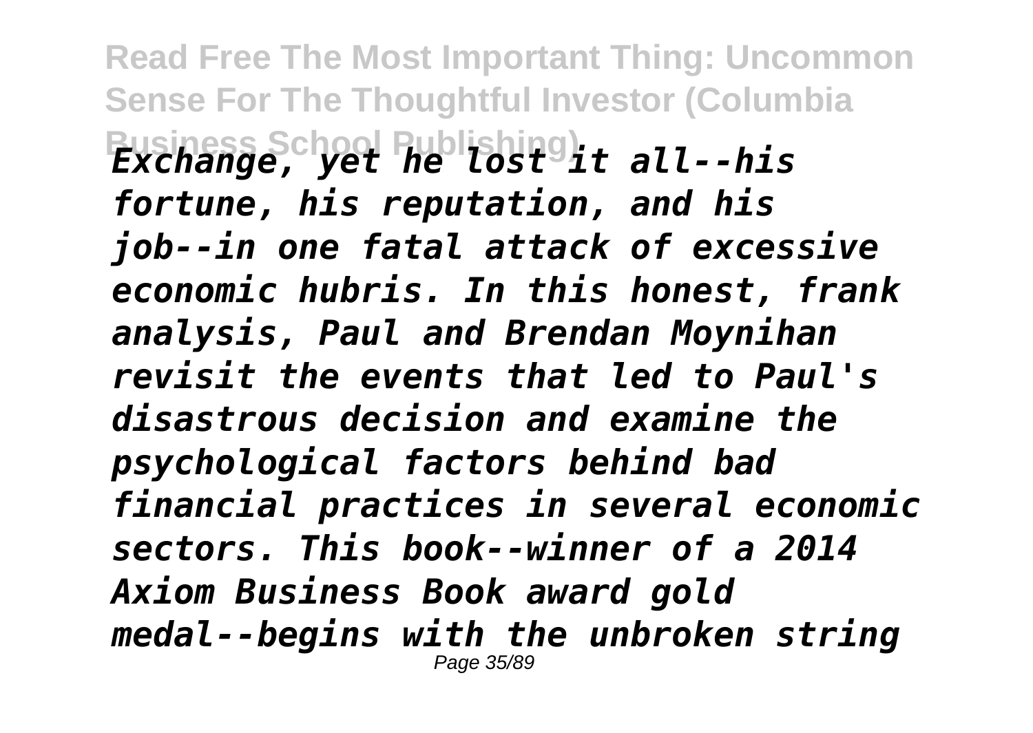*Exchange, yet he lost it all--his fortune, his reputation, and his job--in one fatal attack of excessive economic hubris. In this honest, frank analysis, Paul and Brendan Moynihan revisit the events that led to Paul's disastrous decision and examine the psychological factors behind bad financial practices in several economic sectors. This book--winner of a 2014 Axiom Business Book award gold medal--begins with the unbroken string*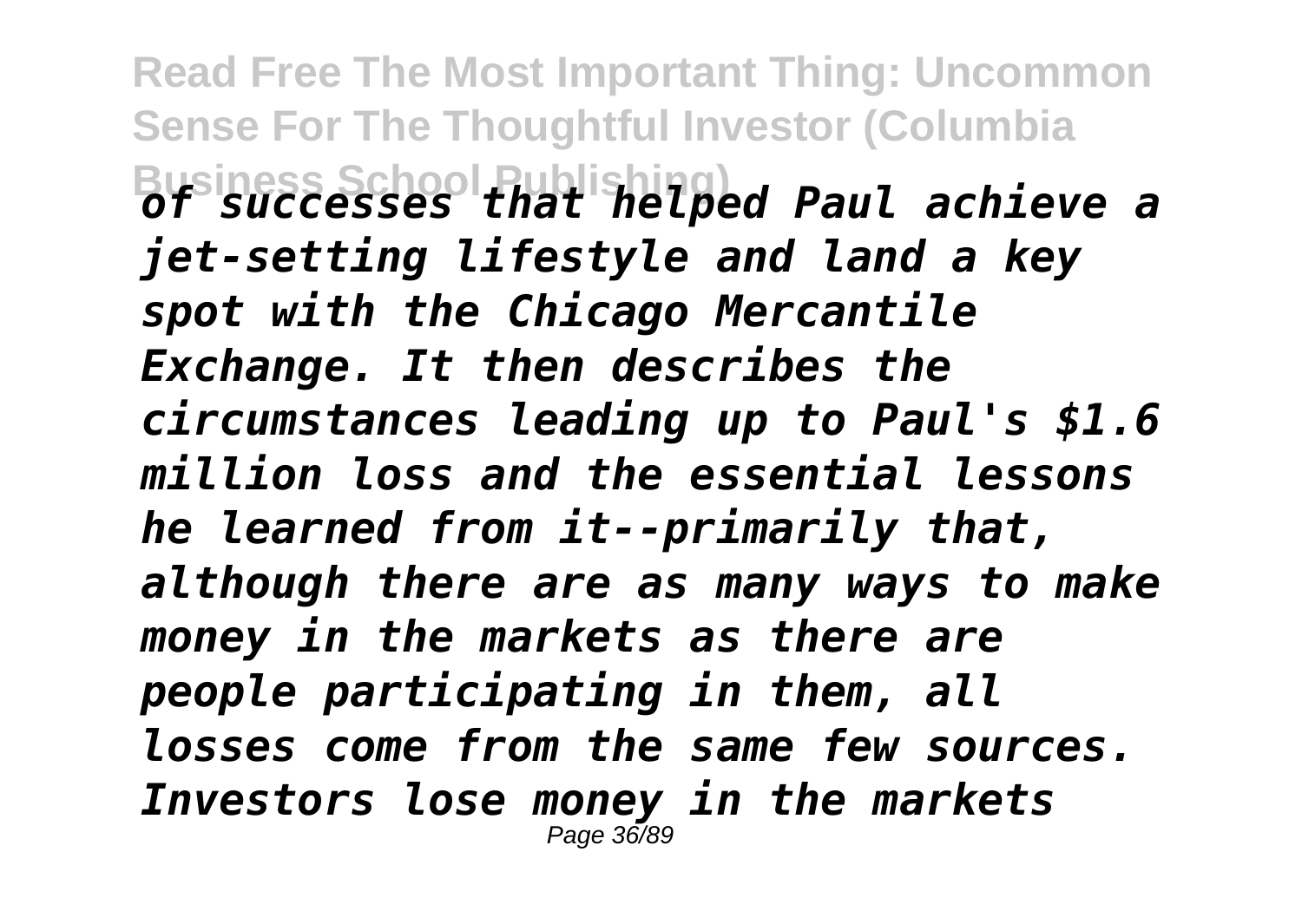*of successes that helped Paul achieve a jet-setting lifestyle and land a key spot with the Chicago Mercantile Exchange. It then describes the circumstances leading up to Paul's $1.6 million loss and the essential lessons he learned from it--primarily that, although there are as many ways to make money in the markets as there are people participating in them, all losses come from the same few sources. Investors lose money in the markets*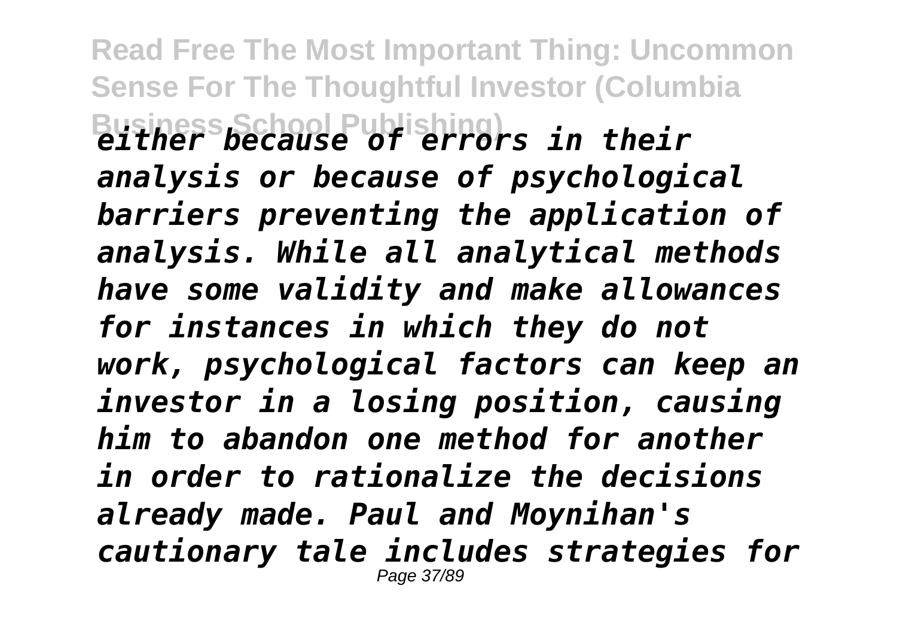*either because of errors in their analysis or because of psychological barriers preventing the application of analysis. While all analytical methods have some validity and make allowances for instances in which they do not work, psychological factors can keep an investor in a losing position, causing him to abandon one method for another in order to rationalize the decisions already made. Paul and Moynihan's cautionary tale includes strategies for*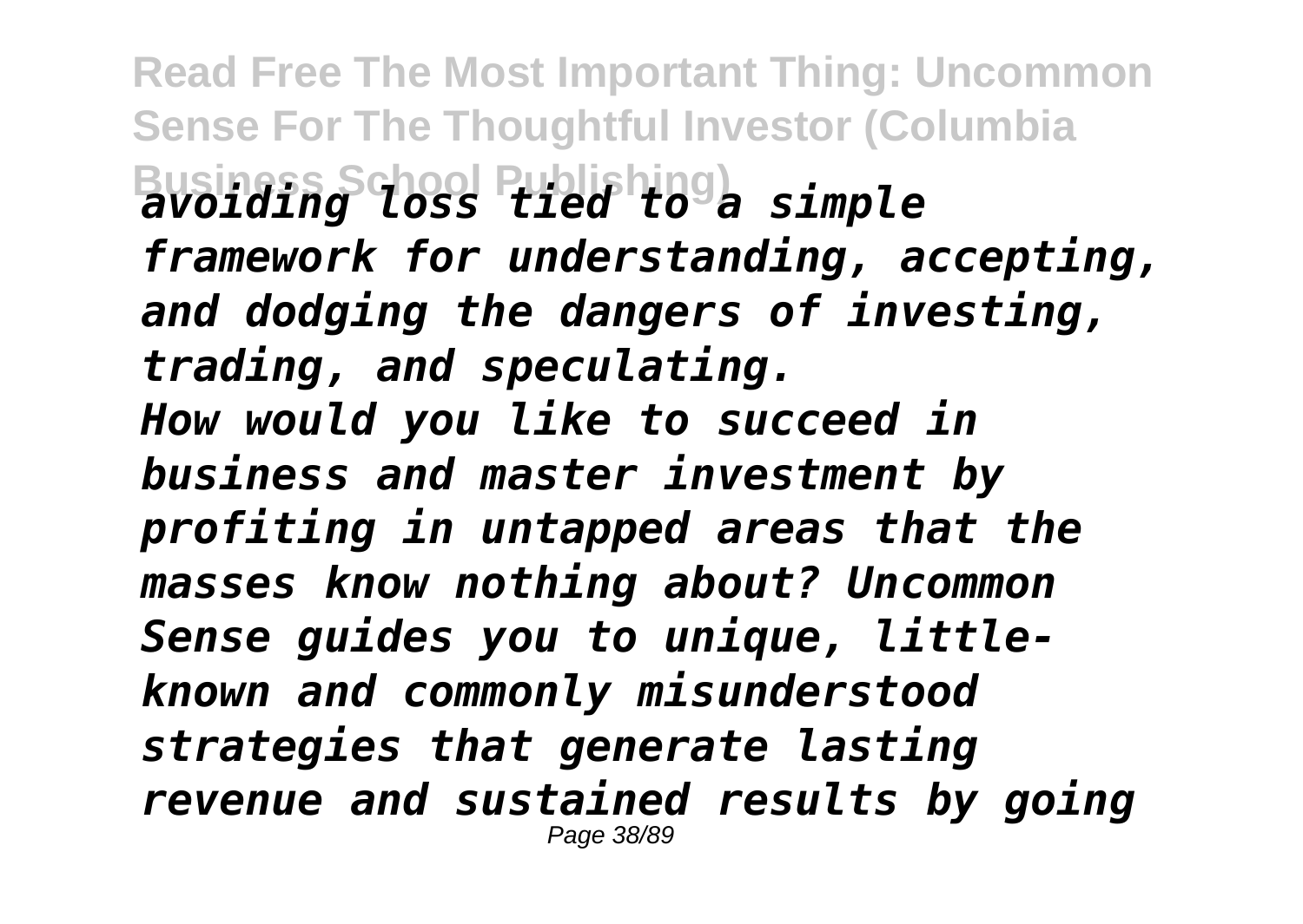*avoiding loss tied to a simple framework for understanding, accepting, and dodging the dangers of investing, trading, and speculating.*

*How would you like to succeed in business and master investment by profiting in untapped areas that the masses know nothing about? Uncommon Sense guides you to unique, little-known and commonly misunderstood strategies that generate lasting revenue and sustained results by going*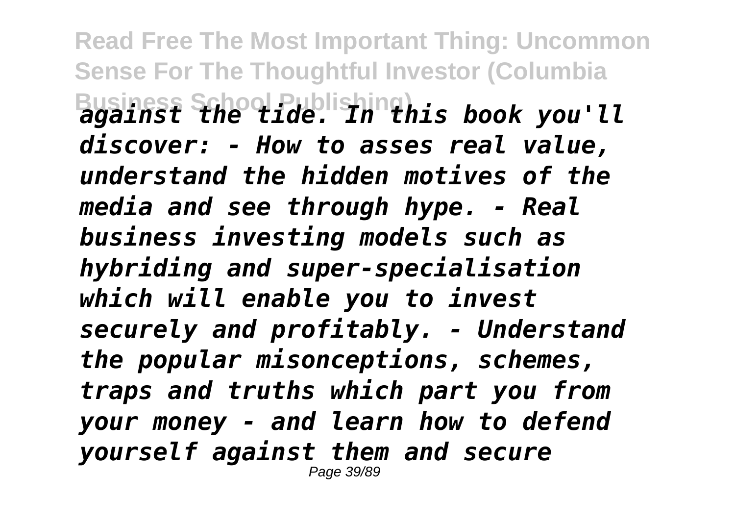*against the tide. In this book you'll discover: - How to asses real value, understand the hidden motives of the media and see through hype. - Real business investing models such as hybriding and super-specialisation which will enable you to invest securely and profitably. - Understand the popular misconceptions, schemes, traps and truths which part you from your money - and learn how to defend yourself against them and secure*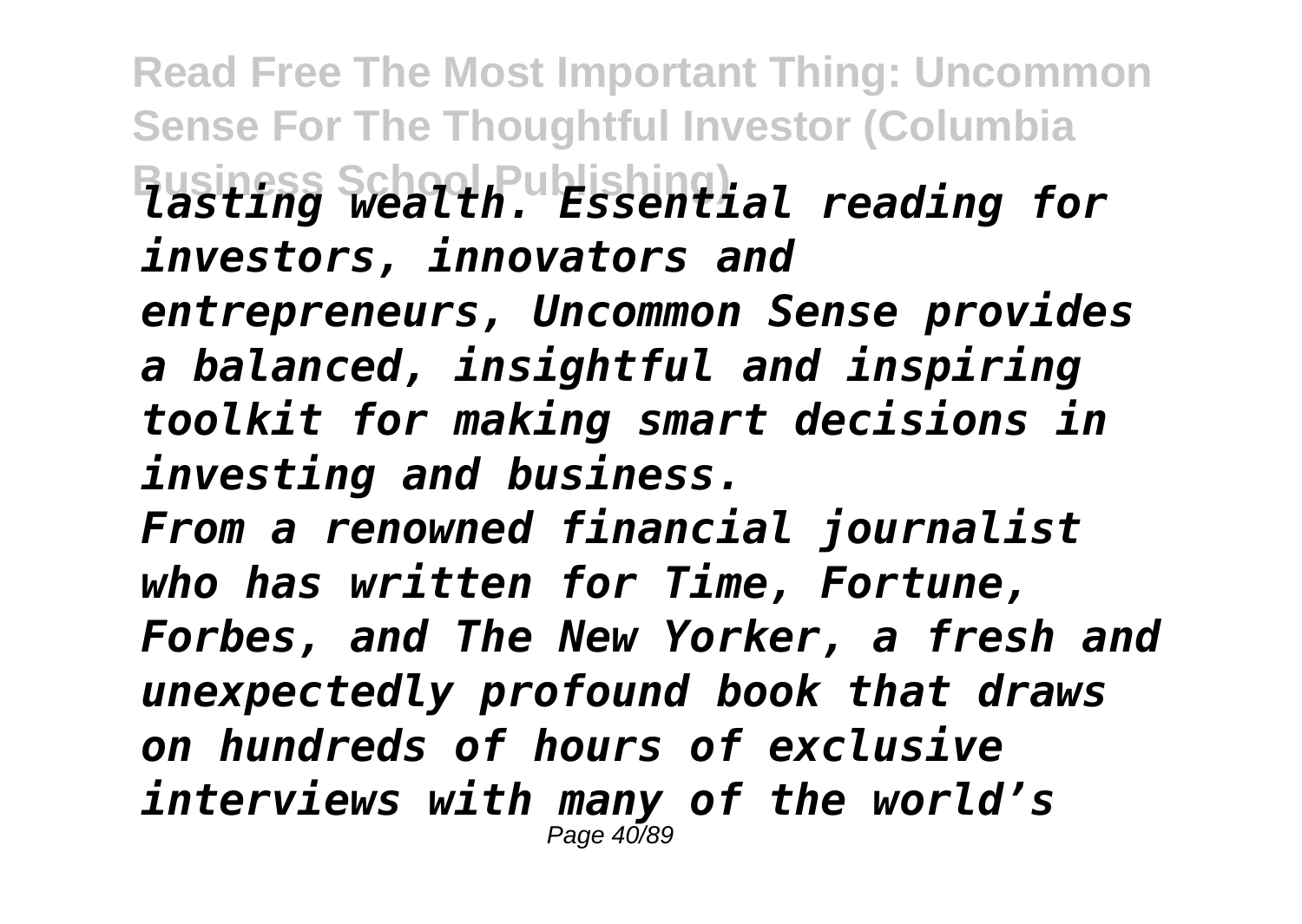*lasting wealth. Essential reading for investors, innovators and entrepreneurs, Uncommon Sense provides a balanced, insightful and inspiring toolkit for making smart decisions in investing and business.*

*From a renowned financial journalist who has written for Time, Fortune, Forbes, and The New Yorker, a fresh and unexpectedly profound book that draws on hundreds of hours of exclusive interviews with many of the world's*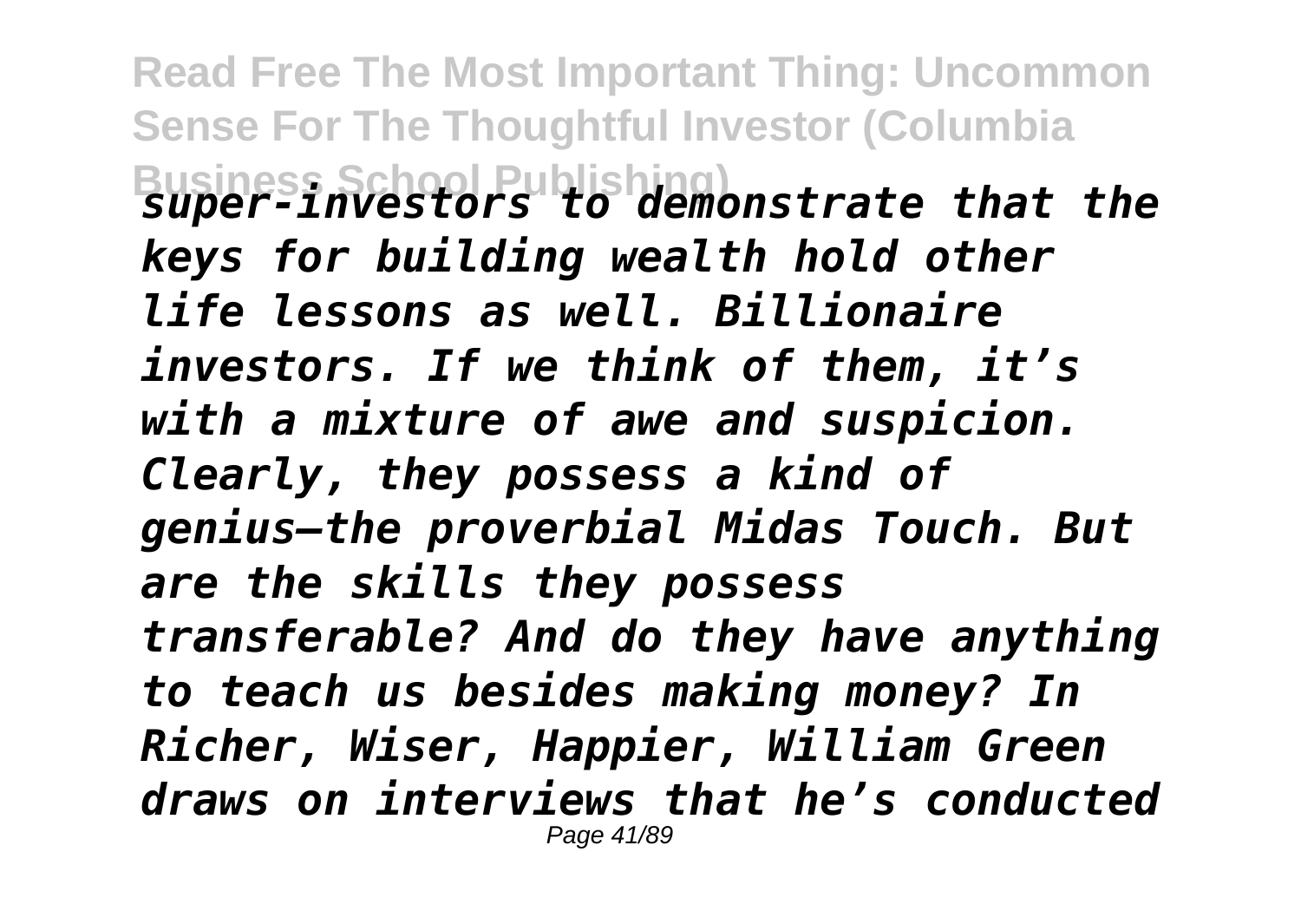*super-investors to demonstrate that the keys for building wealth hold other life lessons as well. Billionaire investors. If we think of them, it's with a mixture of awe and suspicion. Clearly, they possess a kind of genius—the proverbial Midas Touch. But are the skills they possess transferable? And do they have anything to teach us besides making money? In Richer, Wiser, Happier, William Green draws on interviews that he's conducted*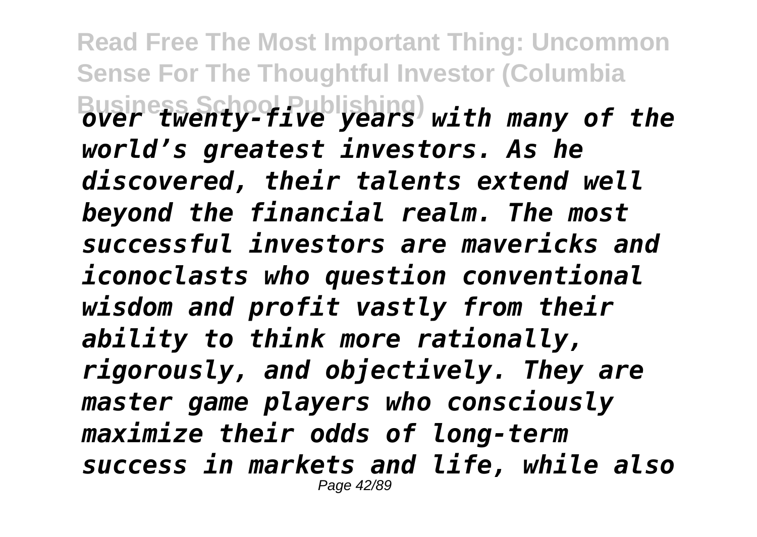*over twenty-five years with many of the world's greatest investors. As he discovered, their talents extend well beyond the financial realm. The most successful investors are mavericks and iconoclasts who question conventional wisdom and profit vastly from their ability to think more rationally, rigorously, and objectively. They are master game players who consciously maximize their odds of long-term success in markets and life, while also*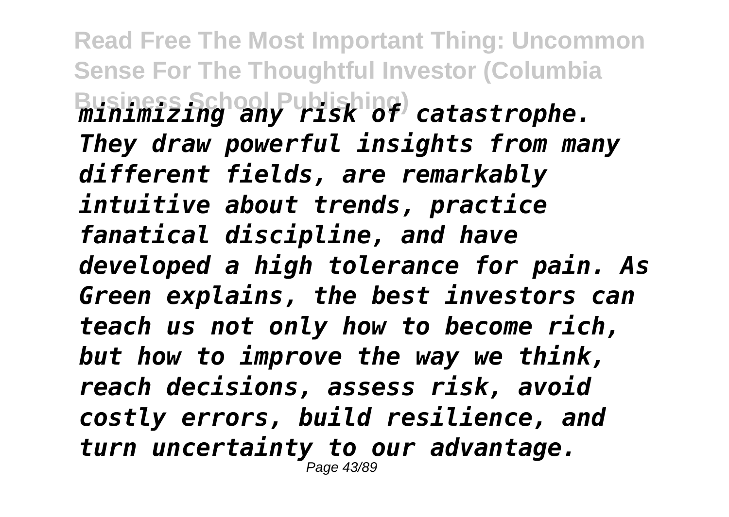*minimizing any risk of catastrophe. They draw powerful insights from many different fields, are remarkably intuitive about trends, practice fanatical discipline, and have developed a high tolerance for pain. As Green explains, the best investors can teach us not only how to become rich, but how to improve the way we think, reach decisions, assess risk, avoid costly errors, build resilience, and turn uncertainty to our advantage.*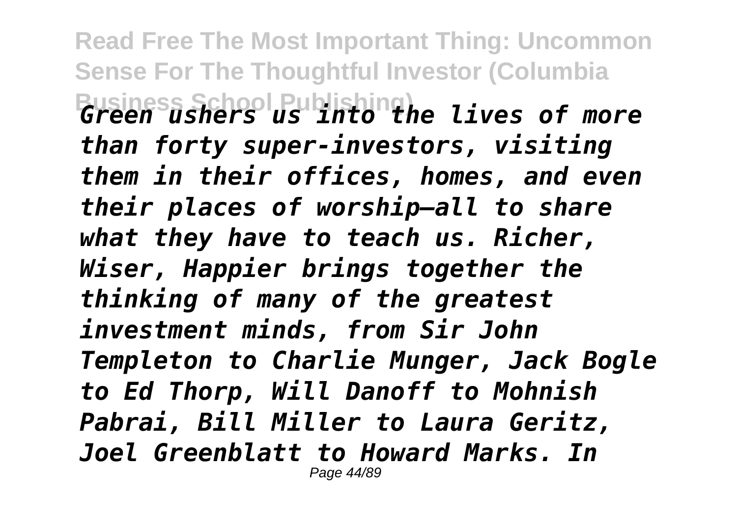*Green ushers us into the lives of more than forty super-investors, visiting them in their offices, homes, and even their places of worship—all to share what they have to teach us. Richer, Wiser, Happier brings together the thinking of many of the greatest investment minds, from Sir John Templeton to Charlie Munger, Jack Bogle to Ed Thorp, Will Danoff to Mohnish Pabrai, Bill Miller to Laura Geritz, Joel Greenblatt to Howard Marks. In*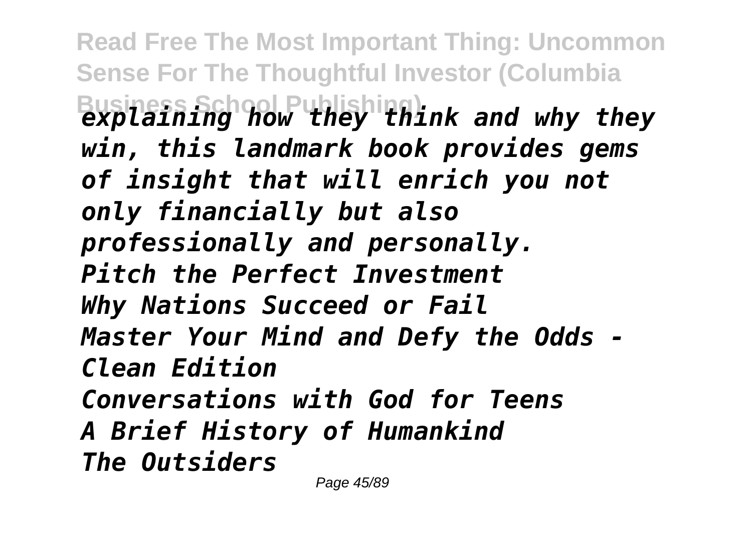*explaining how they think and why they win, this landmark book provides gems of insight that will enrich you not only financially but also professionally and personally.*
*Pitch the Perfect Investment*
*Why Nations Succeed or Fail*
*Master Your Mind and Defy the Odds - Clean Edition*
*Conversations with God for Teens*
*A Brief History of Humankind*
*The Outsiders*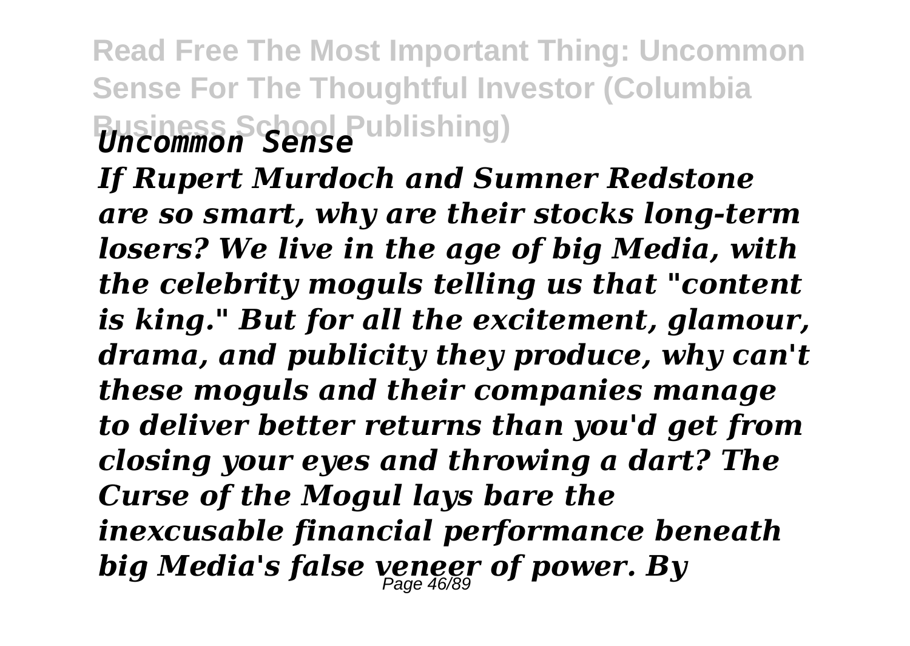*Uncommon Sense*

***If Rupert Murdoch and Sumner Redstone are so smart, why are their stocks long-term losers? We live in the age of big Media, with the celebrity moguls telling us that "content is king." But for all the excitement, glamour, drama, and publicity they produce, why can't these moguls and their companies manage to deliver better returns than you'd get from closing your eyes and throwing a dart? The Curse of the Mogul lays bare the inexcusable financial performance beneath big Media's false veneer of power. By***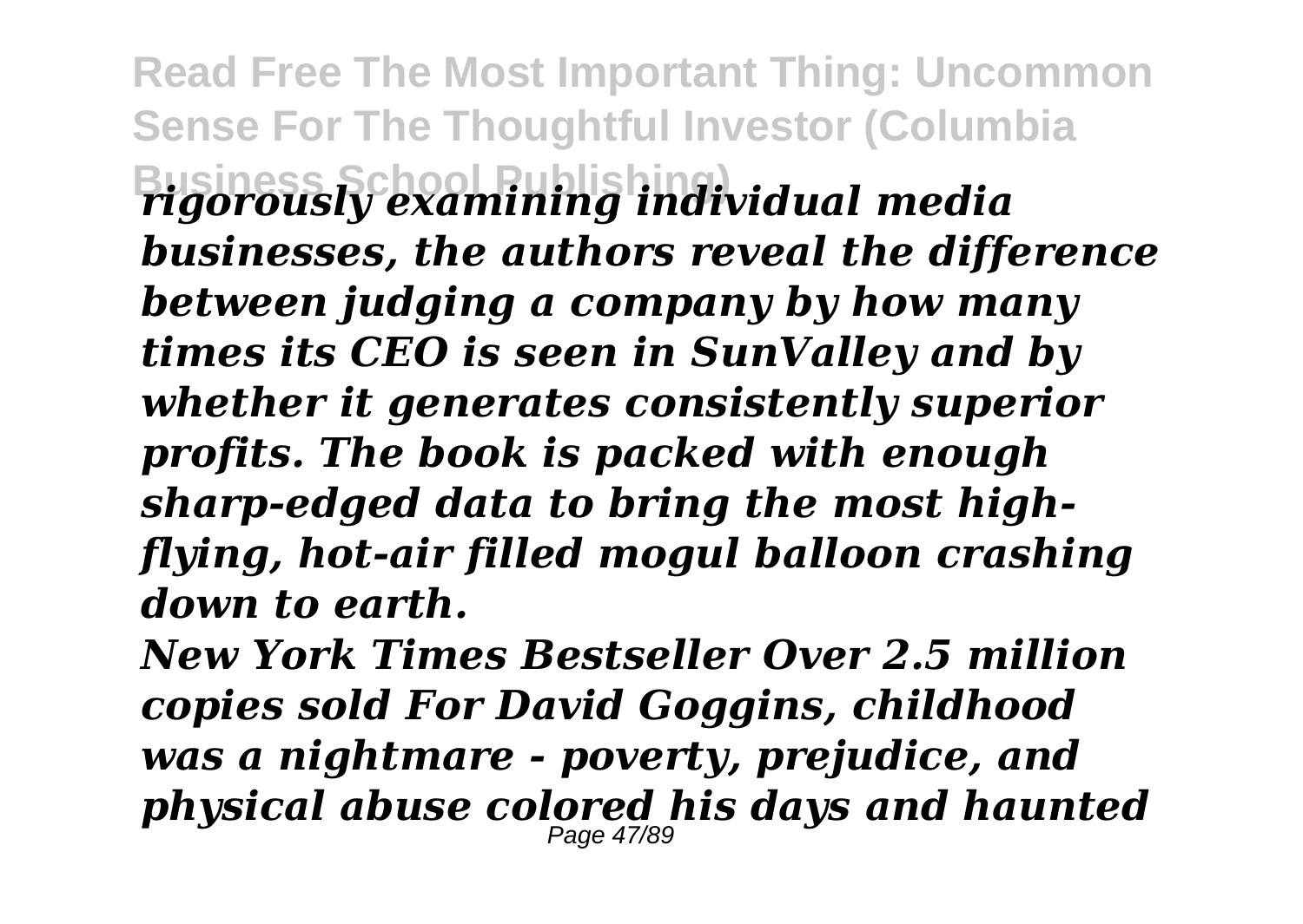*rigorously examining individual media businesses, the authors reveal the difference between judging a company by how many times its CEO is seen in SunValley and by whether it generates consistently superior profits. The book is packed with enough sharp-edged data to bring the most high-flying, hot-air filled mogul balloon crashing down to earth.*

*New York Times Bestseller Over 2.5 million copies sold For David Goggins, childhood was a nightmare - poverty, prejudice, and physical abuse colored his days and haunted*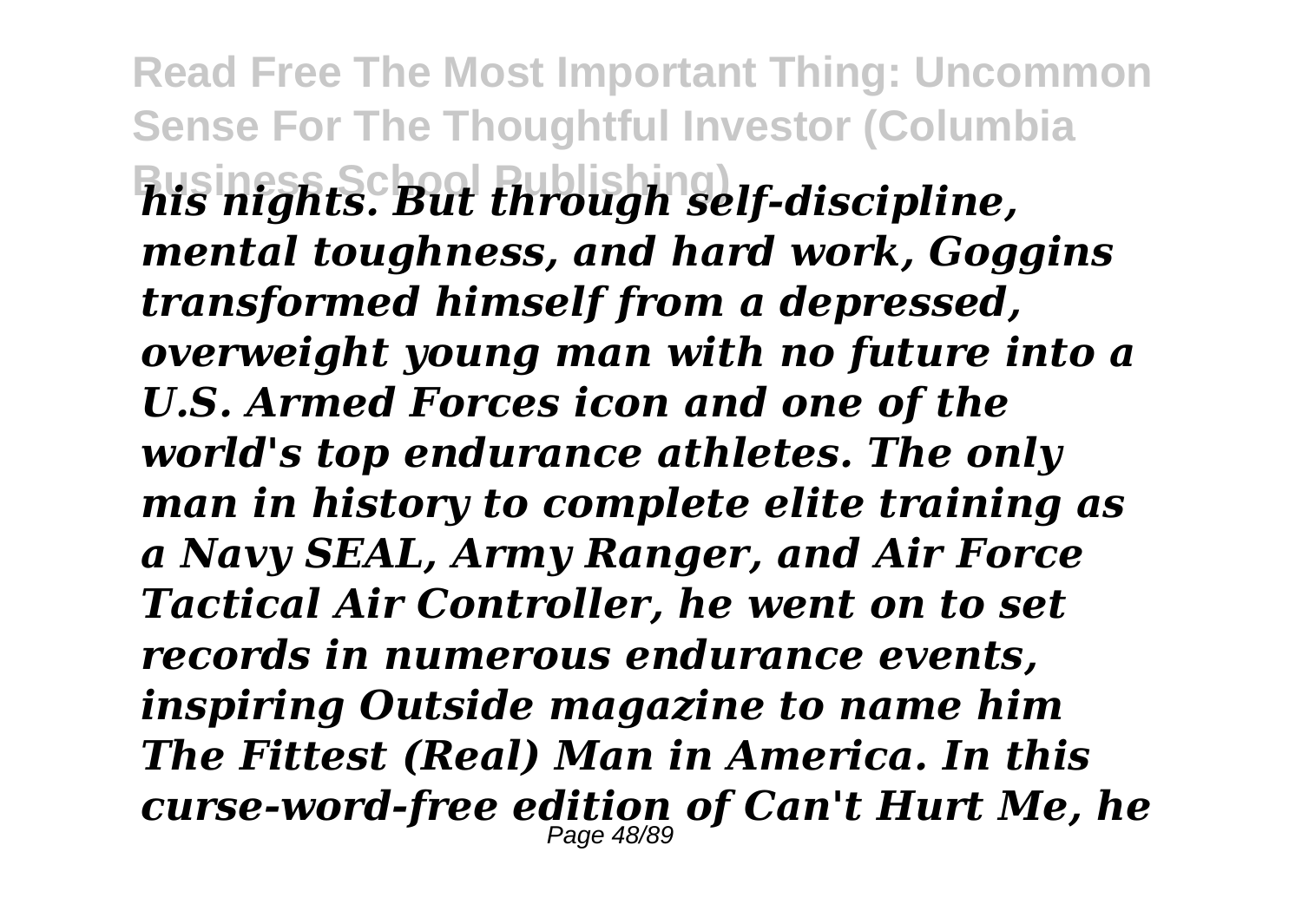*his nights. But through self-discipline, mental toughness, and hard work, Goggins transformed himself from a depressed, overweight young man with no future into a U.S. Armed Forces icon and one of the world's top endurance athletes. The only man in history to complete elite training as a Navy SEAL, Army Ranger, and Air Force Tactical Air Controller, he went on to set records in numerous endurance events, inspiring Outside magazine to name him The Fittest (Real) Man in America. In this curse-word-free edition of Can't Hurt Me, he*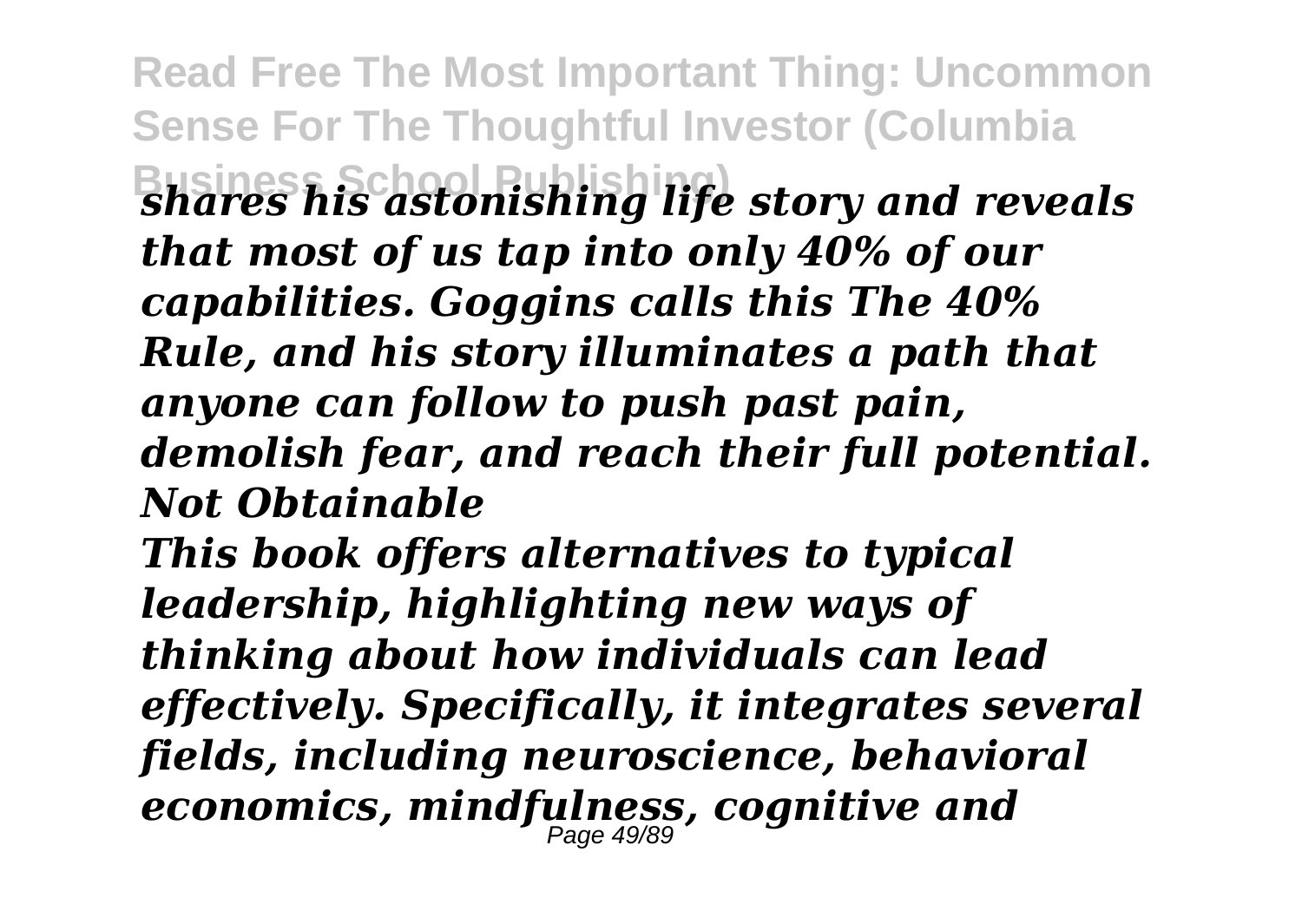*shares his astonishing life story and reveals that most of us tap into only 40% of our capabilities. Goggins calls this The 40% Rule, and his story illuminates a path that anyone can follow to push past pain, demolish fear, and reach their full potential.*

*Not Obtainable*

*This book offers alternatives to typical leadership, highlighting new ways of thinking about how individuals can lead effectively. Specifically, it integrates several fields, including neuroscience, behavioral economics, mindfulness, cognitive and*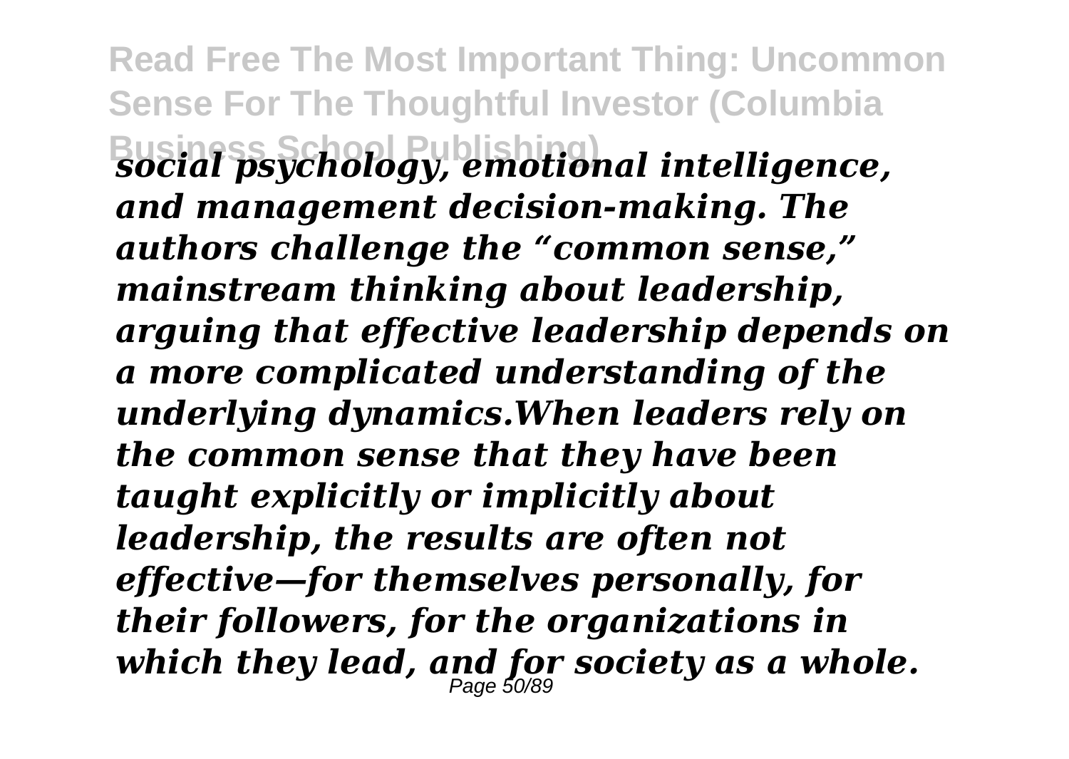*social psychology, emotional intelligence, and management decision-making. The authors challenge the "common sense," mainstream thinking about leadership, arguing that effective leadership depends on a more complicated understanding of the underlying dynamics.When leaders rely on the common sense that they have been taught explicitly or implicitly about leadership, the results are often not effective—for themselves personally, for their followers, for the organizations in which they lead, and for society as a whole.*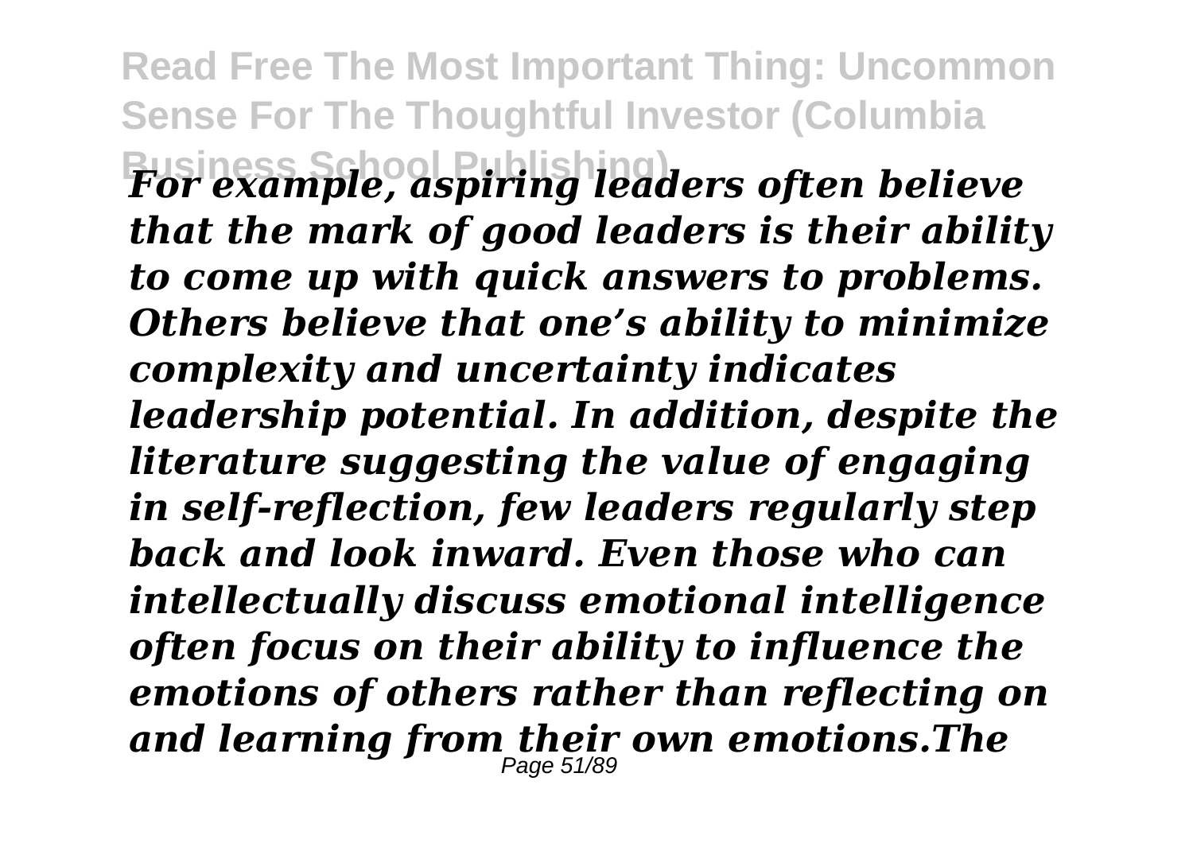*For example, aspiring leaders often believe that the mark of good leaders is their ability to come up with quick answers to problems. Others believe that one's ability to minimize complexity and uncertainty indicates leadership potential. In addition, despite the literature suggesting the value of engaging in self-reflection, few leaders regularly step back and look inward. Even those who can intellectually discuss emotional intelligence often focus on their ability to influence the emotions of others rather than reflecting on and learning from their own emotions.The*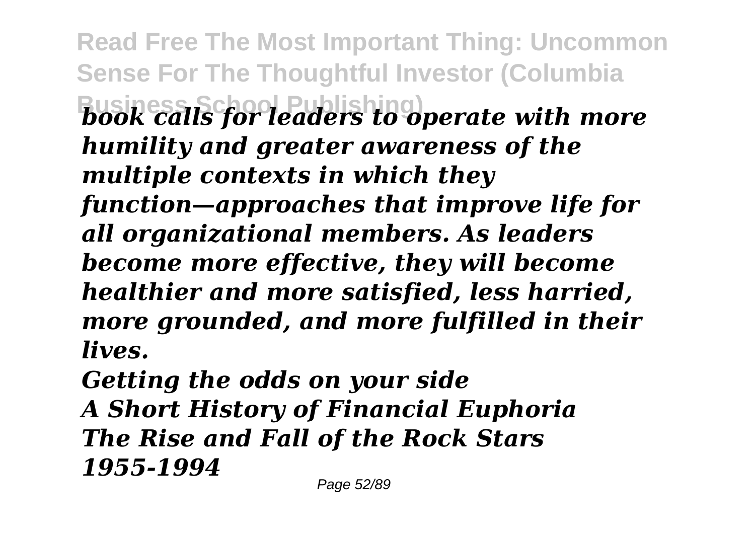*book calls for leaders to operate with more humility and greater awareness of the multiple contexts in which they function—approaches that improve life for all organizational members. As leaders become more effective, they will become healthier and more satisfied, less harried, more grounded, and more fulfilled in their lives.*

*Getting the odds on your side*
*A Short History of Financial Euphoria*
*The Rise and Fall of the Rock Stars*
*1955-1994*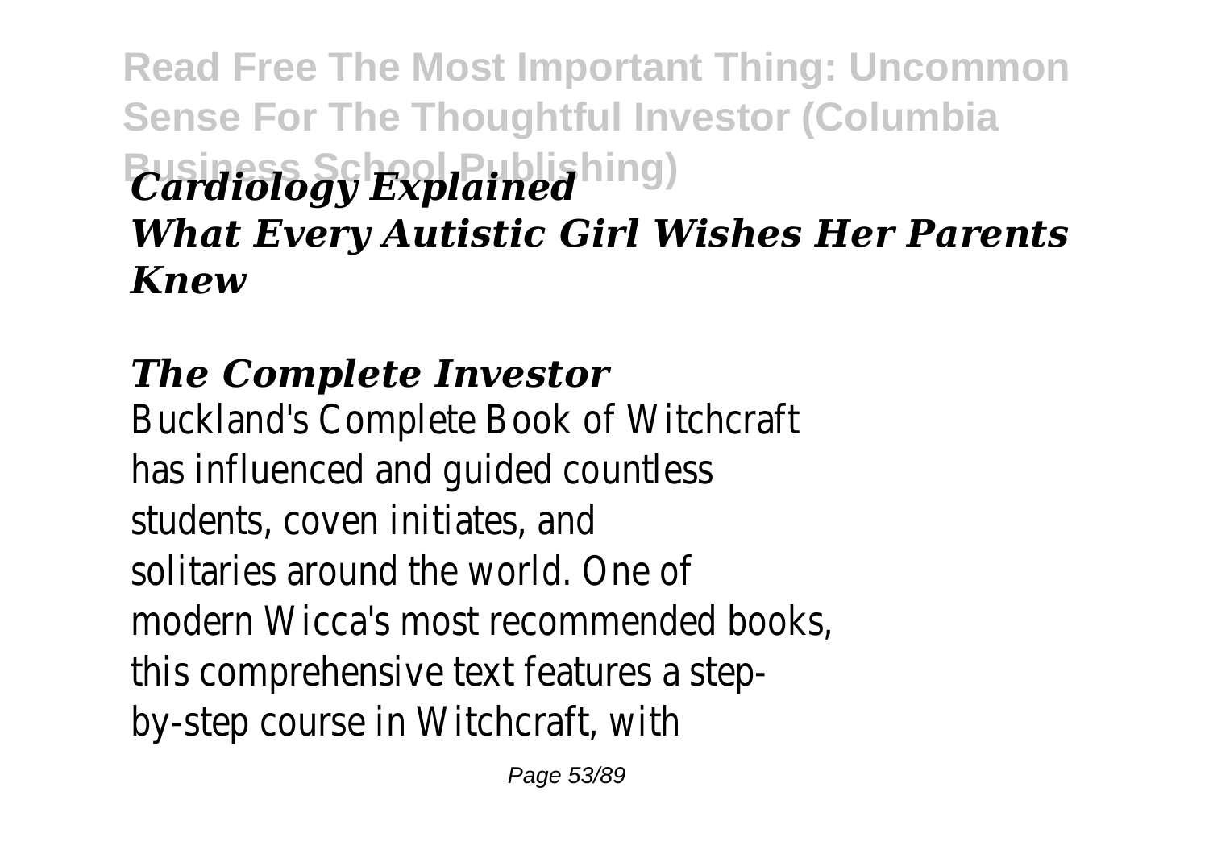*Cardiology Explained*

*What Every Autistic Girl Wishes Her Parents Knew*

## *The Complete Investor*

Buckland's Complete Book of Witchcraft has influenced and guided countless students, coven initiates, and solitaries around the world. One of modern Wicca's most recommended books, this comprehensive text features a step-by-step course in Witchcraft, with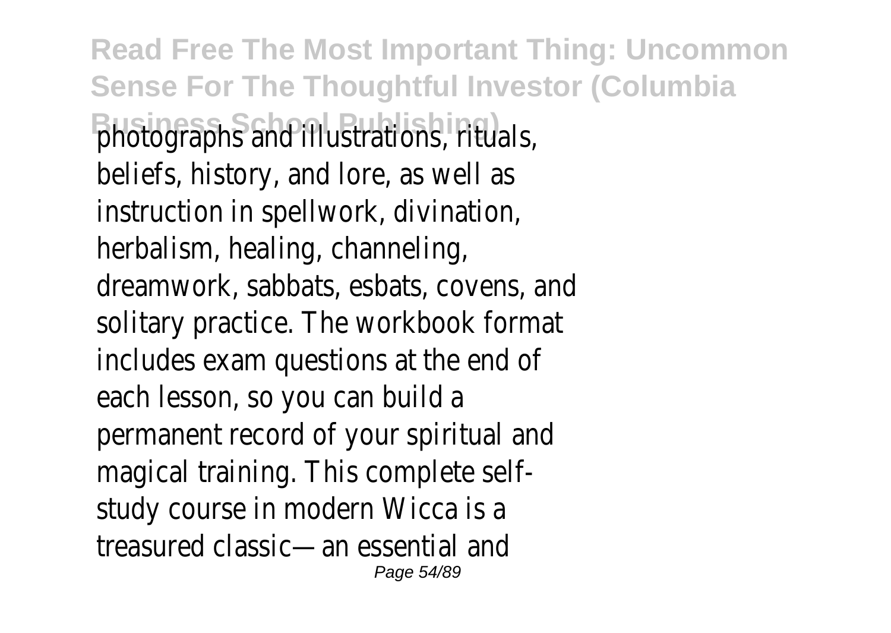photographs and illustrations, rituals, beliefs, history, and lore, as well as instruction in spellwork, divination, herbalism, healing, channeling, dreamwork, sabbats, esbats, covens, and solitary practice. The workbook format includes exam questions at the end of each lesson, so you can build a permanent record of your spiritual and magical training. This complete self-study course in modern Wicca is a treasured classic—an essential and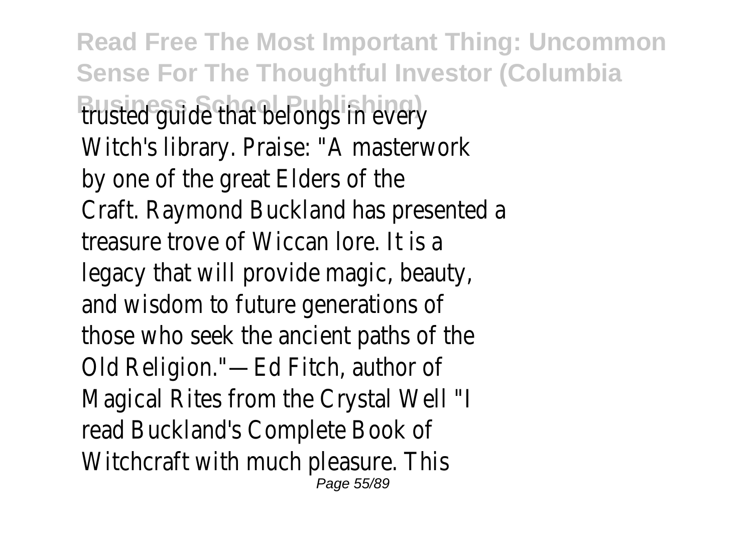trusted guide that belongs in every Witch's library. Praise: "A masterwork by one of the great Elders of the Craft. Raymond Buckland has presented a treasure trove of Wiccan lore. It is a legacy that will provide magic, beauty, and wisdom to future generations of those who seek the ancient paths of the Old Religion."—Ed Fitch, author of Magical Rites from the Crystal Well "I read Buckland's Complete Book of Witchcraft with much pleasure. This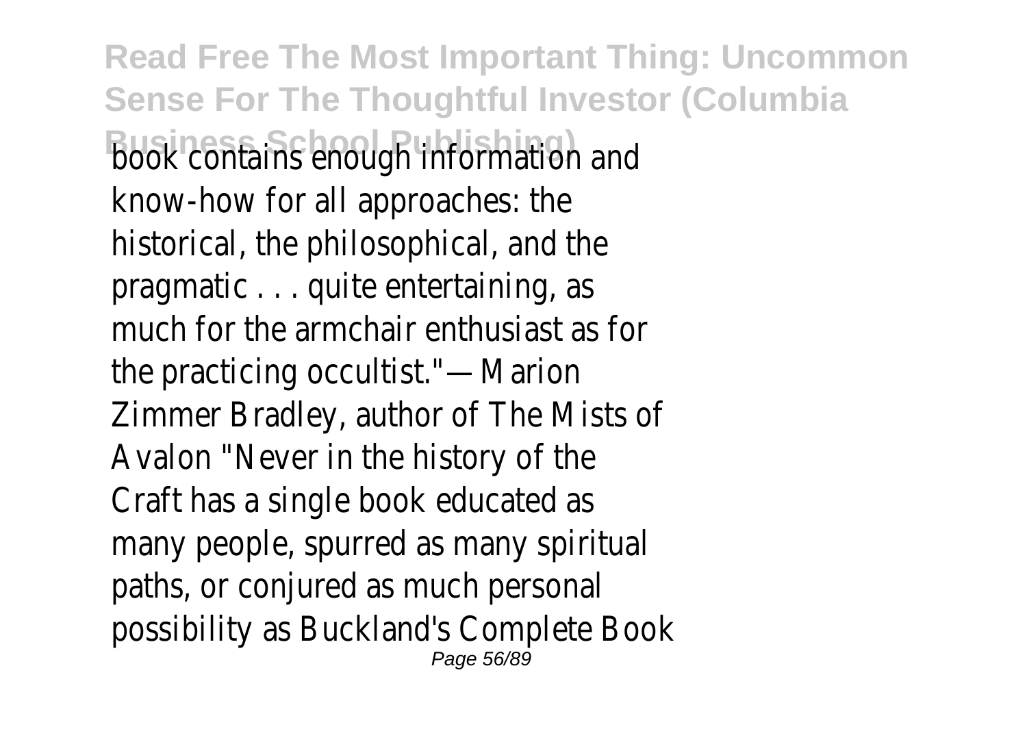book contains enough information and know-how for all approaches: the historical, the philosophical, and the pragmatic . . . quite entertaining, as much for the armchair enthusiast as for the practicing occultist."—Marion Zimmer Bradley, author of The Mists of Avalon "Never in the history of the Craft has a single book educated as many people, spurred as many spiritual paths, or conjured as much personal possibility as Buckland's Complete Book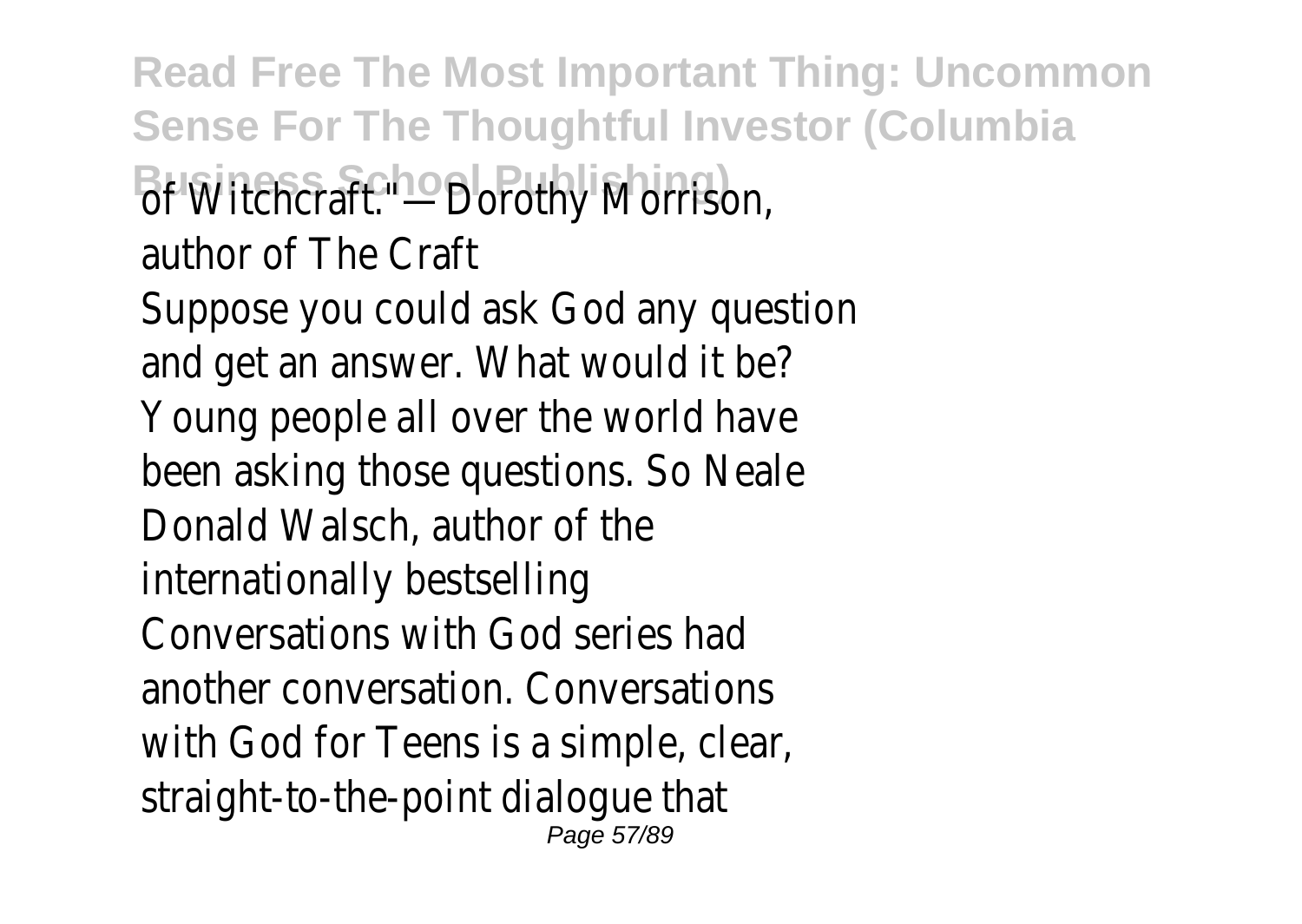of Witchcraft." —Dorothy Morrison, author of The Craft

Suppose you could ask God any question and get an answer. What would it be? Young people all over the world have been asking those questions. So Neale Donald Walsch, author of the internationally bestselling Conversations with God series had another conversation. Conversations with God for Teens is a simple, clear, straight-to-the-point dialogue that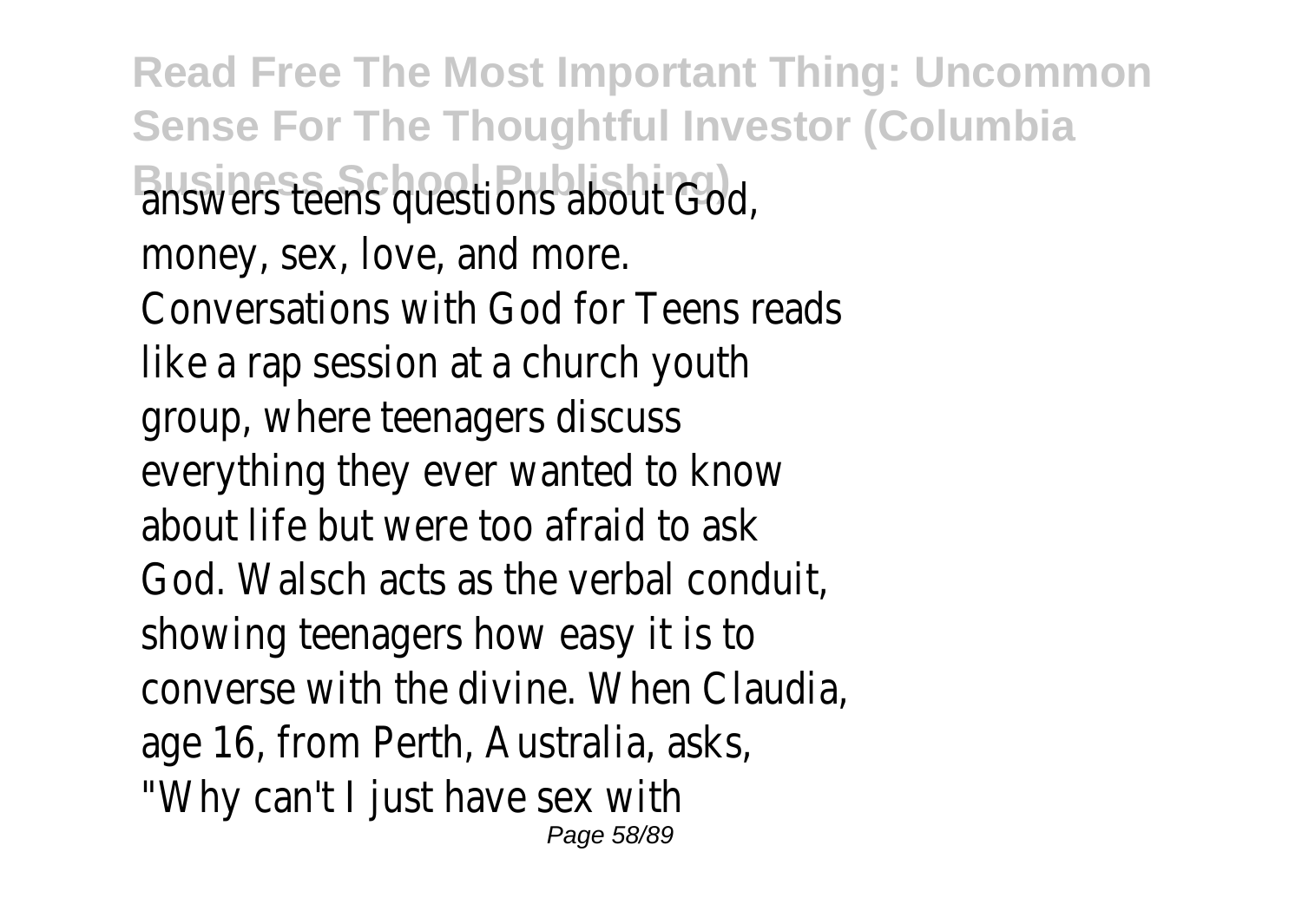answers teens questions about God, money, sex, love, and more. Conversations with God for Teens reads like a rap session at a church youth group, where teenagers discuss everything they ever wanted to know about life but were too afraid to ask God. Walsch acts as the verbal conduit, showing teenagers how easy it is to converse with the divine. When Claudia, age 16, from Perth, Australia, asks, "Why can't I just have sex with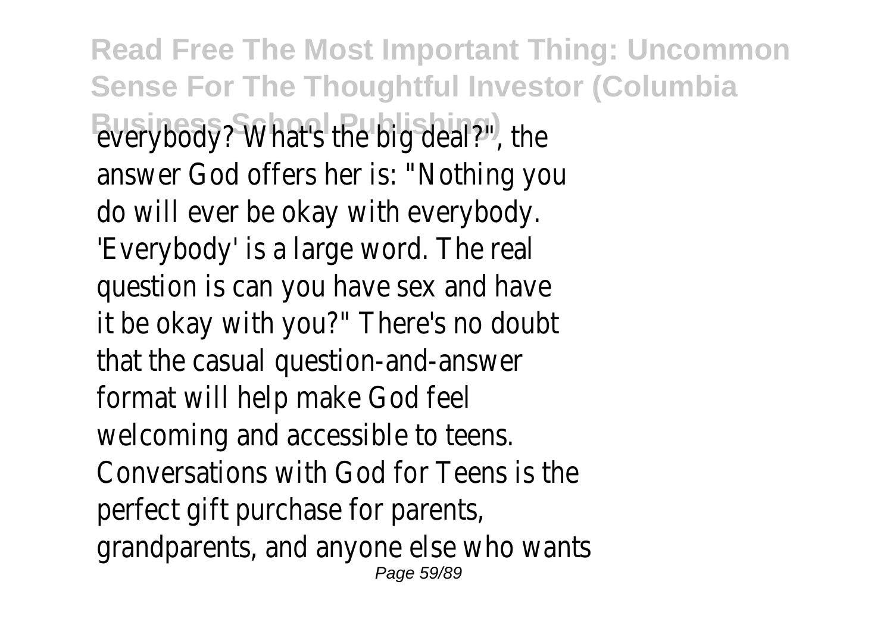everybody? What's the big deal?", the answer God offers her is: "Nothing you do will ever be okay with everybody. 'Everybody' is a large word. The real question is can you have sex and have it be okay with you?" There's no doubt that the casual question-and-answer format will help make God feel welcoming and accessible to teens. Conversations with God for Teens is the perfect gift purchase for parents, grandparents, and anyone else who wants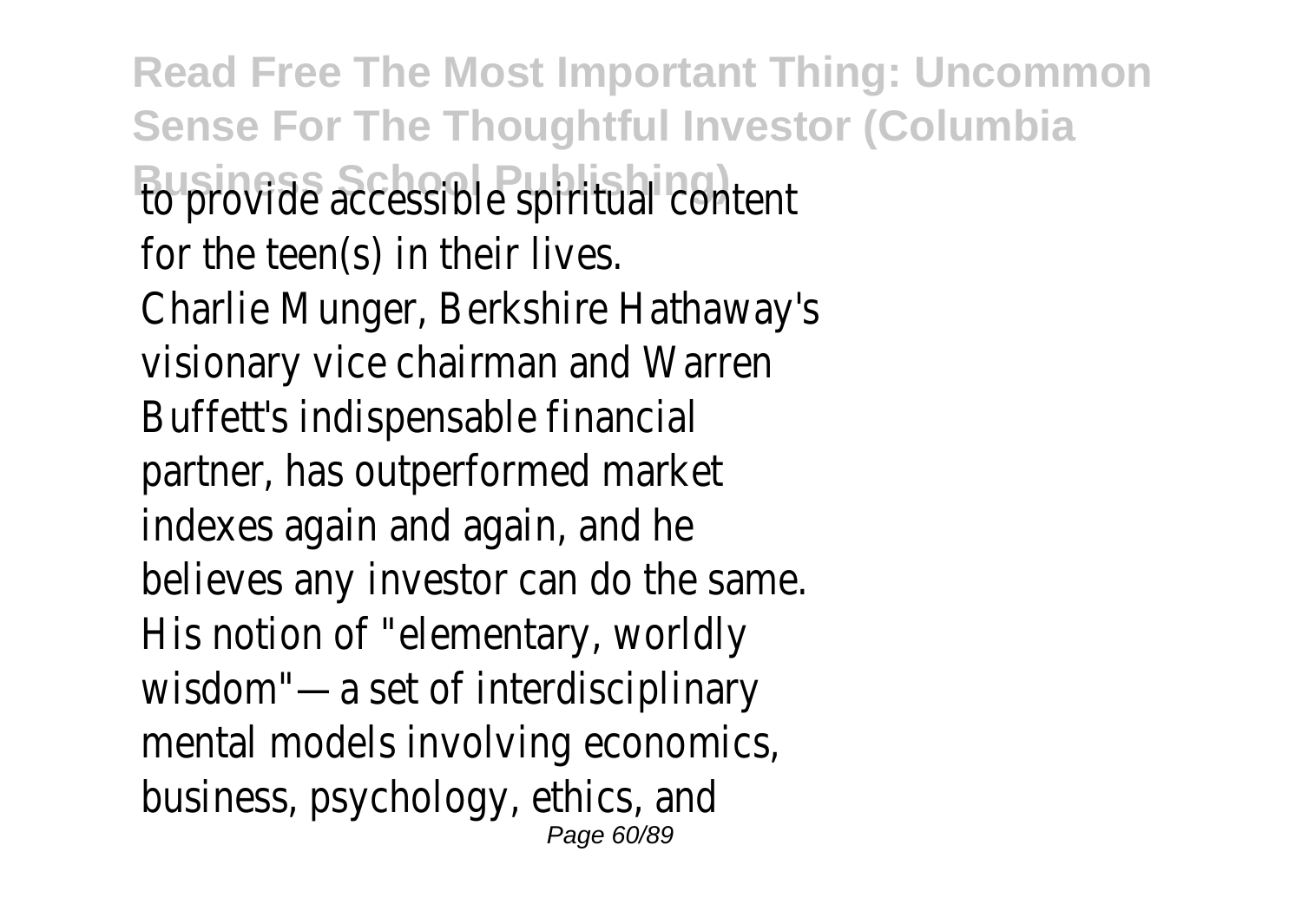to provide accessible spiritual content for the teen(s) in their lives.

Charlie Munger, Berkshire Hathaway's visionary vice chairman and Warren Buffett's indispensable financial partner, has outperformed market indexes again and again, and he believes any investor can do the same. His notion of "elementary, worldly wisdom"—a set of interdisciplinary mental models involving economics, business, psychology, ethics, and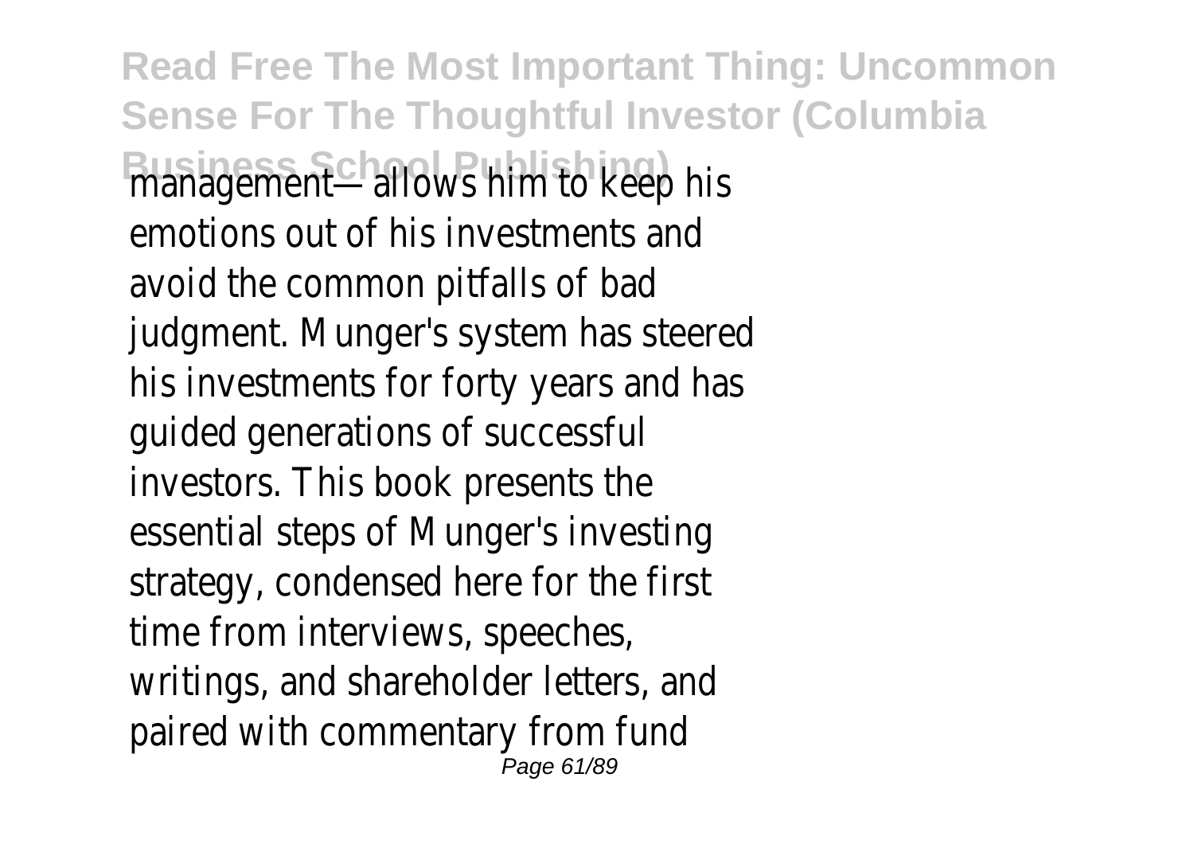management—allows him to keep his emotions out of his investments and avoid the common pitfalls of bad judgment. Munger's system has steered his investments for forty years and has guided generations of successful investors. This book presents the essential steps of Munger's investing strategy, condensed here for the first time from interviews, speeches, writings, and shareholder letters, and paired with commentary from fund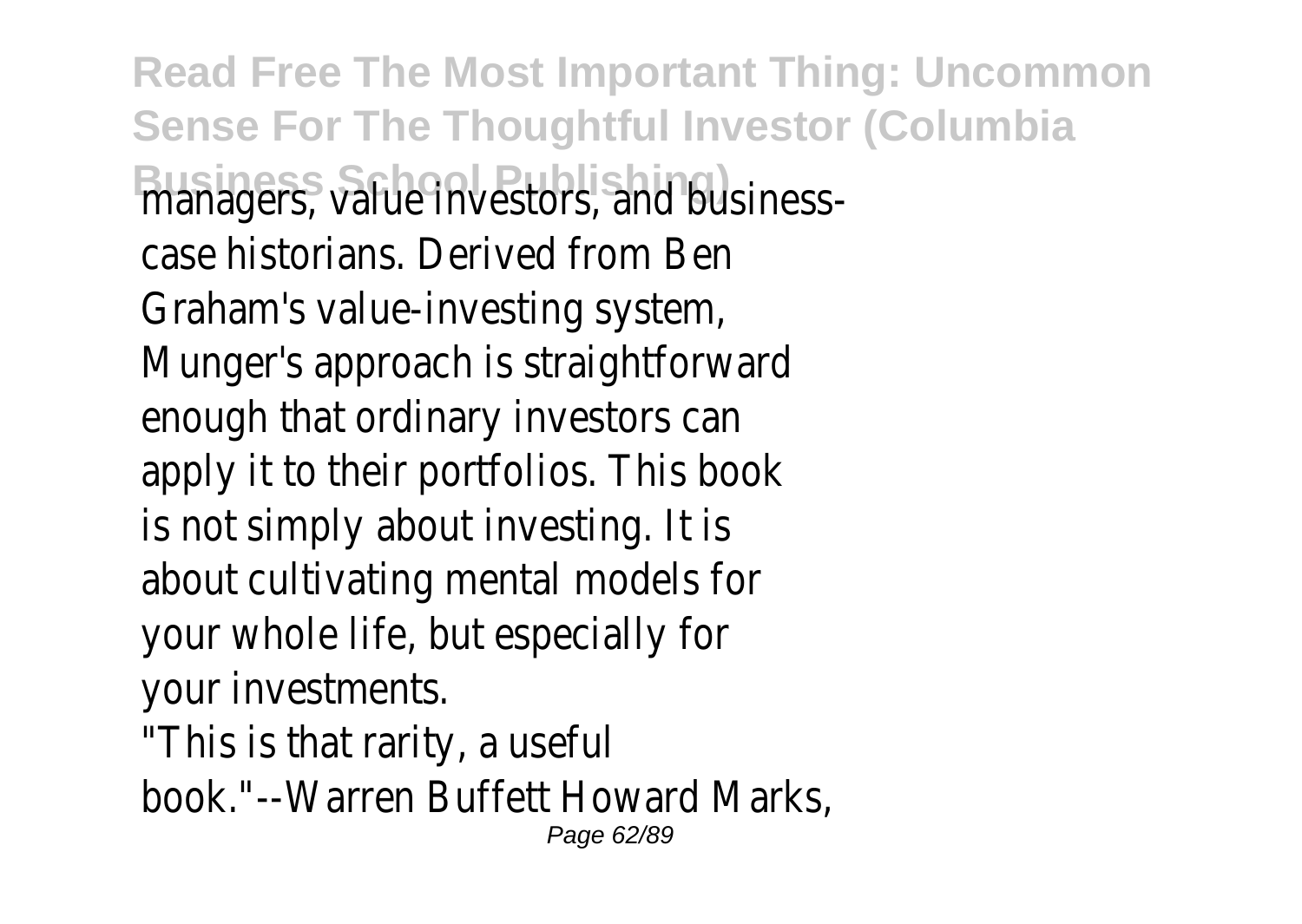managers, value investors, and business-case historians. Derived from Ben Graham's value-investing system, Munger's approach is straightforward enough that ordinary investors can apply it to their portfolios. This book is not simply about investing. It is about cultivating mental models for your whole life, but especially for your investments.

"This is that rarity, a useful book."--Warren Buffett Howard Marks,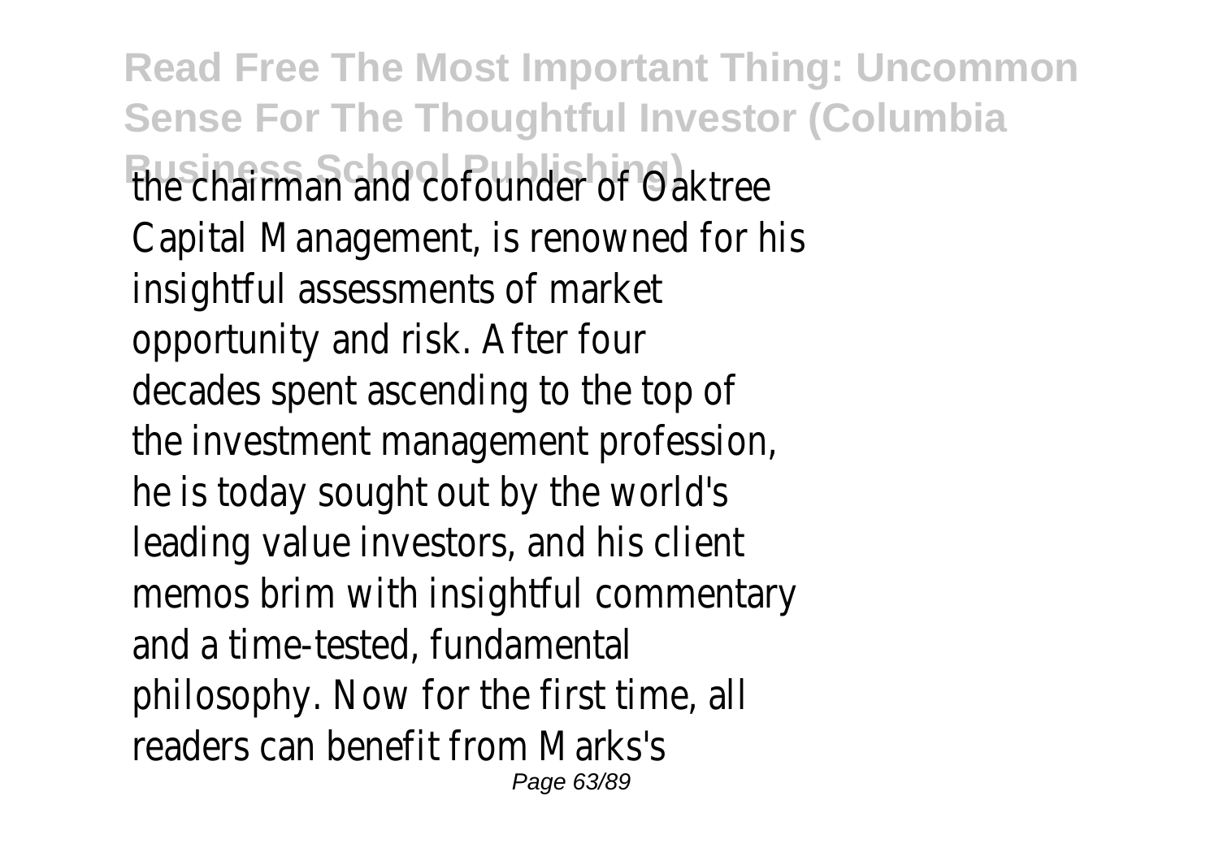the chairman and cofounder of Oaktree Capital Management, is renowned for his insightful assessments of market opportunity and risk. After four decades spent ascending to the top of the investment management profession, he is today sought out by the world's leading value investors, and his client memos brim with insightful commentary and a time-tested, fundamental philosophy. Now for the first time, all readers can benefit from Marks's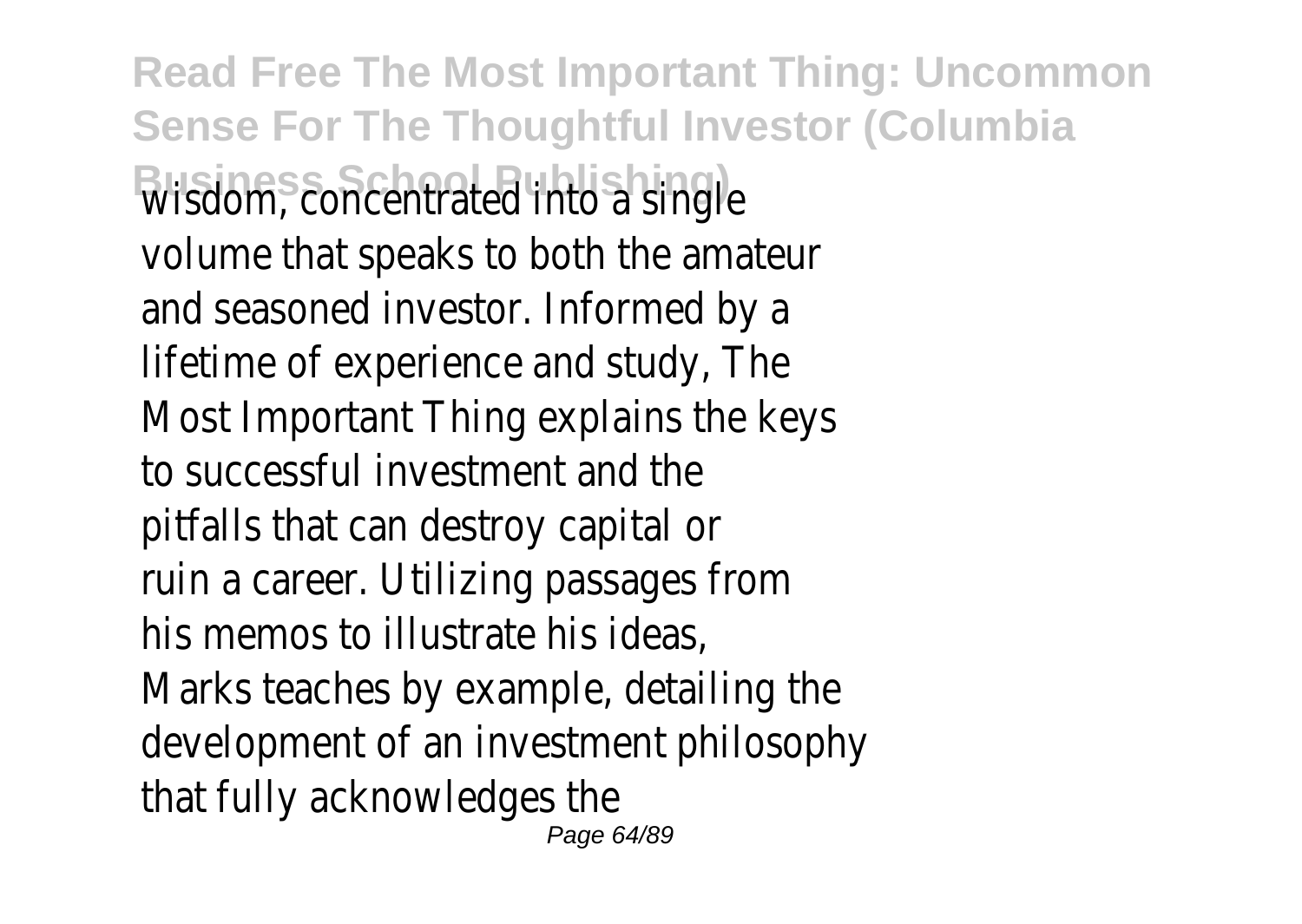wisdom, concentrated into a single volume that speaks to both the amateur and seasoned investor. Informed by a lifetime of experience and study, The Most Important Thing explains the keys to successful investment and the pitfalls that can destroy capital or ruin a career. Utilizing passages from his memos to illustrate his ideas, Marks teaches by example, detailing the development of an investment philosophy that fully acknowledges the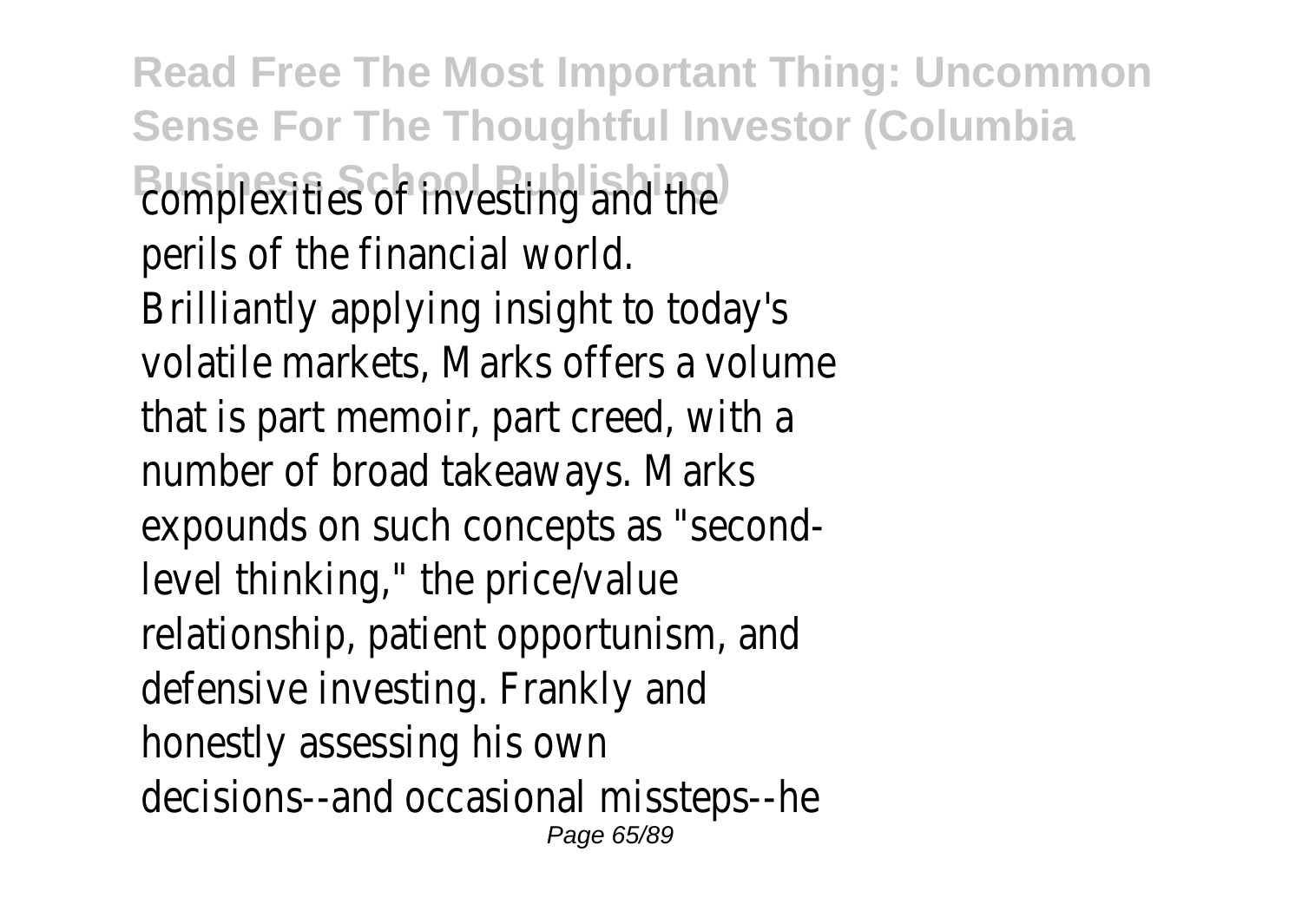complexities of investing and the perils of the financial world. Brilliantly applying insight to today's volatile markets, Marks offers a volume that is part memoir, part creed, with a number of broad takeaways. Marks expounds on such concepts as "second-level thinking," the price/value relationship, patient opportunism, and defensive investing. Frankly and honestly assessing his own decisions--and occasional missteps--he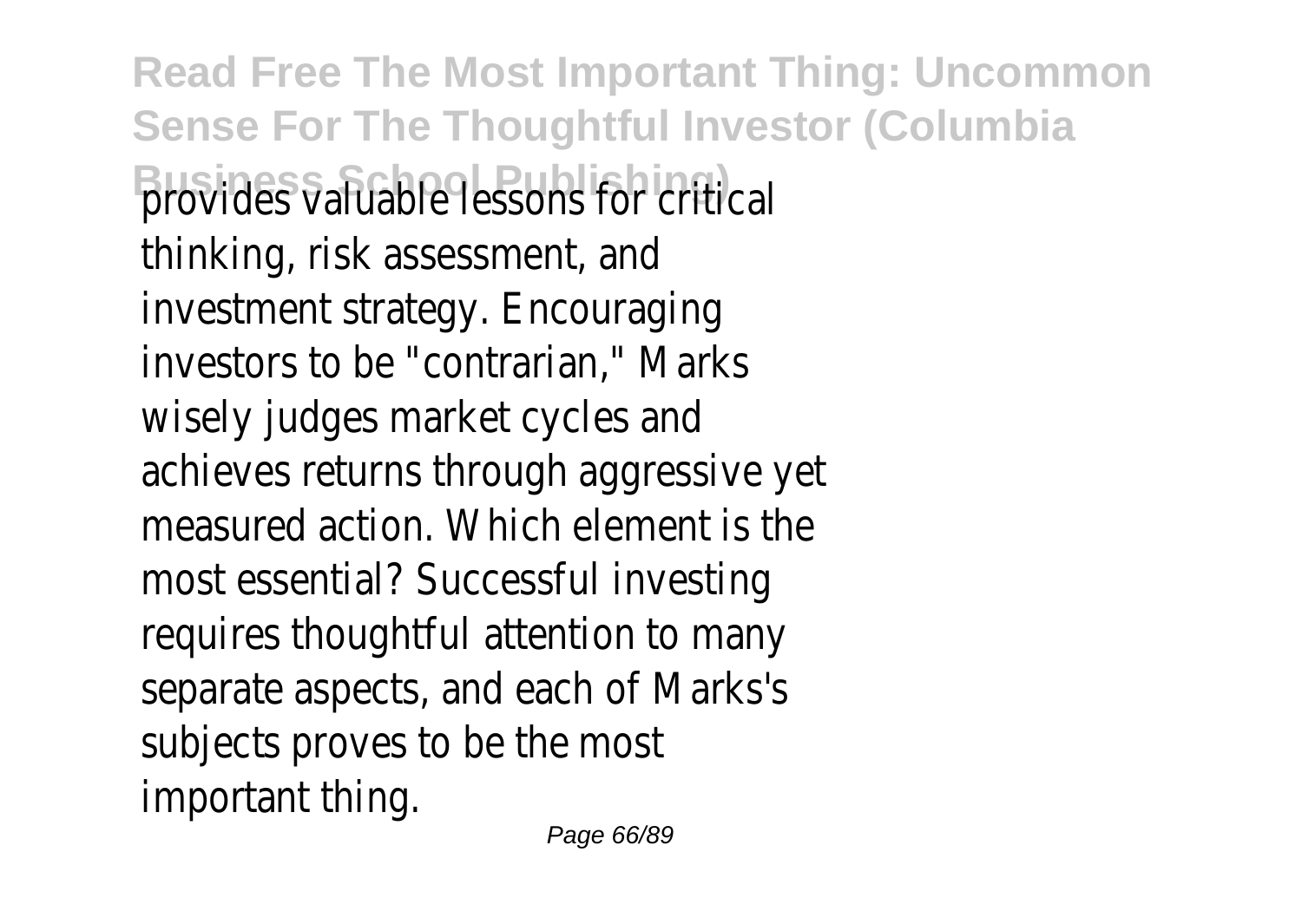provides valuable lessons for critical thinking, risk assessment, and investment strategy. Encouraging investors to be "contrarian," Marks wisely judges market cycles and achieves returns through aggressive yet measured action. Which element is the most essential? Successful investing requires thoughtful attention to many separate aspects, and each of Marks's subjects proves to be the most important thing.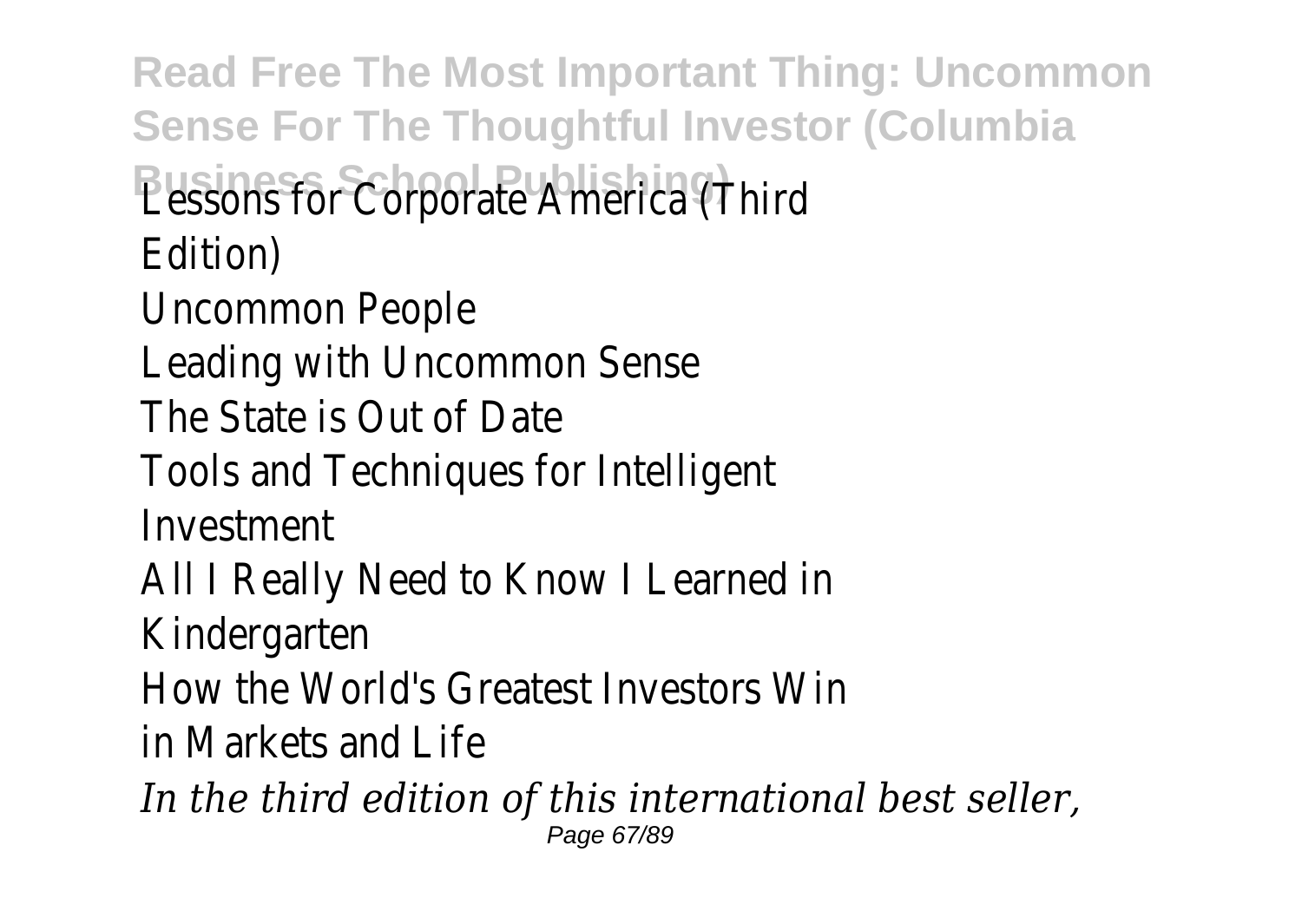Lessons for Corporate America (Third Edition)

Uncommon People

Leading with Uncommon Sense

The State is Out of Date

Tools and Techniques for Intelligent Investment

All I Really Need to Know I Learned in Kindergarten

How the World's Greatest Investors Win in Markets and Life

*In the third edition of this international best seller,*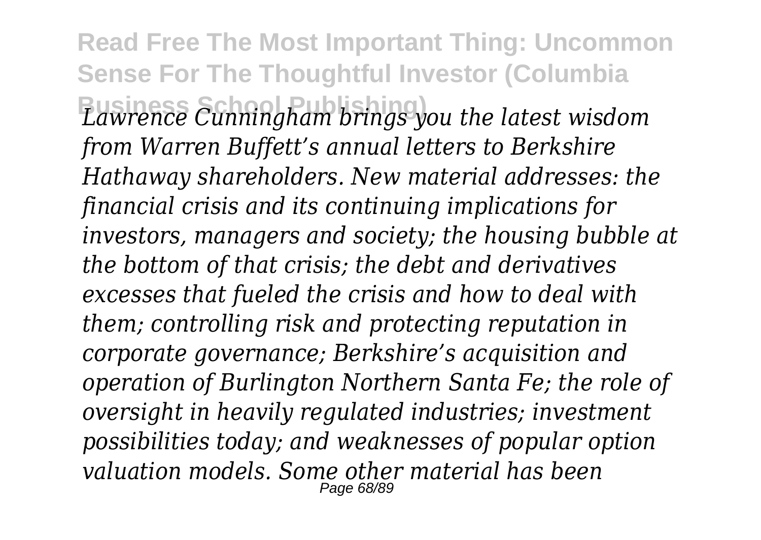*Lawrence Cunningham brings you the latest wisdom from Warren Buffett's annual letters to Berkshire Hathaway shareholders. New material addresses: the financial crisis and its continuing implications for investors, managers and society; the housing bubble at the bottom of that crisis; the debt and derivatives excesses that fueled the crisis and how to deal with them; controlling risk and protecting reputation in corporate governance; Berkshire's acquisition and operation of Burlington Northern Santa Fe; the role of oversight in heavily regulated industries; investment possibilities today; and weaknesses of popular option valuation models. Some other material has been*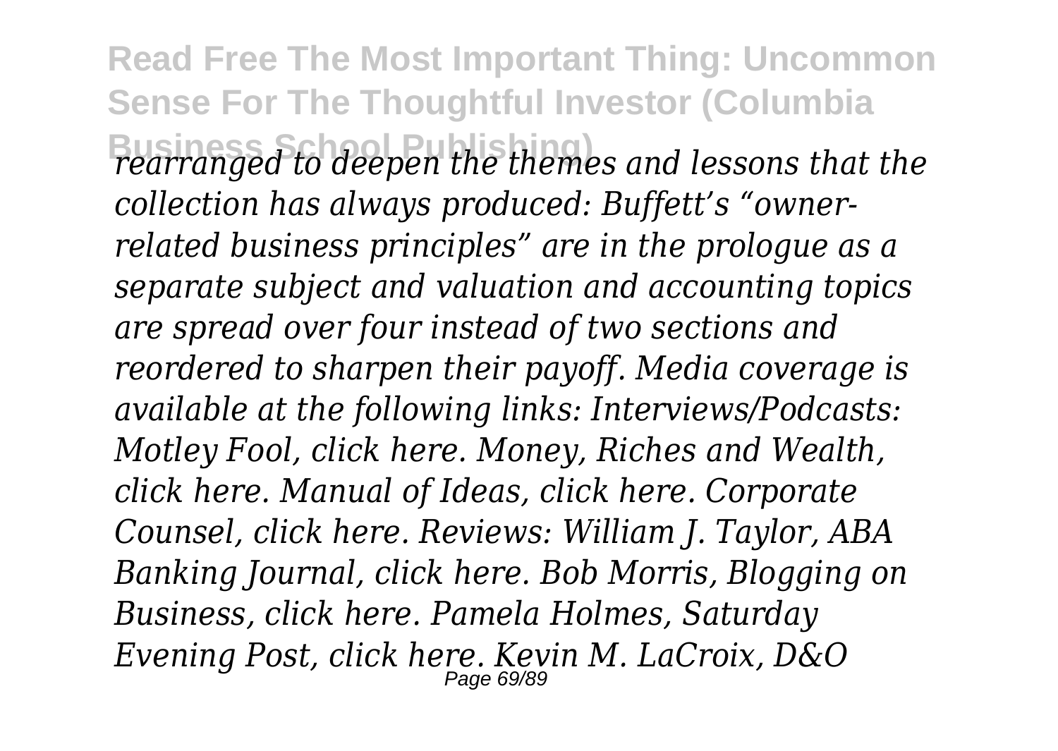*rearranged to deepen the themes and lessons that the collection has always produced: Buffett's "owner-related business principles" are in the prologue as a separate subject and valuation and accounting topics are spread over four instead of two sections and reordered to sharpen their payoff. Media coverage is available at the following links: Interviews/Podcasts: Motley Fool, click here. Money, Riches and Wealth, click here. Manual of Ideas, click here. Corporate Counsel, click here. Reviews: William J. Taylor, ABA Banking Journal, click here. Bob Morris, Blogging on Business, click here. Pamela Holmes, Saturday Evening Post, click here. Kevin M. LaCroix, D&O*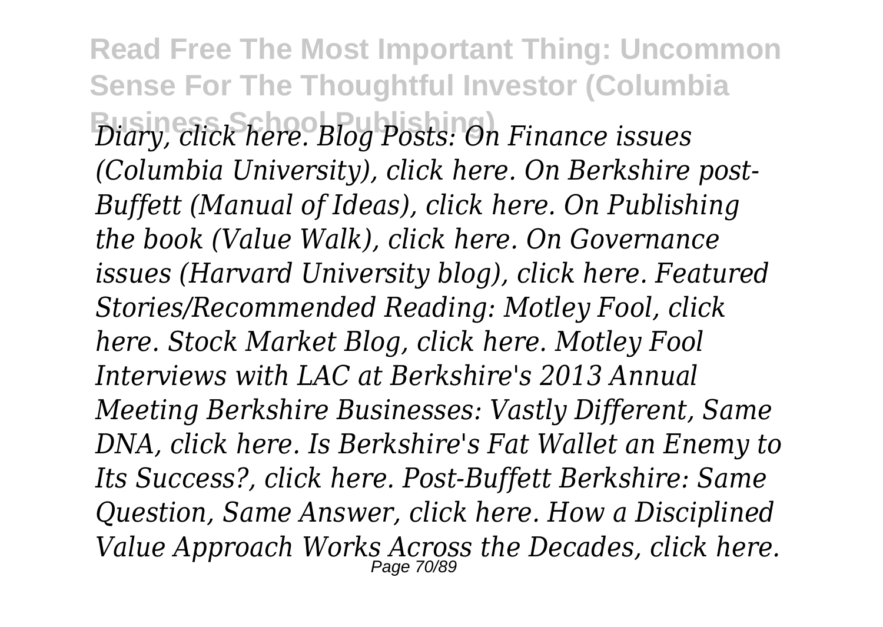*Diary, click here. Blog Posts: On Finance issues (Columbia University), click here. On Berkshire post-Buffett (Manual of Ideas), click here. On Publishing the book (Value Walk), click here. On Governance issues (Harvard University blog), click here. Featured Stories/Recommended Reading: Motley Fool, click here. Stock Market Blog, click here. Motley Fool Interviews with LAC at Berkshire's 2013 Annual Meeting Berkshire Businesses: Vastly Different, Same DNA, click here. Is Berkshire's Fat Wallet an Enemy to Its Success?, click here. Post-Buffett Berkshire: Same Question, Same Answer, click here. How a Disciplined Value Approach Works Across the Decades, click here.*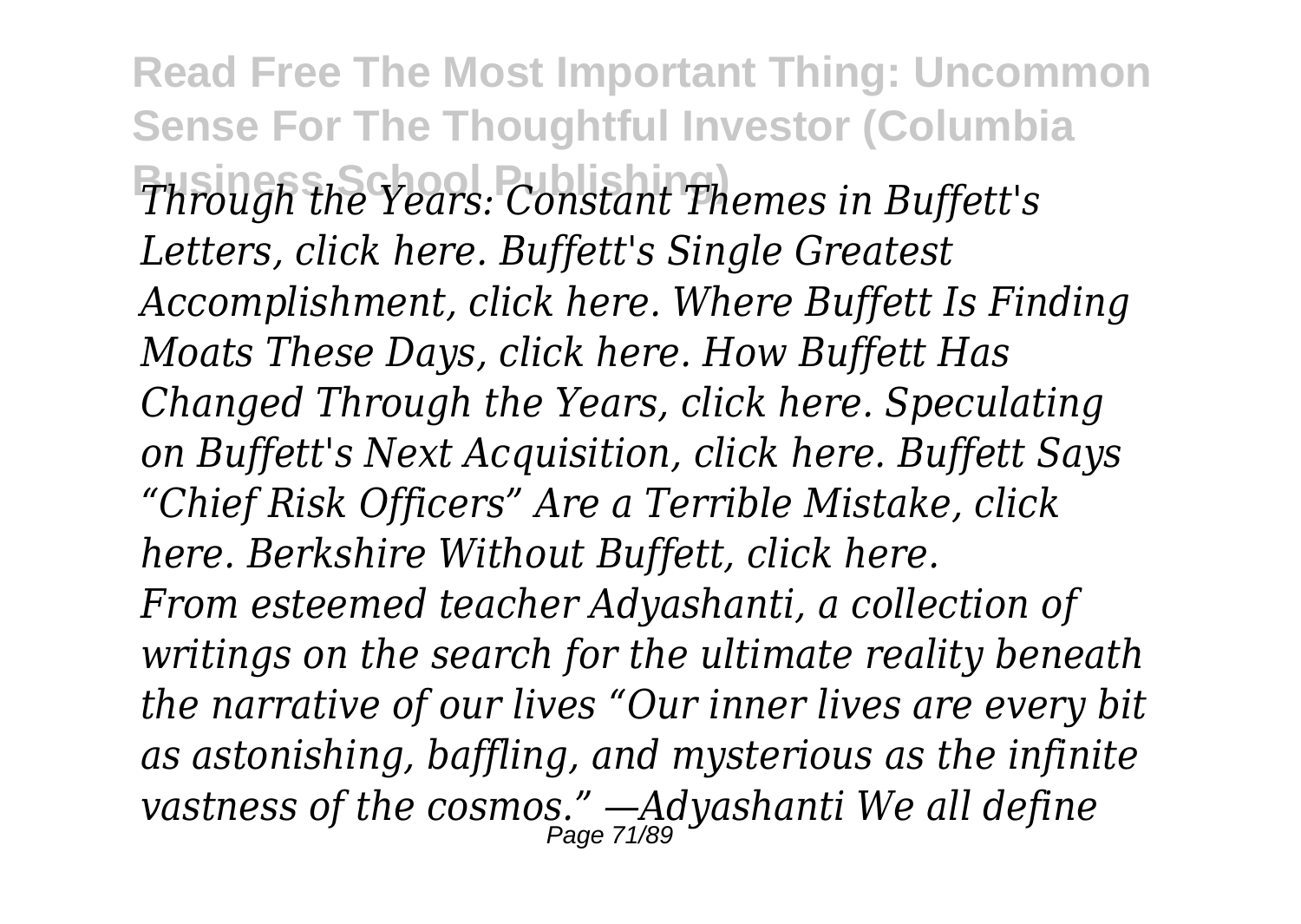*Through the Years: Constant Themes in Buffett's Letters, click here. Buffett's Single Greatest Accomplishment, click here. Where Buffett Is Finding Moats These Days, click here. How Buffett Has Changed Through the Years, click here. Speculating on Buffett's Next Acquisition, click here. Buffett Says "Chief Risk Officers" Are a Terrible Mistake, click here. Berkshire Without Buffett, click here.*

*From esteemed teacher Adyashanti, a collection of writings on the search for the ultimate reality beneath the narrative of our lives "Our inner lives are every bit as astonishing, baffling, and mysterious as the infinite vastness of the cosmos." —Adyashanti We all define*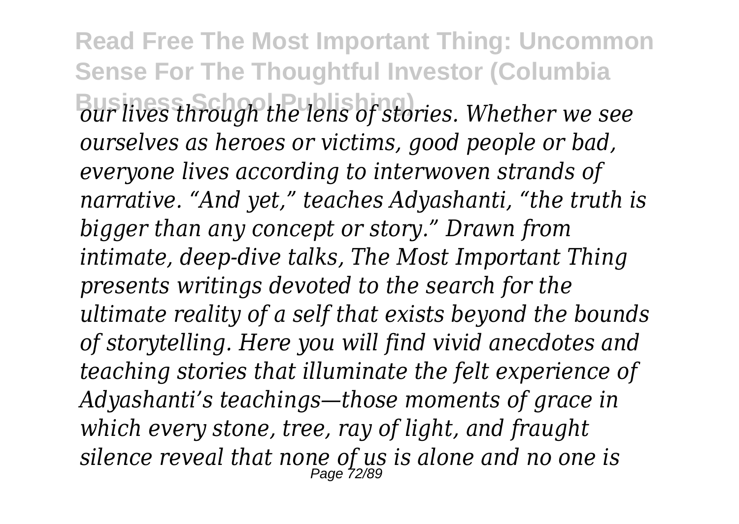*our lives through the lens of stories. Whether we see ourselves as heroes or victims, good people or bad, everyone lives according to interwoven strands of narrative. "And yet," teaches Adyashanti, "the truth is bigger than any concept or story." Drawn from intimate, deep-dive talks, The Most Important Thing presents writings devoted to the search for the ultimate reality of a self that exists beyond the bounds of storytelling. Here you will find vivid anecdotes and teaching stories that illuminate the felt experience of Adyashanti's teachings—those moments of grace in which every stone, tree, ray of light, and fraught silence reveal that none of us is alone and no one is*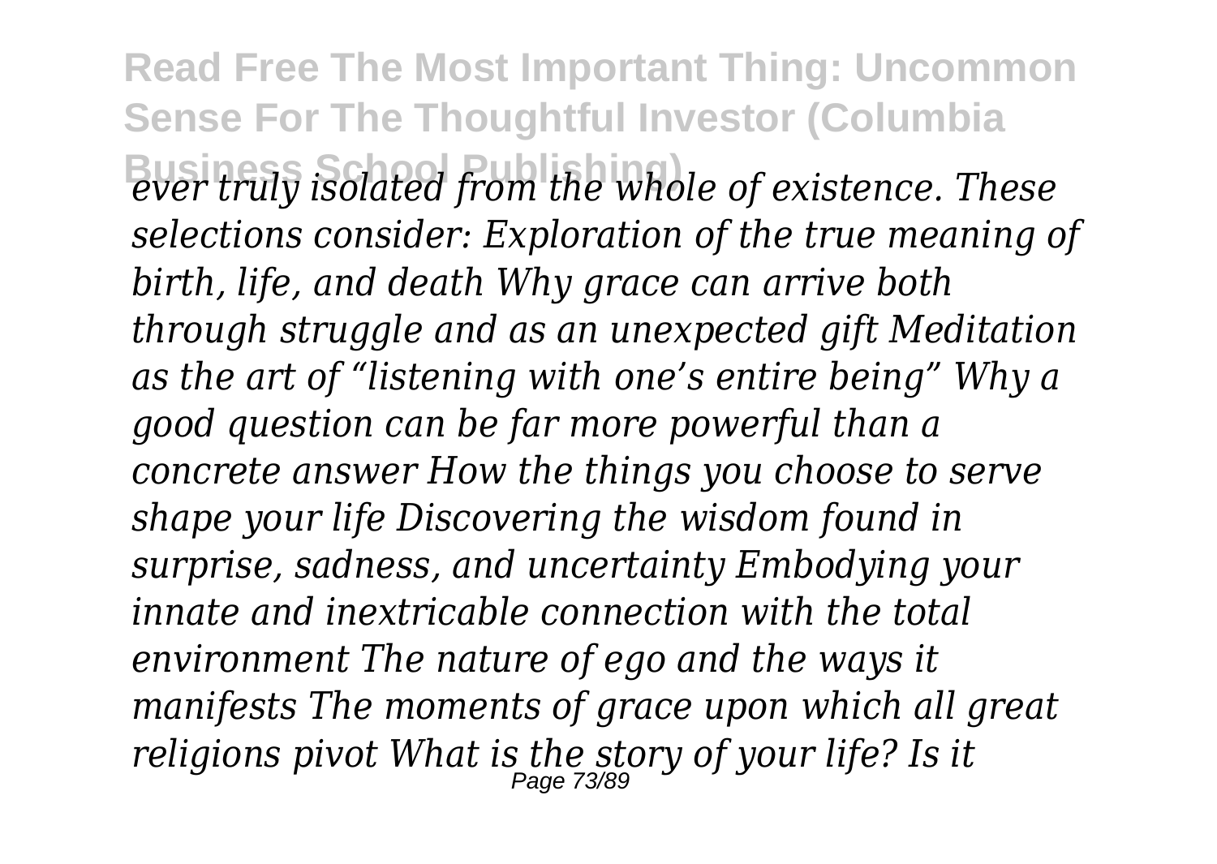*ever truly isolated from the whole of existence. These selections consider: Exploration of the true meaning of birth, life, and death Why grace can arrive both through struggle and as an unexpected gift Meditation as the art of "listening with one's entire being" Why a good question can be far more powerful than a concrete answer How the things you choose to serve shape your life Discovering the wisdom found in surprise, sadness, and uncertainty Embodying your innate and inextricable connection with the total environment The nature of ego and the ways it manifests The moments of grace upon which all great religions pivot What is the story of your life? Is it*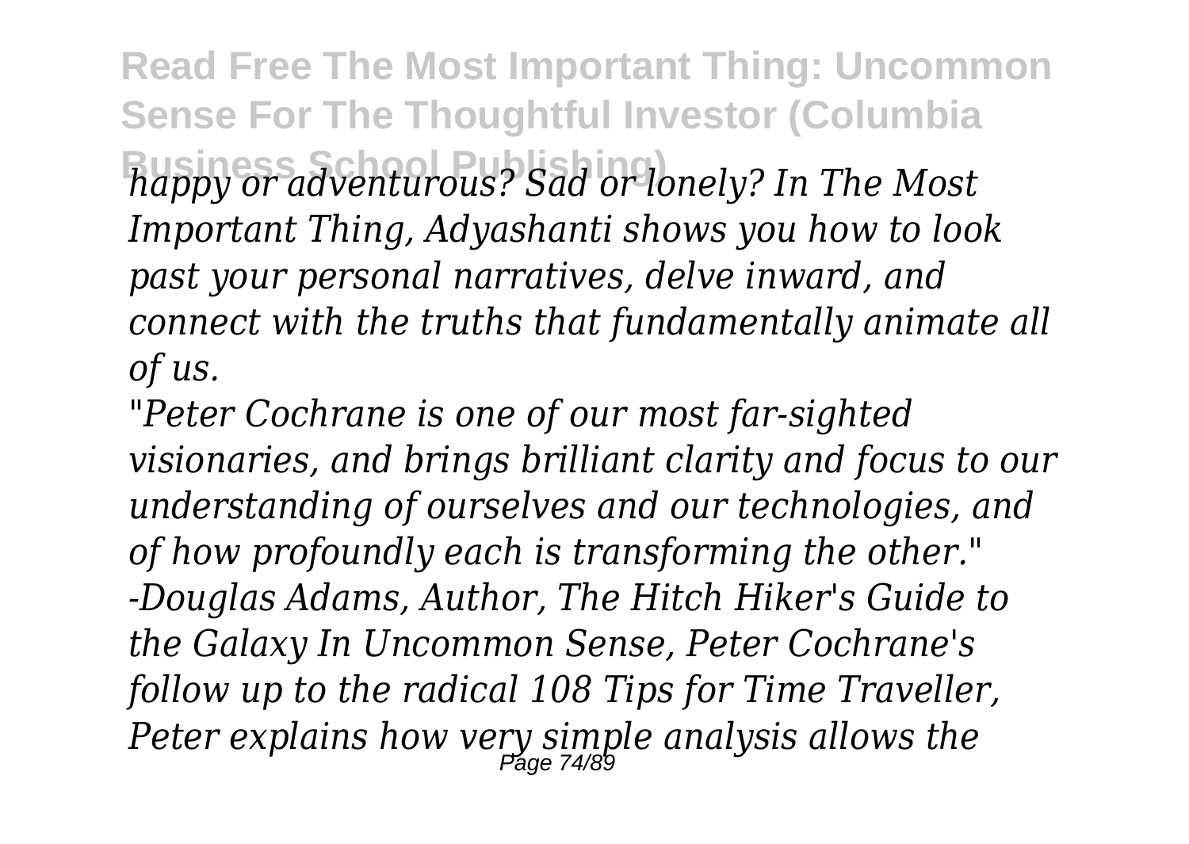*happy or adventurous? Sad or lonely? In The Most Important Thing, Adyashanti shows you how to look past your personal narratives, delve inward, and connect with the truths that fundamentally animate all of us.*

*"Peter Cochrane is one of our most far-sighted visionaries, and brings brilliant clarity and focus to our understanding of ourselves and our technologies, and of how profoundly each is transforming the other." -Douglas Adams, Author, The Hitch Hiker's Guide to the Galaxy In Uncommon Sense, Peter Cochrane's follow up to the radical 108 Tips for Time Traveller, Peter explains how very simple analysis allows the*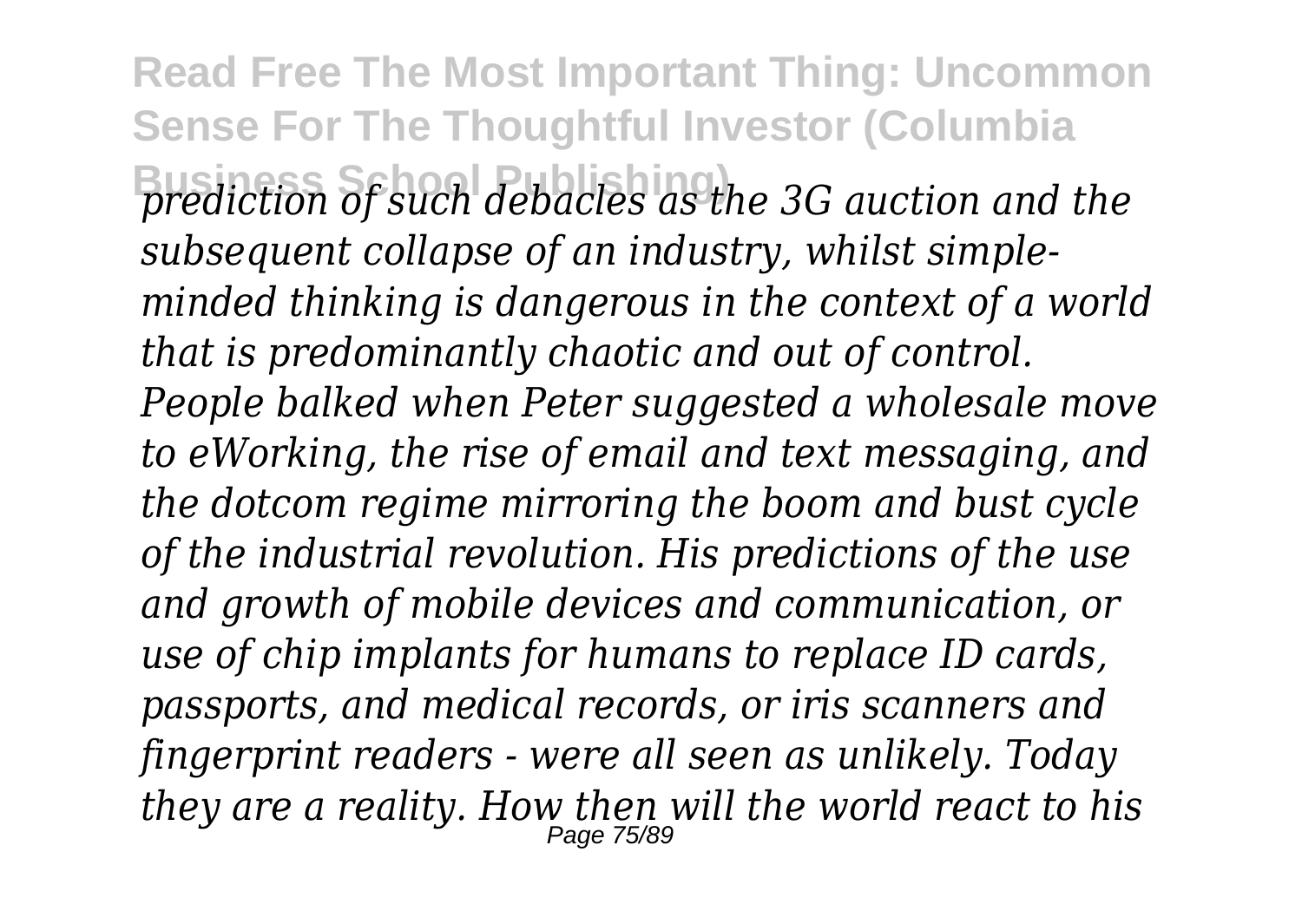*prediction of such debacles as the 3G auction and the subsequent collapse of an industry, whilst simple-minded thinking is dangerous in the context of a world that is predominantly chaotic and out of control. People balked when Peter suggested a wholesale move to eWorking, the rise of email and text messaging, and the dotcom regime mirroring the boom and bust cycle of the industrial revolution. His predictions of the use and growth of mobile devices and communication, or use of chip implants for humans to replace ID cards, passports, and medical records, or iris scanners and fingerprint readers - were all seen as unlikely. Today they are a reality. How then will the world react to his*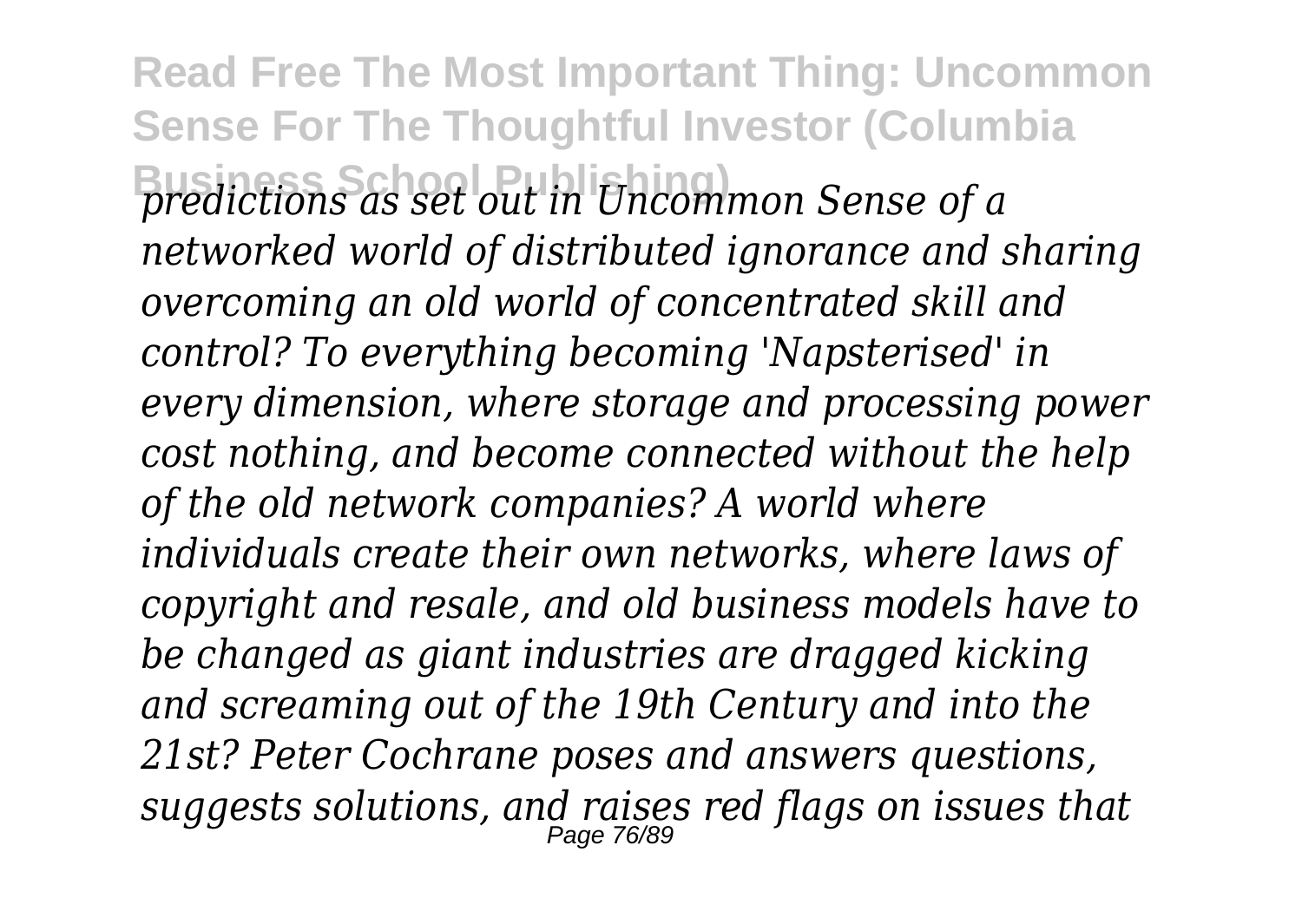*predictions as set out in Uncommon Sense of a networked world of distributed ignorance and sharing overcoming an old world of concentrated skill and control? To everything becoming 'Napsterised' in every dimension, where storage and processing power cost nothing, and become connected without the help of the old network companies? A world where individuals create their own networks, where laws of copyright and resale, and old business models have to be changed as giant industries are dragged kicking and screaming out of the 19th Century and into the 21st? Peter Cochrane poses and answers questions, suggests solutions, and raises red flags on issues that*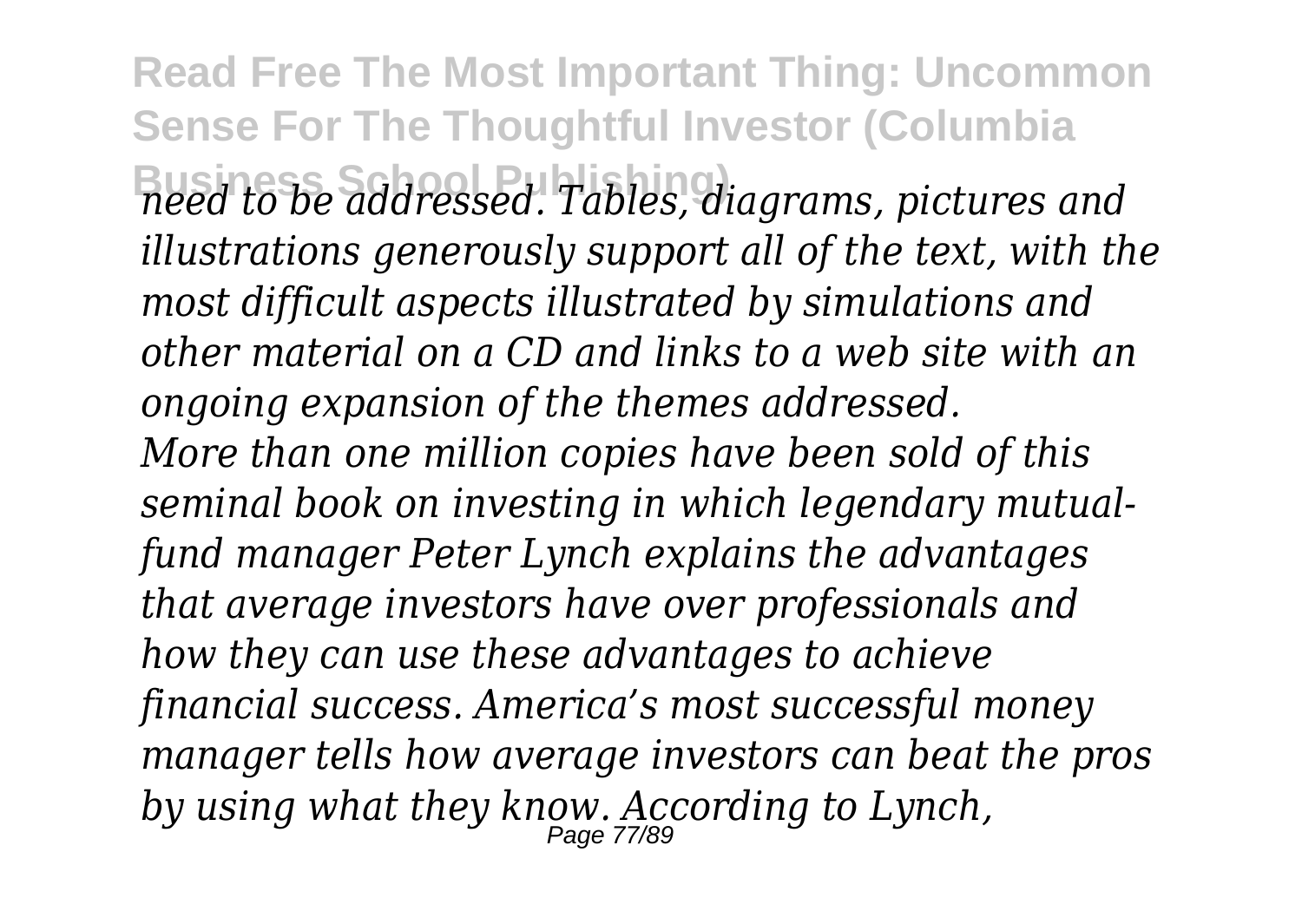*need to be addressed. Tables, diagrams, pictures and illustrations generously support all of the text, with the most difficult aspects illustrated by simulations and other material on a CD and links to a web site with an ongoing expansion of the themes addressed.*

*More than one million copies have been sold of this seminal book on investing in which legendary mutual-fund manager Peter Lynch explains the advantages that average investors have over professionals and how they can use these advantages to achieve financial success. America's most successful money manager tells how average investors can beat the pros by using what they know. According to Lynch,*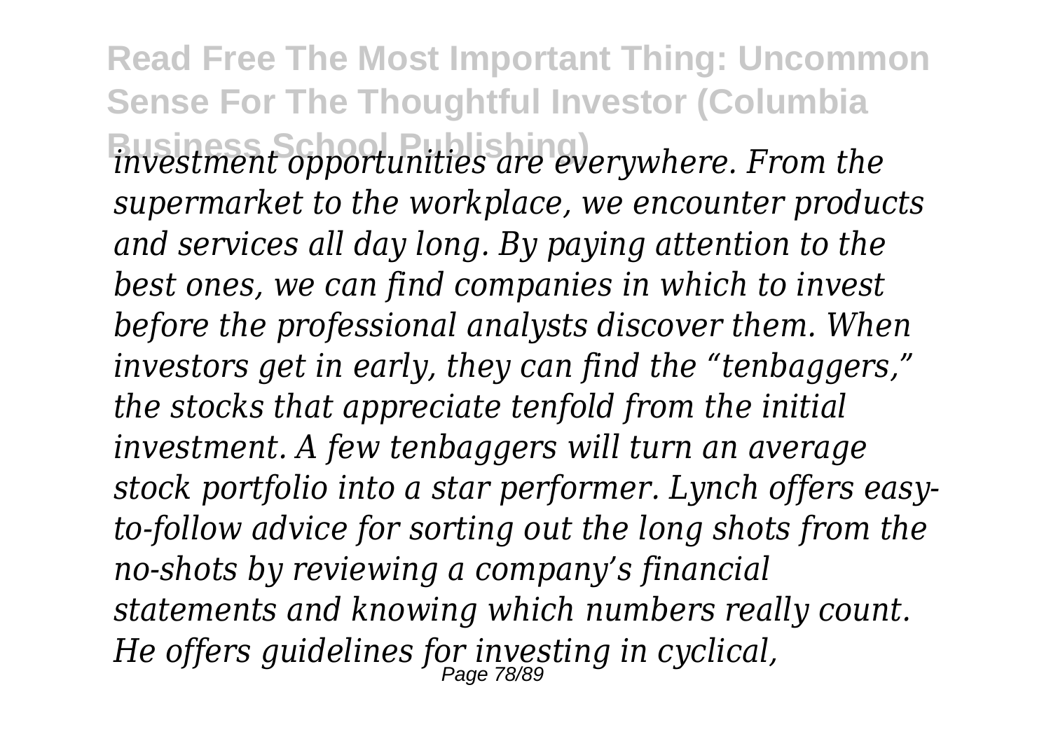*investment opportunities are everywhere. From the supermarket to the workplace, we encounter products and services all day long. By paying attention to the best ones, we can find companies in which to invest before the professional analysts discover them. When investors get in early, they can find the "tenbaggers," the stocks that appreciate tenfold from the initial investment. A few tenbaggers will turn an average stock portfolio into a star performer. Lynch offers easy-to-follow advice for sorting out the long shots from the no-shots by reviewing a company's financial statements and knowing which numbers really count. He offers guidelines for investing in cyclical,*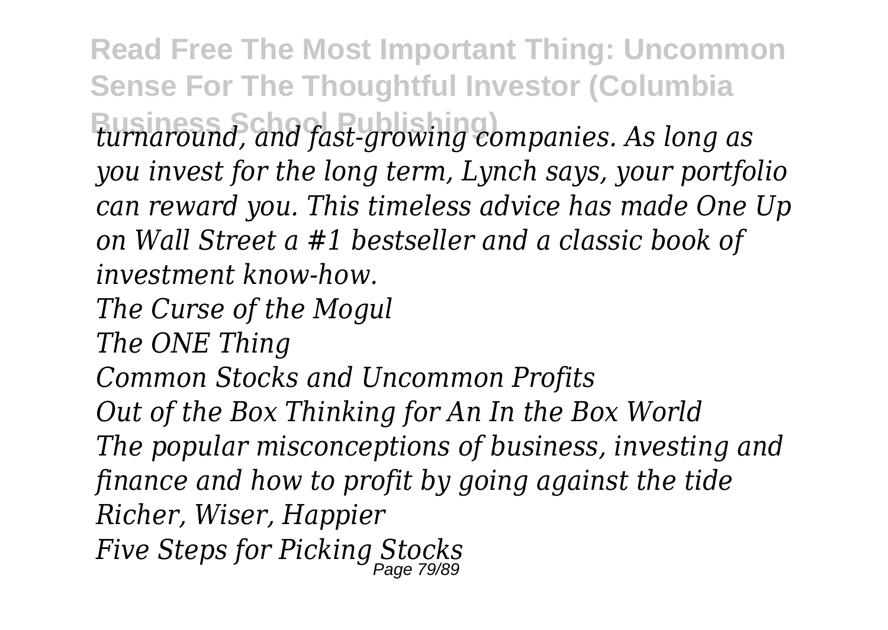*turnaround, and fast-growing companies. As long as you invest for the long term, Lynch says, your portfolio can reward you. This timeless advice has made One Up on Wall Street a #1 bestseller and a classic book of investment know-how.*

*The Curse of the Mogul*

*The ONE Thing*

*Common Stocks and Uncommon Profits*

*Out of the Box Thinking for An In the Box World*

*The popular misconceptions of business, investing and finance and how to profit by going against the tide*

*Richer, Wiser, Happier*

*Five Steps for Picking Stocks*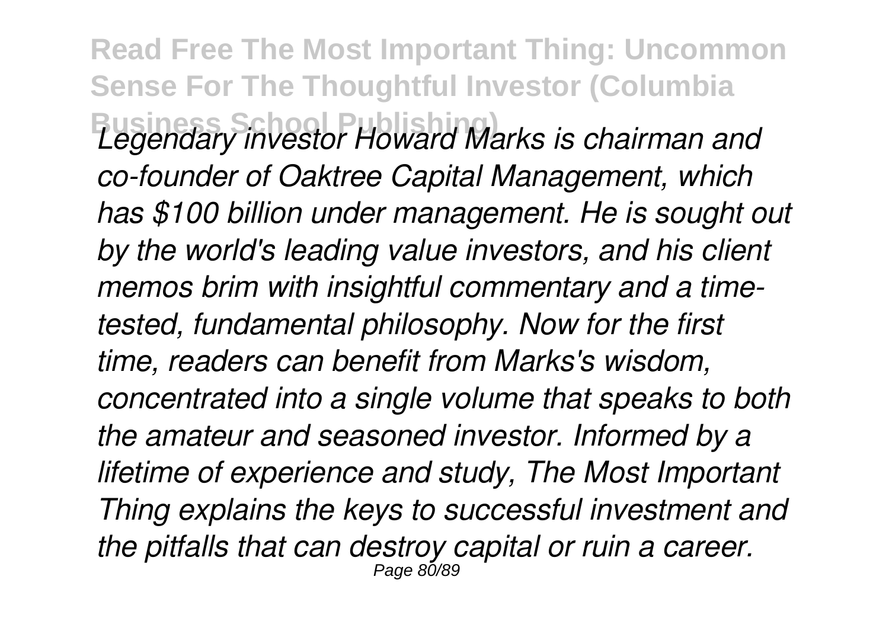*Legendary investor Howard Marks is chairman and co-founder of Oaktree Capital Management, which has $100 billion under management. He is sought out by the world's leading value investors, and his client memos brim with insightful commentary and a time-tested, fundamental philosophy. Now for the first time, readers can benefit from Marks's wisdom, concentrated into a single volume that speaks to both the amateur and seasoned investor. Informed by a lifetime of experience and study, The Most Important Thing explains the keys to successful investment and the pitfalls that can destroy capital or ruin a career.*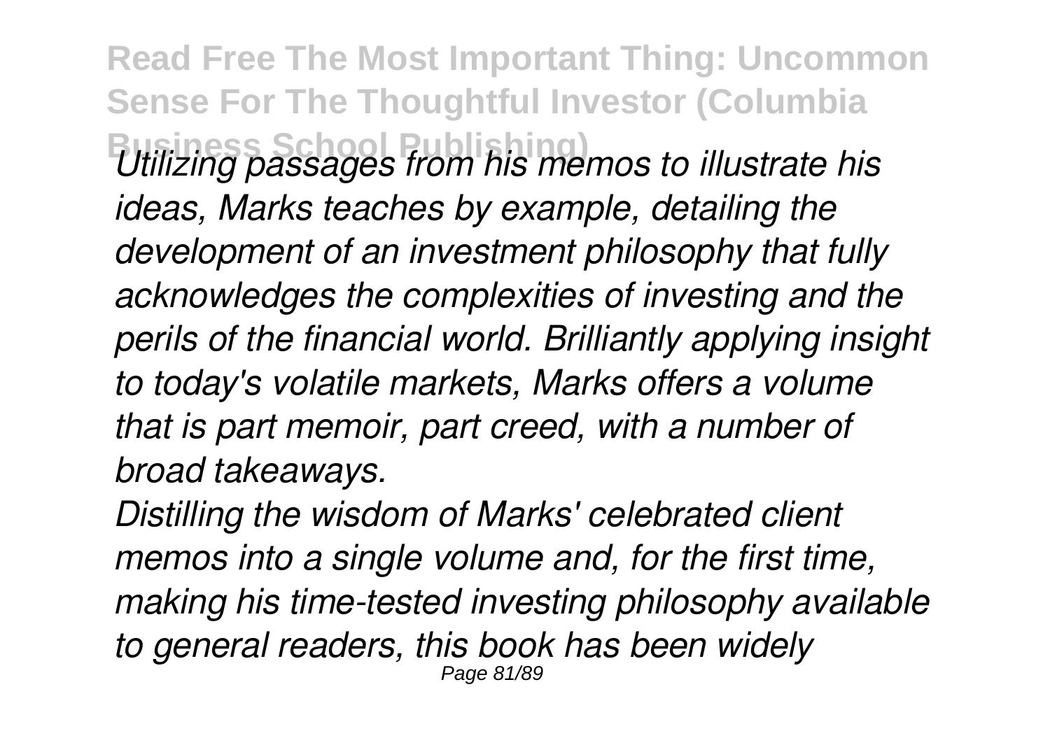*Utilizing passages from his memos to illustrate his ideas, Marks teaches by example, detailing the development of an investment philosophy that fully acknowledges the complexities of investing and the perils of the financial world. Brilliantly applying insight to today's volatile markets, Marks offers a volume that is part memoir, part creed, with a number of broad takeaways.*

*Distilling the wisdom of Marks' celebrated client memos into a single volume and, for the first time, making his time-tested investing philosophy available to general readers, this book has been widely*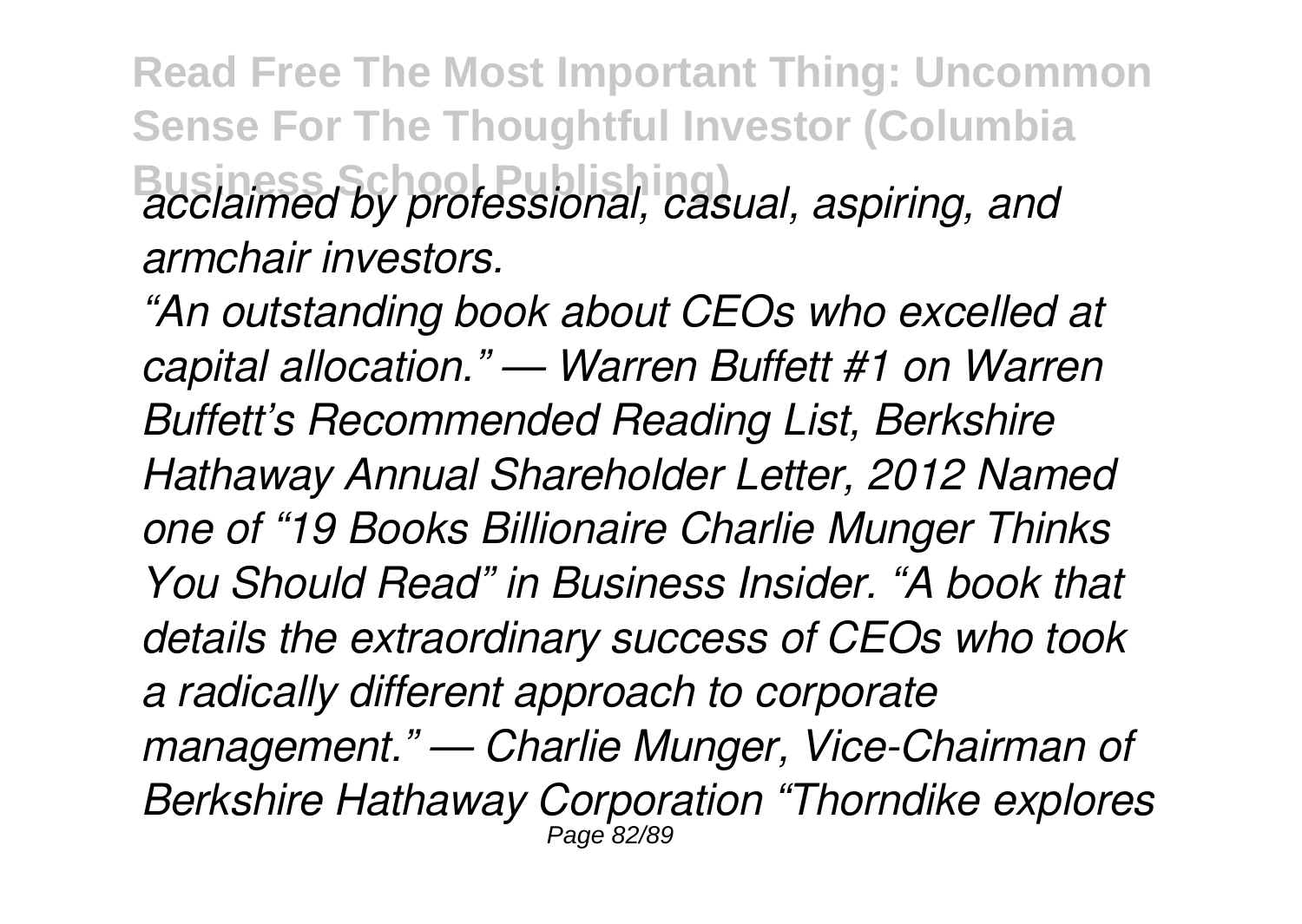*acclaimed by professional, casual, aspiring, and armchair investors.*

*"An outstanding book about CEOs who excelled at capital allocation." — Warren Buffett #1 on Warren Buffett's Recommended Reading List, Berkshire Hathaway Annual Shareholder Letter, 2012 Named one of "19 Books Billionaire Charlie Munger Thinks You Should Read" in Business Insider. "A book that details the extraordinary success of CEOs who took a radically different approach to corporate management." — Charlie Munger, Vice-Chairman of Berkshire Hathaway Corporation "Thorndike explores*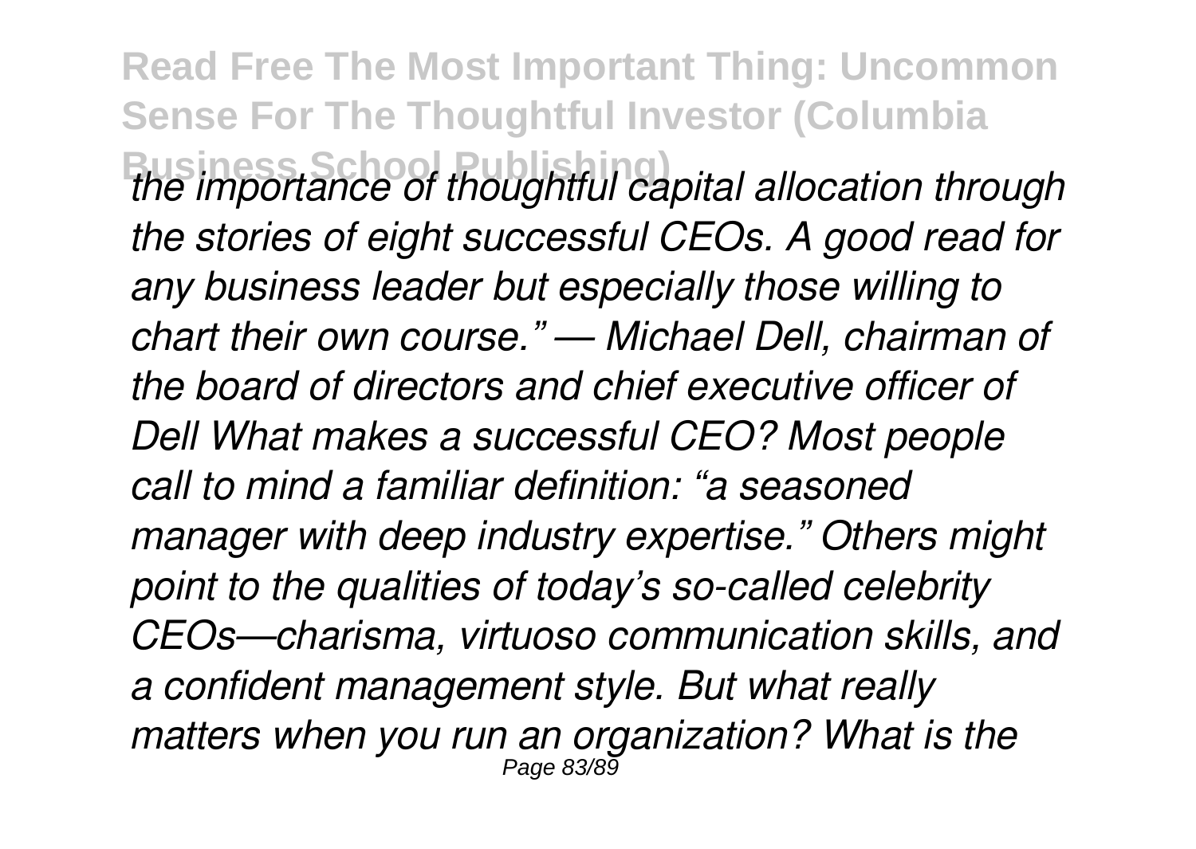*the importance of thoughtful capital allocation through the stories of eight successful CEOs. A good read for any business leader but especially those willing to chart their own course." — Michael Dell, chairman of the board of directors and chief executive officer of Dell What makes a successful CEO? Most people call to mind a familiar definition: "a seasoned manager with deep industry expertise." Others might point to the qualities of today's so-called celebrity CEOs—charisma, virtuoso communication skills, and a confident management style. But what really matters when you run an organization? What is the*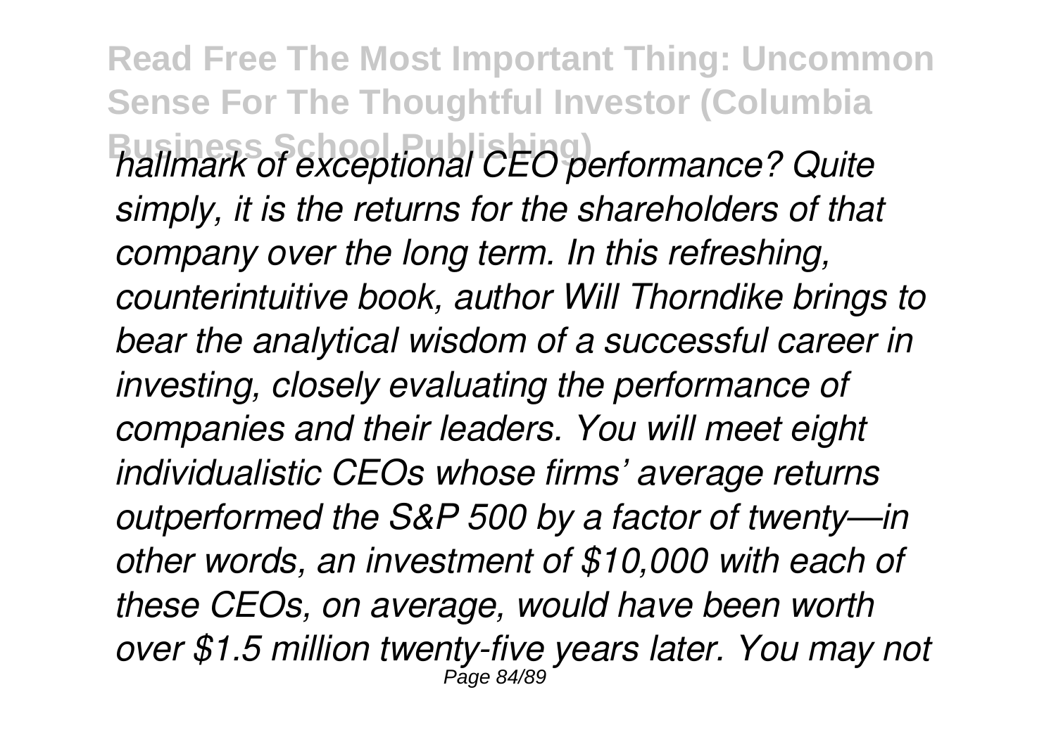*hallmark of exceptional CEO performance? Quite simply, it is the returns for the shareholders of that company over the long term. In this refreshing, counterintuitive book, author Will Thorndike brings to bear the analytical wisdom of a successful career in investing, closely evaluating the performance of companies and their leaders. You will meet eight individualistic CEOs whose firms' average returns outperformed the S&P 500 by a factor of twenty—in other words, an investment of $10,000 with each of these CEOs, on average, would have been worth over $1.5 million twenty-five years later. You may not*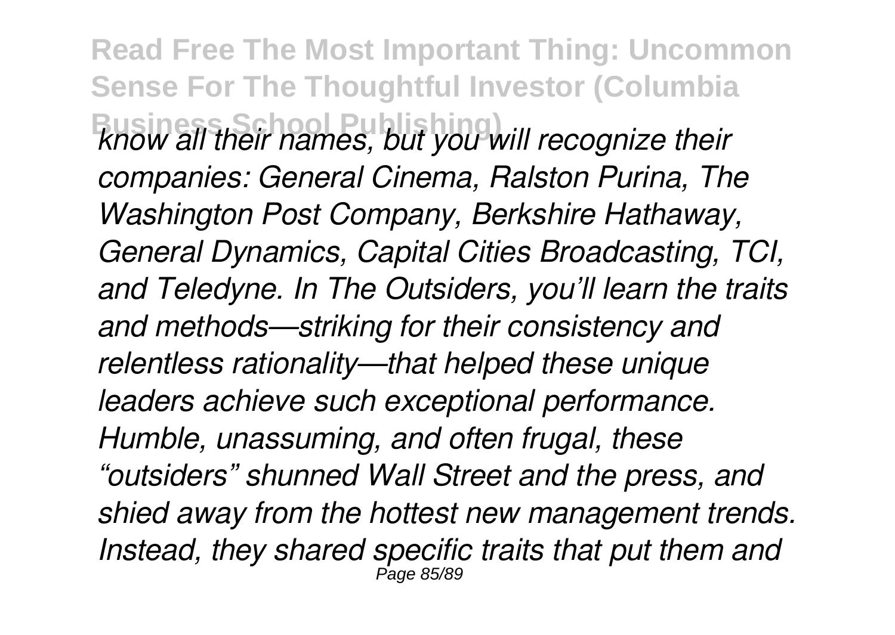*know all their names, but you will recognize their companies: General Cinema, Ralston Purina, The Washington Post Company, Berkshire Hathaway, General Dynamics, Capital Cities Broadcasting, TCI, and Teledyne. In The Outsiders, you'll learn the traits and methods—striking for their consistency and relentless rationality—that helped these unique leaders achieve such exceptional performance. Humble, unassuming, and often frugal, these "outsiders" shunned Wall Street and the press, and shied away from the hottest new management trends. Instead, they shared specific traits that put them and*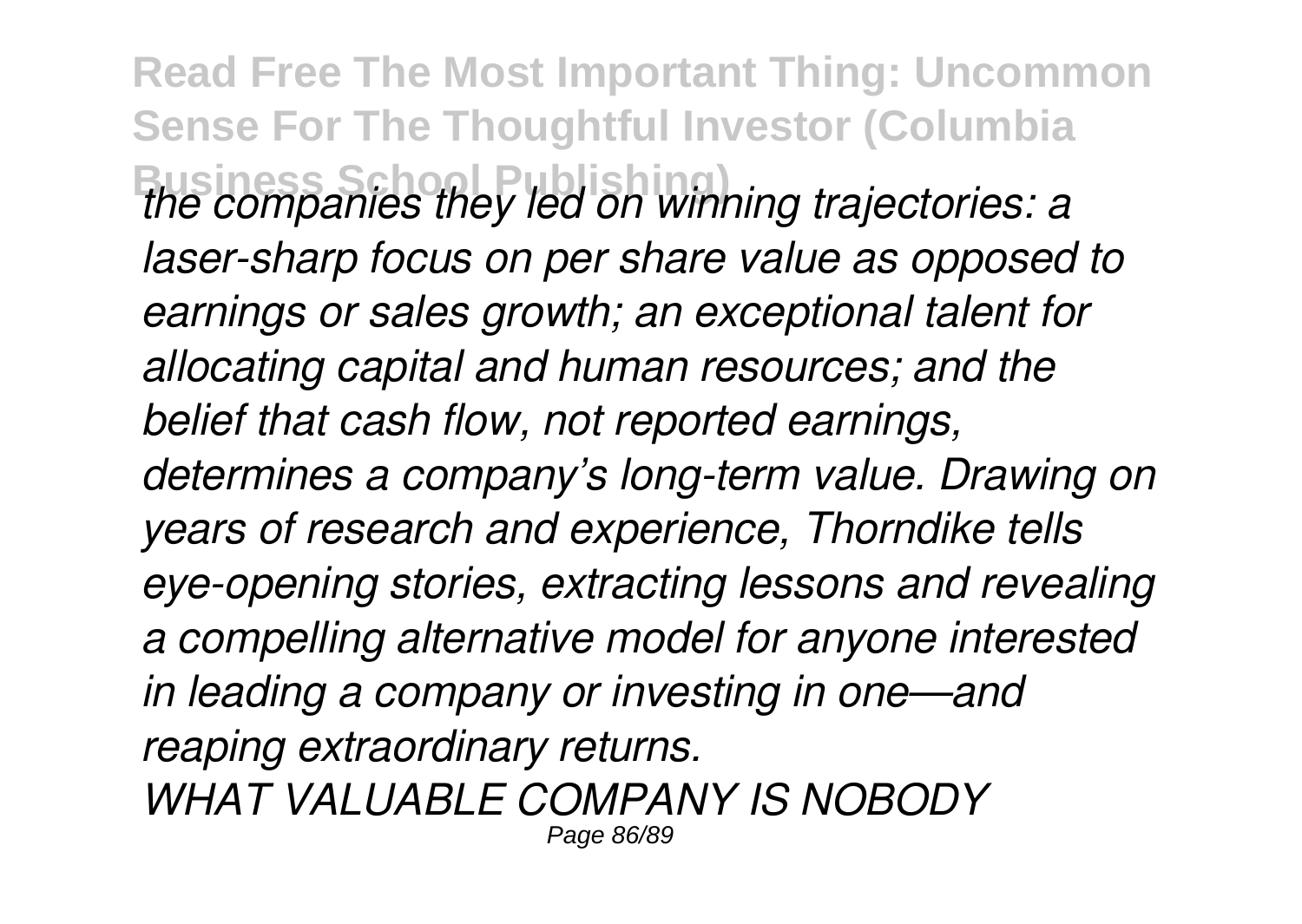*the companies they led on winning trajectories: a laser-sharp focus on per share value as opposed to earnings or sales growth; an exceptional talent for allocating capital and human resources; and the belief that cash flow, not reported earnings, determines a company's long-term value. Drawing on years of research and experience, Thorndike tells eye-opening stories, extracting lessons and revealing a compelling alternative model for anyone interested in leading a company or investing in one—and reaping extraordinary returns.*

*WHAT VALUABLE COMPANY IS NOBODY*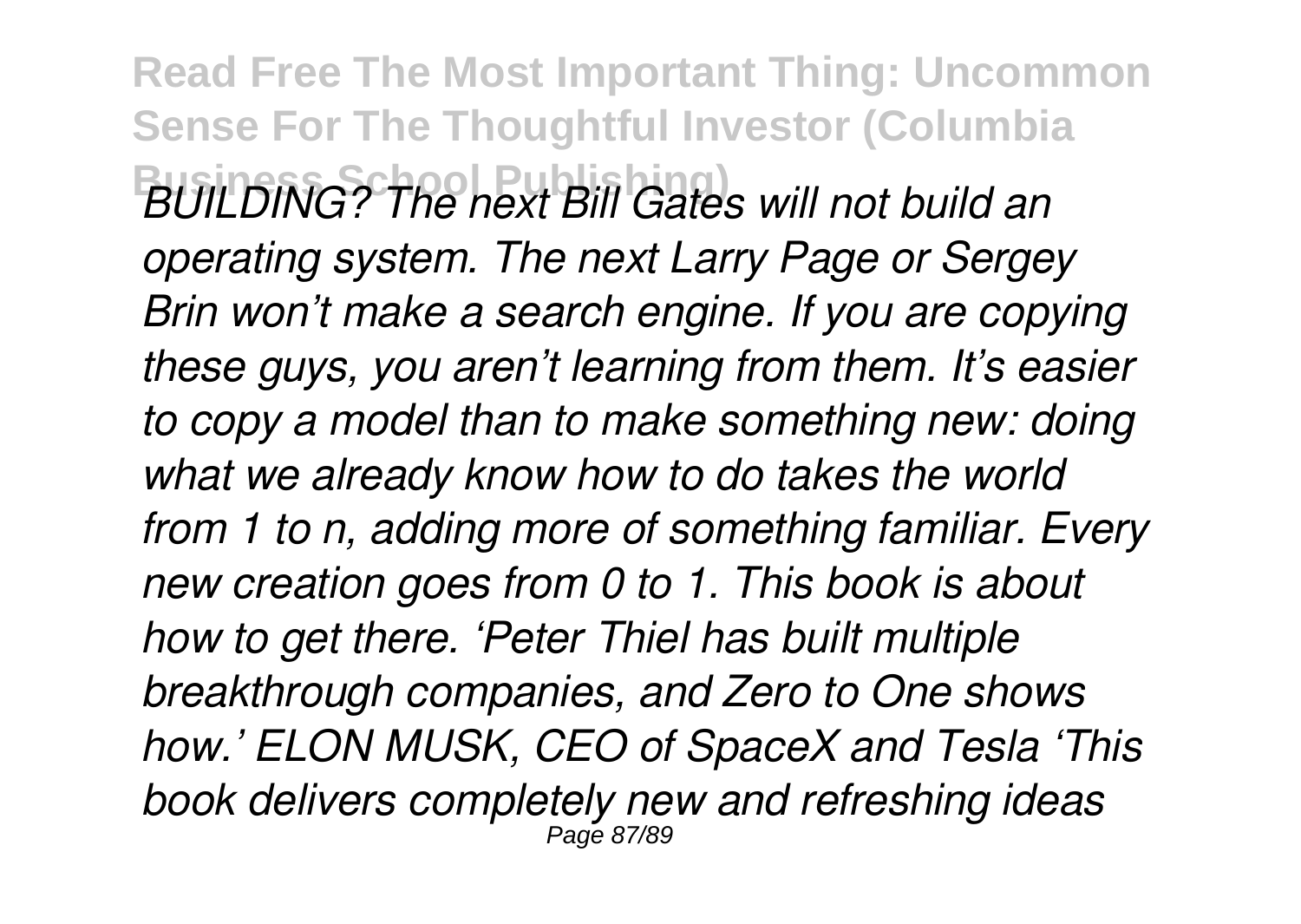*BUILDING? The next Bill Gates will not build an operating system. The next Larry Page or Sergey Brin won't make a search engine. If you are copying these guys, you aren't learning from them. It's easier to copy a model than to make something new: doing what we already know how to do takes the world from 1 to n, adding more of something familiar. Every new creation goes from 0 to 1. This book is about how to get there. 'Peter Thiel has built multiple breakthrough companies, and Zero to One shows how.' ELON MUSK, CEO of SpaceX and Tesla 'This book delivers completely new and refreshing ideas*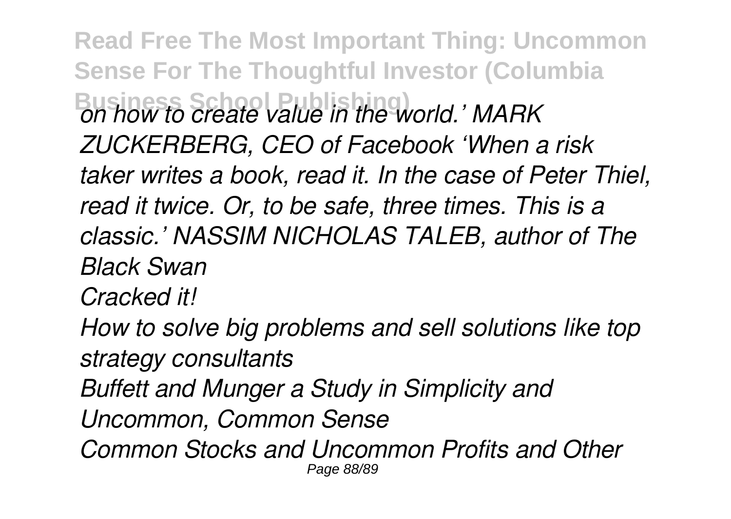*on how to create value in the world.' MARK ZUCKERBERG, CEO of Facebook 'When a risk taker writes a book, read it. In the case of Peter Thiel, read it twice. Or, to be safe, three times. This is a classic.' NASSIM NICHOLAS TALEB, author of The Black Swan*

*Cracked it!*

*How to solve big problems and sell solutions like top strategy consultants*

*Buffett and Munger a Study in Simplicity and Uncommon, Common Sense*

*Common Stocks and Uncommon Profits and Other*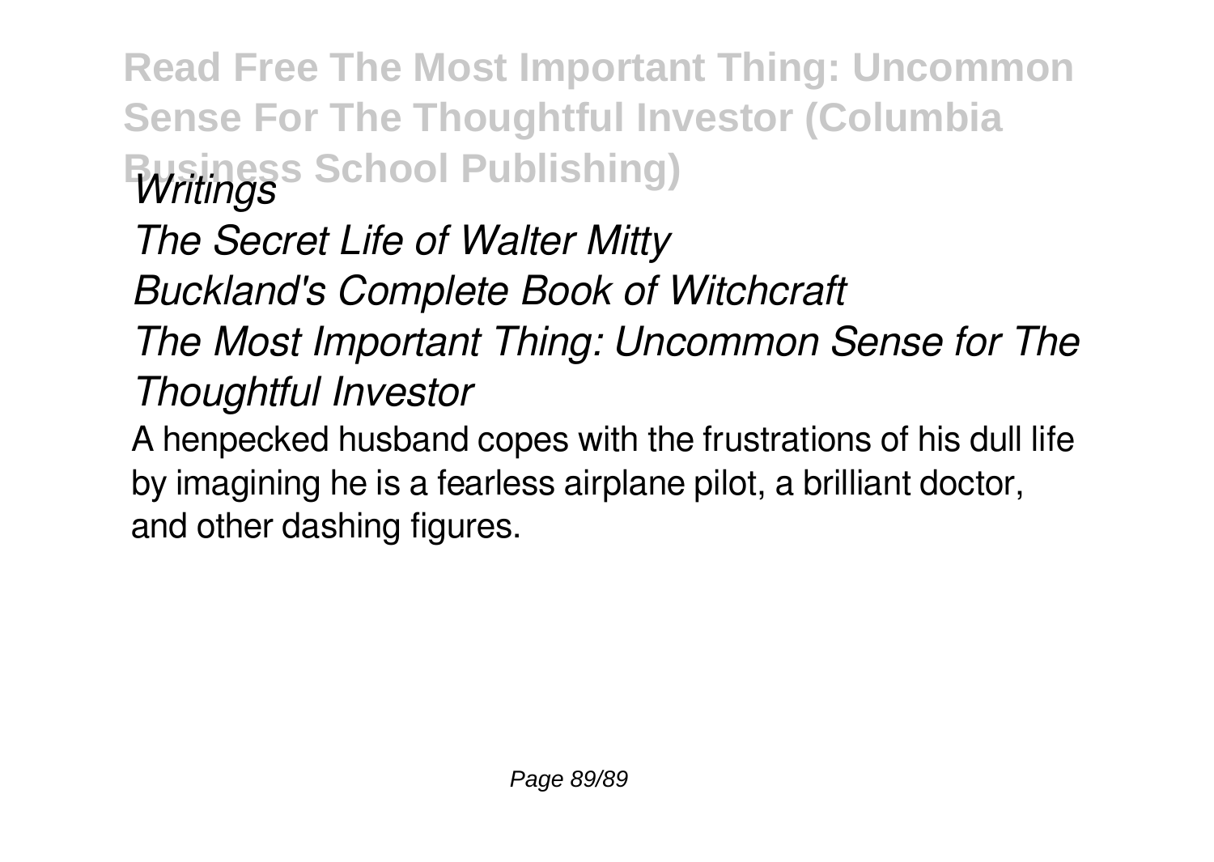*Writings*

*The Secret Life of Walter Mitty*

*Buckland's Complete Book of Witchcraft*

*The Most Important Thing: Uncommon Sense for The Thoughtful Investor*

A henpecked husband copes with the frustrations of his dull life by imagining he is a fearless airplane pilot, a brilliant doctor, and other dashing figures.